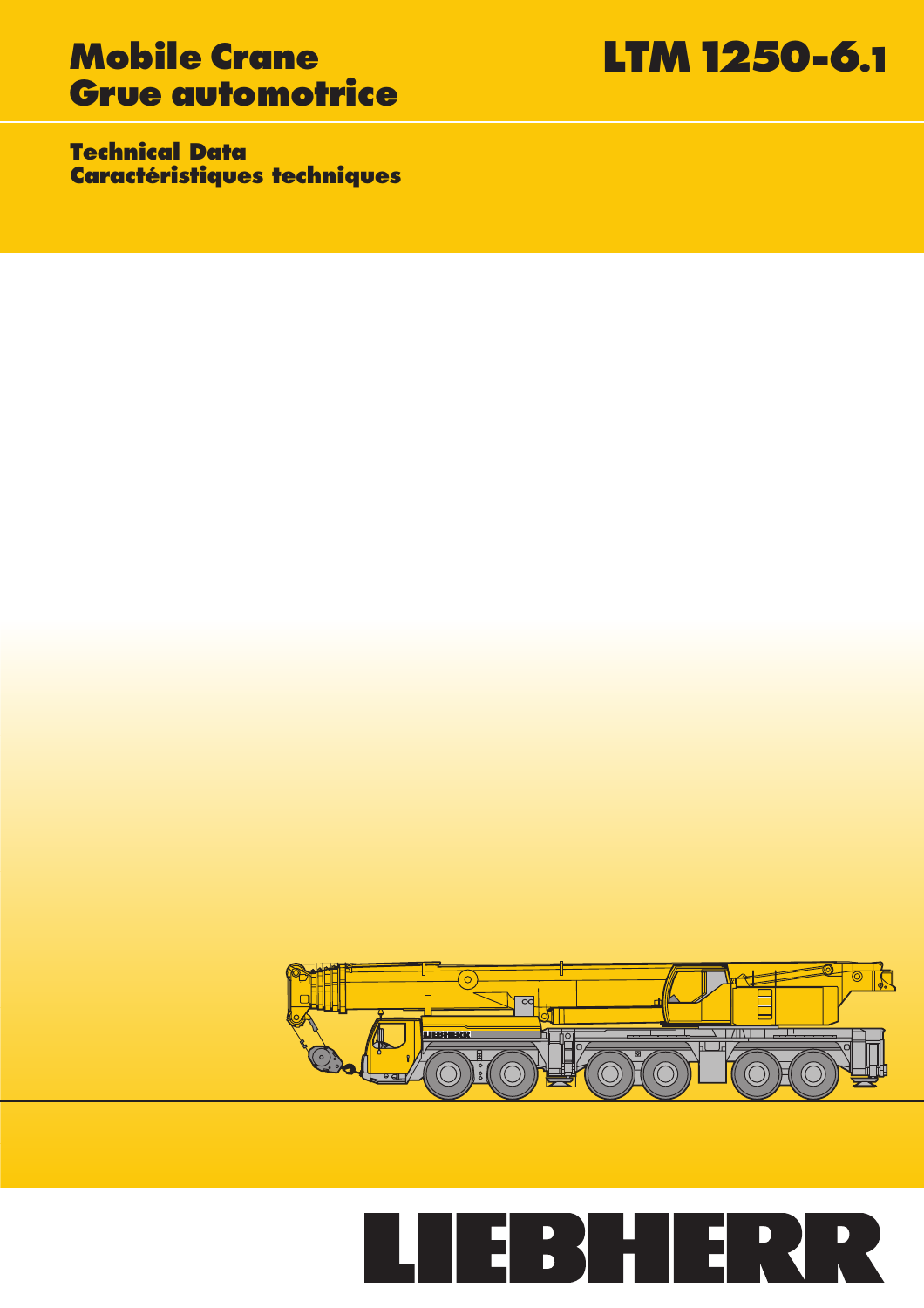# Mobile Crane
# Grue automotrice

# LTM 1250-6.1

## Technical Data
## Caractéristiques techniques

LIEBHERR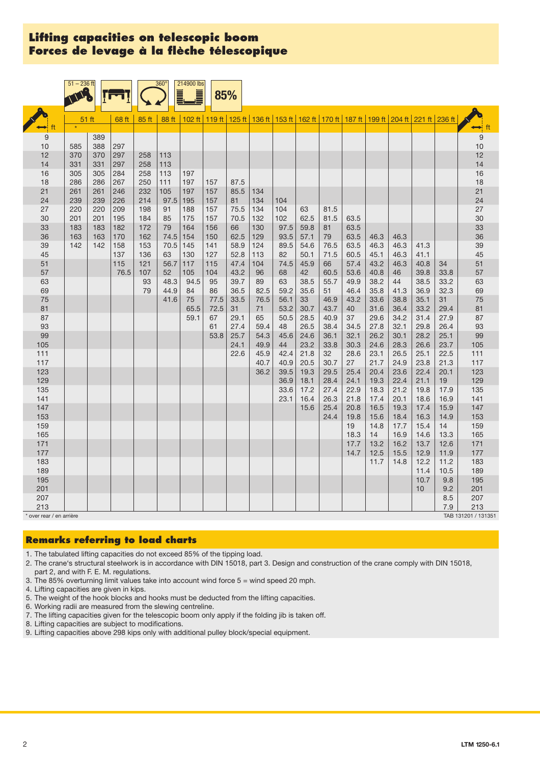# Lifting capacities on telescopic boom
# Forces de levage à la flèche télescopique

51 – 236 ft | 360° | 214900 lbs | 85%

| ft | 51 ft * | 51 ft | 68 ft | 85 ft | 88 ft | 102 ft | 119 ft | 125 ft | 136 ft | 153 ft | 162 ft | 170 ft | 187 ft | 199 ft | 204 ft | 221 ft | 236 ft | ft |
|---|---|---|---|---|---|---|---|---|---|---|---|---|---|---|---|---|---|---|
| 9 | | 389 | | | | | | | | | | | | | | | | 9 |
| 10 | 585 | 388 | 297 | | | | | | | | | | | | | | | 10 |
| 12 | 370 | 370 | 297 | 258 | 113 | | | | | | | | | | | | | 12 |
| 14 | 331 | 331 | 297 | 258 | 113 | | | | | | | | | | | | | 14 |
| 16 | 305 | 305 | 284 | 258 | 113 | 197 | | | | | | | | | | | | 16 |
| 18 | 286 | 286 | 267 | 250 | 111 | 197 | 157 | 87.5 | | | | | | | | | | 18 |
| 21 | 261 | 261 | 246 | 232 | 105 | 197 | 157 | 85.5 | 134 | | | | | | | | | 21 |
| 24 | 239 | 239 | 226 | 214 | 97.5 | 195 | 157 | 81 | 134 | 104 | | | | | | | | 24 |
| 27 | 220 | 220 | 209 | 198 | 91 | 188 | 157 | 75.5 | 134 | 104 | 63 | 81.5 | 63.5 | | | | | 27 |
| 30 | 201 | 201 | 195 | 184 | 85 | 175 | 157 | 70.5 | 132 | 102 | 62.5 | 81.5 | 63.5 | | | | | 30 |
| 33 | 183 | 183 | 182 | 172 | 79 | 164 | 156 | 66 | 130 | 97.5 | 59.8 | 81 | 63.5 | | | | | 33 |
| 36 | 163 | 163 | 170 | 162 | 74.5 | 154 | 150 | 62.5 | 129 | 93.5 | 57.1 | 79 | 63.5 | 46.3 | 46.3 | | | 36 |
| 39 | 142 | 142 | 158 | 153 | 70.5 | 145 | 141 | 58.9 | 124 | 89.5 | 54.6 | 76.5 | 63.5 | 46.3 | 46.3 | 41.3 | | 39 |
| 45 | | | 137 | 136 | 63 | 130 | 127 | 52.8 | 113 | 82 | 50.1 | 71.5 | 60.5 | 45.1 | 46.3 | 41.1 | | 45 |
| 51 | | | 115 | 121 | 56.7 | 117 | 115 | 47.4 | 104 | 74.5 | 45.9 | 66 | 57.4 | 43.2 | 46.3 | 40.8 | 34 | 51 |
| 57 | | | 76.5 | 107 | 52 | 105 | 104 | 43.2 | 96 | 68 | 42 | 60.5 | 53.6 | 40.8 | 46 | 39.8 | 33.8 | 57 |
| 63 | | | | 93 | 48.3 | 94.5 | 95 | 39.7 | 89 | 63 | 38.5 | 55.7 | 49.9 | 38.2 | 44 | 38.5 | 33.2 | 63 |
| 69 | | | | 79 | 44.9 | 84 | 86 | 36.5 | 82.5 | 59.2 | 35.6 | 51 | 46.4 | 35.8 | 41.3 | 36.9 | 32.3 | 69 |
| 75 | | | | | 41.6 | 75 | 77.5 | 33.5 | 76.5 | 56.1 | 33 | 46.9 | 43.2 | 33.6 | 38.8 | 35.1 | 31 | 75 |
| 81 | | | | | | 65.5 | 72.5 | 31 | 71 | 53.2 | 30.7 | 43.7 | 40 | 31.6 | 36.4 | 33.2 | 29.4 | 81 |
| 87 | | | | | | 59.1 | 67 | 29.1 | 65 | 50.5 | 28.5 | 40.9 | 37 | 29.6 | 34.2 | 31.4 | 27.9 | 87 |
| 93 | | | | | | | 61 | 27.4 | 59.4 | 48 | 26.5 | 38.4 | 34.5 | 27.8 | 32.1 | 29.8 | 26.4 | 93 |
| 99 | | | | | | | 53.8 | 25.7 | 54.3 | 45.6 | 24.6 | 36.1 | 32.1 | 26.2 | 30.1 | 28.2 | 25.1 | 99 |
| 105 | | | | | | | | 24.1 | 49.9 | 44 | 23.2 | 33.8 | 30.3 | 24.6 | 28.3 | 26.6 | 23.7 | 105 |
| 111 | | | | | | | | 22.6 | 45.9 | 42.4 | 21.8 | 32 | 28.6 | 23.1 | 26.5 | 25.1 | 22.5 | 111 |
| 117 | | | | | | | | | 40.7 | 40.9 | 20.5 | 30.7 | 27 | 21.7 | 24.9 | 23.8 | 21.3 | 117 |
| 123 | | | | | | | | | 36.2 | 39.5 | 19.3 | 29.5 | 25.4 | 20.4 | 23.6 | 22.4 | 20.1 | 123 |
| 129 | | | | | | | | | | 36.9 | 18.1 | 28.4 | 24.1 | 19.3 | 22.4 | 21.1 | 19 | 129 |
| 135 | | | | | | | | | | 33.6 | 17.2 | 27.4 | 22.9 | 18.3 | 21.2 | 19.8 | 17.9 | 135 |
| 141 | | | | | | | | | | 23.1 | 16.4 | 26.3 | 21.8 | 17.4 | 20.1 | 18.6 | 16.9 | 141 |
| 147 | | | | | | | | | | | 15.6 | 25.4 | 20.8 | 16.5 | 19.3 | 17.4 | 15.9 | 147 |
| 153 | | | | | | | | | | | | 24.4 | 19.8 | 15.6 | 18.4 | 16.3 | 14.9 | 153 |
| 159 | | | | | | | | | | | | | 19 | 14.8 | 17.7 | 15.4 | 14 | 159 |
| 165 | | | | | | | | | | | | | 18.3 | 14 | 16.9 | 14.6 | 13.3 | 165 |
| 171 | | | | | | | | | | | | | 17.7 | 13.2 | 16.2 | 13.7 | 12.6 | 171 |
| 177 | | | | | | | | | | | | | 14.7 | 12.5 | 15.5 | 12.9 | 11.9 | 177 |
| 183 | | | | | | | | | | | | | | 11.7 | 14.8 | 12.2 | 11.2 | 183 |
| 189 | | | | | | | | | | | | | | | | 11.4 | 10.5 | 189 |
| 195 | | | | | | | | | | | | | | | | 10.7 | 9.8 | 195 |
| 201 | | | | | | | | | | | | | | | | 10 | 9.2 | 201 |
| 207 | | | | | | | | | | | | | | | | | 8.5 | 207 |
| 213 | | | | | | | | | | | | | | | | | 7.9 | 213 |

* over rear / en arrière

TAB 131201 / 131351

## Remarks referring to load charts

1. The tabulated lifting capacities do not exceed 85% of the tipping load.
2. The crane's structural steelwork is in accordance with DIN 15018, part 3. Design and construction of the crane comply with DIN 15018, part 2, and with F. E. M. regulations.
3. The 85% overturning limit values take into account wind force 5 = wind speed 20 mph.
4. Lifting capacities are given in kips.
5. The weight of the hook blocks and hooks must be deducted from the lifting capacities.
6. Working radii are measured from the slewing centreline.
7. The lifting capacities given for the telescopic boom only apply if the folding jib is taken off.
8. Lifting capacities are subject to modifications.
9. Lifting capacities above 298 kips only with additional pulley block/special equipment.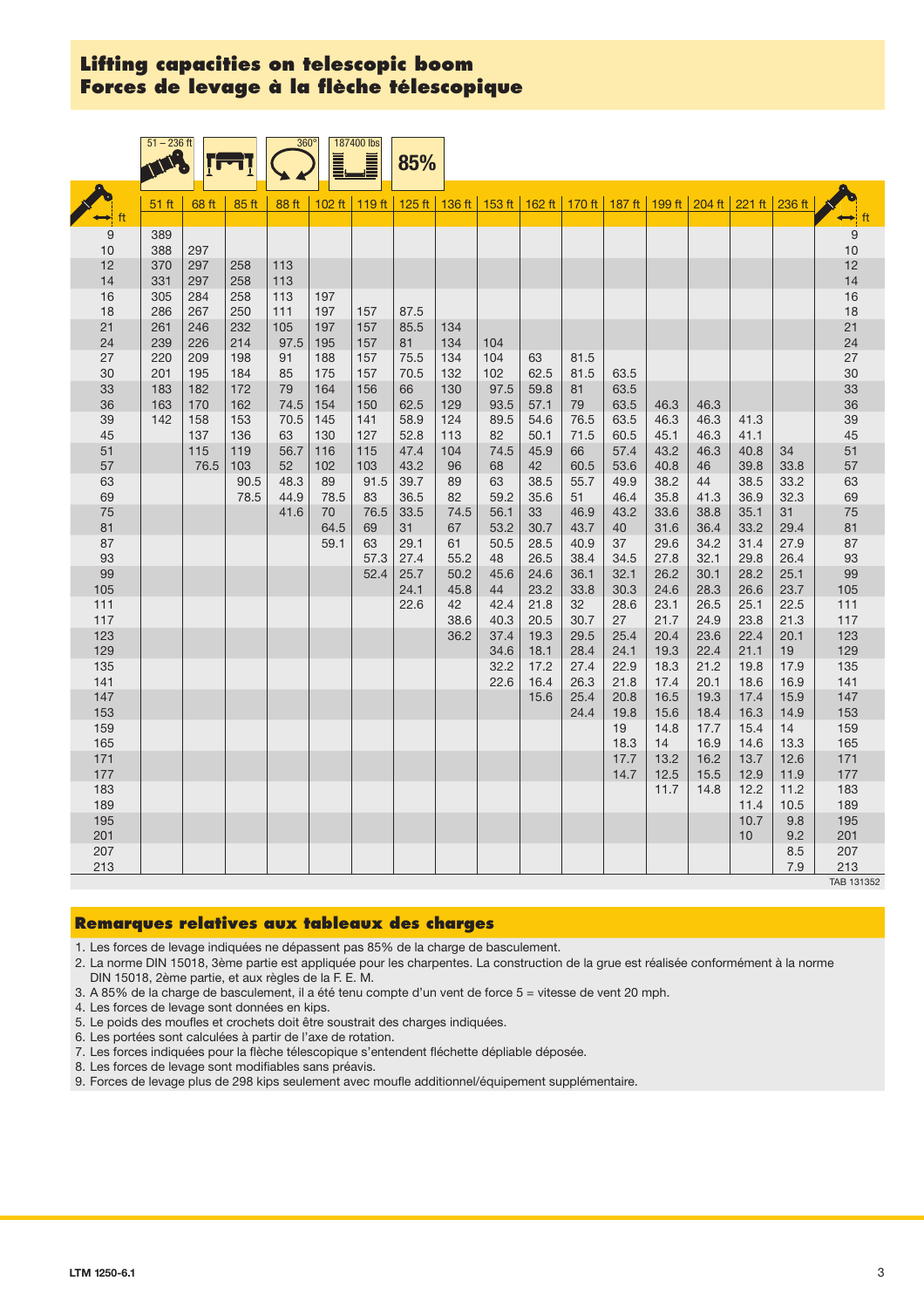# Lifting capacities on telescopic boom
# Forces de levage à la flèche télescopique

51 – 236 ft | 360° | 187400 lbs | 85%

| ft | 51 ft | 68 ft | 85 ft | 88 ft | 102 ft | 119 ft | 125 ft | 136 ft | 153 ft | 162 ft | 170 ft | 187 ft | 199 ft | 204 ft | 221 ft | 236 ft | ft |
|---|---|---|---|---|---|---|---|---|---|---|---|---|---|---|---|---|---|
| 9 | 389 | | | | | | | | | | | | | | | | 9 |
| 10 | 388 | 297 | | | | | | | | | | | | | | | 10 |
| 12 | 370 | 297 | 258 | 113 | | | | | | | | | | | | | 12 |
| 14 | 331 | 297 | 258 | 113 | | | | | | | | | | | | | 14 |
| 16 | 305 | 284 | 258 | 113 | 197 | | | | | | | | | | | | 16 |
| 18 | 286 | 267 | 250 | 111 | 197 | 157 | 87.5 | | | | | | | | | | 18 |
| 21 | 261 | 246 | 232 | 105 | 197 | 157 | 85.5 | 134 | | | | | | | | | 21 |
| 24 | 239 | 226 | 214 | 97.5 | 195 | 157 | 81 | 134 | 104 | | | | | | | | 24 |
| 27 | 220 | 209 | 198 | 91 | 188 | 157 | 75.5 | 134 | 104 | 63 | 81.5 | 63.5 | | | | | 27 |
| 30 | 201 | 195 | 184 | 85 | 175 | 157 | 70.5 | 132 | 102 | 62.5 | 81.5 | 63.5 | | | | | 30 |
| 33 | 183 | 182 | 172 | 79 | 164 | 156 | 66 | 130 | 97.5 | 59.8 | 81 | 63.5 | | | | | 33 |
| 36 | 163 | 170 | 162 | 74.5 | 154 | 150 | 62.5 | 129 | 93.5 | 57.1 | 79 | 63.5 | 46.3 | 46.3 | | | 36 |
| 39 | 142 | 158 | 153 | 70.5 | 145 | 141 | 58.9 | 124 | 89.5 | 54.6 | 76.5 | 63.5 | 46.3 | 46.3 | 41.3 | | 39 |
| 45 | | 137 | 136 | 63 | 130 | 127 | 52.8 | 113 | 82 | 50.1 | 71.5 | 60.5 | 45.1 | 46.3 | 41.1 | | 45 |
| 51 | | 115 | 119 | 56.7 | 116 | 115 | 47.4 | 104 | 74.5 | 45.9 | 66 | 57.4 | 43.2 | 46.3 | 40.8 | 34 | 51 |
| 57 | | 76.5 | 103 | 52 | 102 | 103 | 43.2 | 96 | 68 | 42 | 60.5 | 53.6 | 40.8 | 46 | 39.8 | 33.8 | 57 |
| 63 | | | 90.5 | 48.3 | 89 | 91.5 | 39.7 | 89 | 63 | 38.5 | 55.7 | 49.9 | 38.2 | 44 | 38.5 | 33.2 | 63 |
| 69 | | | 78.5 | 44.9 | 78.5 | 83 | 36.5 | 82 | 59.2 | 35.6 | 51 | 46.4 | 35.8 | 41.3 | 36.9 | 32.3 | 69 |
| 75 | | | | 41.6 | 70 | 76.5 | 33.5 | 74.5 | 56.1 | 33 | 46.9 | 43.2 | 33.6 | 38.8 | 35.1 | 31 | 75 |
| 81 | | | | | 64.5 | 69 | 31 | 67 | 53.2 | 30.7 | 43.7 | 40 | 31.6 | 36.4 | 33.2 | 29.4 | 81 |
| 87 | | | | | 59.1 | 63 | 29.1 | 61 | 50.5 | 28.5 | 40.9 | 37 | 29.6 | 34.2 | 31.4 | 27.9 | 87 |
| 93 | | | | | | 57.3 | 27.4 | 55.2 | 48 | 26.5 | 38.4 | 34.5 | 27.8 | 32.1 | 29.8 | 26.4 | 93 |
| 99 | | | | | | 52.4 | 25.7 | 50.2 | 45.6 | 24.6 | 36.1 | 32.1 | 26.2 | 30.1 | 28.2 | 25.1 | 99 |
| 105 | | | | | | | 24.1 | 45.8 | 44 | 23.2 | 33.8 | 30.3 | 24.6 | 28.3 | 26.6 | 23.7 | 105 |
| 111 | | | | | | | 22.6 | 42 | 42.4 | 21.8 | 32 | 28.6 | 23.1 | 26.5 | 25.1 | 22.5 | 111 |
| 117 | | | | | | | | 38.6 | 40.3 | 20.5 | 30.7 | 27 | 21.7 | 24.9 | 23.8 | 21.3 | 117 |
| 123 | | | | | | | | 36.2 | 37.4 | 19.3 | 29.5 | 25.4 | 20.4 | 23.6 | 22.4 | 20.1 | 123 |
| 129 | | | | | | | | | 34.6 | 18.1 | 28.4 | 24.1 | 19.3 | 22.4 | 21.1 | 19 | 129 |
| 135 | | | | | | | | | 32.2 | 17.2 | 27.4 | 22.9 | 18.3 | 21.2 | 19.8 | 17.9 | 135 |
| 141 | | | | | | | | | 22.6 | 16.4 | 26.3 | 21.8 | 17.4 | 20.1 | 18.6 | 16.9 | 141 |
| 147 | | | | | | | | | | 15.6 | 25.4 | 20.8 | 16.5 | 19.3 | 17.4 | 15.9 | 147 |
| 153 | | | | | | | | | | | 24.4 | 19.8 | 15.6 | 18.4 | 16.3 | 14.9 | 153 |
| 159 | | | | | | | | | | | | 19 | 14.8 | 17.7 | 15.4 | 14 | 159 |
| 165 | | | | | | | | | | | | 18.3 | 14 | 16.9 | 14.6 | 13.3 | 165 |
| 171 | | | | | | | | | | | | 17.7 | 13.2 | 16.2 | 13.7 | 12.6 | 171 |
| 177 | | | | | | | | | | | | 14.7 | 12.5 | 15.5 | 12.9 | 11.9 | 177 |
| 183 | | | | | | | | | | | | | 11.7 | 14.8 | 12.2 | 11.2 | 183 |
| 189 | | | | | | | | | | | | | | | 11.4 | 10.5 | 189 |
| 195 | | | | | | | | | | | | | | | 10.7 | 9.8 | 195 |
| 201 | | | | | | | | | | | | | | | 10 | 9.2 | 201 |
| 207 | | | | | | | | | | | | | | | | 8.5 | 207 |
| 213 | | | | | | | | | | | | | | | | 7.9 | 213 |

TAB 131352

## Remarques relatives aux tableaux des charges

1. Les forces de levage indiquées ne dépassent pas 85% de la charge de basculement.
2. La norme DIN 15018, 3ème partie est appliquée pour les charpentes. La construction de la grue est réalisée conformément à la norme DIN 15018, 2ème partie, et aux règles de la F. E. M.
3. A 85% de la charge de basculement, il a été tenu compte d'un vent de force 5 = vitesse de vent 20 mph.
4. Les forces de levage sont données en kips.
5. Le poids des moufles et crochets doit être soustrait des charges indiquées.
6. Les portées sont calculées à partir de l'axe de rotation.
7. Les forces indiquées pour la flèche télescopique s'entendent fléchette dépliable déposée.
8. Les forces de levage sont modifiables sans préavis.
9. Forces de levage plus de 298 kips seulement avec moufle additionnel/équipement supplémentaire.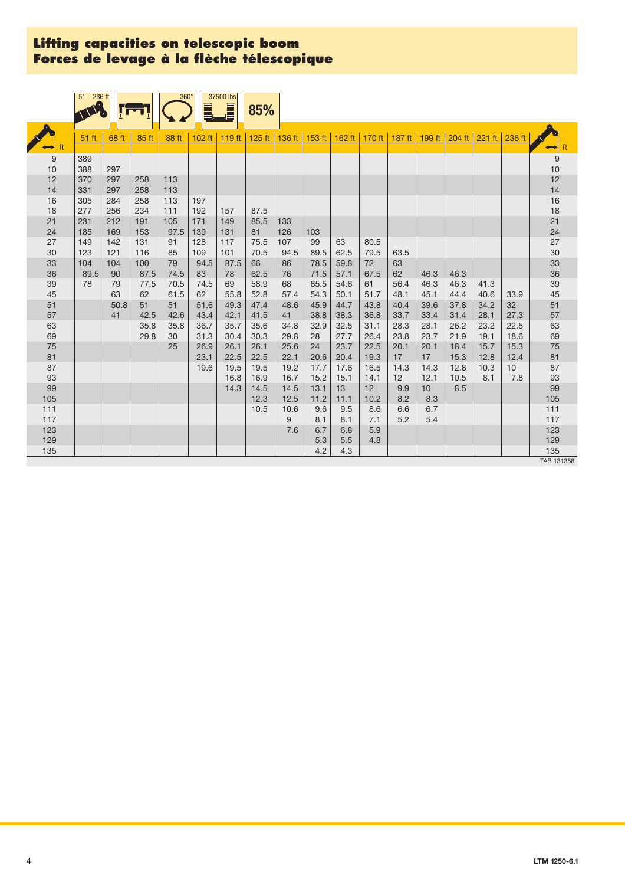# Lifting capacities on telescopic boom
# Forces de levage à la flèche télescopique

51 – 236 ft | 360° | 37500 lbs | 85%

| ft | 51 ft | 68 ft | 85 ft | 88 ft | 102 ft | 119 ft | 125 ft | 136 ft | 153 ft | 162 ft | 170 ft | 187 ft | 199 ft | 204 ft | 221 ft | 236 ft | ft |
|---|---|---|---|---|---|---|---|---|---|---|---|---|---|---|---|---|---|
| 9 | 389 | | | | | | | | | | | | | | | | 9 |
| 10 | 388 | 297 | | | | | | | | | | | | | | | 10 |
| 12 | 370 | 297 | 258 | 113 | | | | | | | | | | | | | 12 |
| 14 | 331 | 297 | 258 | 113 | | | | | | | | | | | | | 14 |
| 16 | 305 | 284 | 258 | 113 | 197 | | | | | | | | | | | | 16 |
| 18 | 277 | 256 | 234 | 111 | 192 | 157 | 87.5 | | | | | | | | | | 18 |
| 21 | 231 | 212 | 191 | 105 | 171 | 149 | 85.5 | 133 | | | | | | | | | 21 |
| 24 | 185 | 169 | 153 | 97.5 | 139 | 131 | 81 | 126 | 103 | | | | | | | | 24 |
| 27 | 149 | 142 | 131 | 91 | 128 | 117 | 75.5 | 107 | 99 | 63 | 80.5 | | | | | | 27 |
| 30 | 123 | 121 | 116 | 85 | 109 | 101 | 70.5 | 94.5 | 89.5 | 62.5 | 79.5 | 63.5 | | | | | 30 |
| 33 | 104 | 104 | 100 | 79 | 94.5 | 87.5 | 66 | 86 | 78.5 | 59.8 | 72 | 63 | | | | | 33 |
| 36 | 89.5 | 90 | 87.5 | 74.5 | 83 | 78 | 62.5 | 76 | 71.5 | 57.1 | 67.5 | 62 | 46.3 | 46.3 | | | 36 |
| 39 | 78 | 79 | 77.5 | 70.5 | 74.5 | 69 | 58.9 | 68 | 65.5 | 54.6 | 61 | 56.4 | 46.3 | 46.3 | 41.3 | | 39 |
| 45 | | 63 | 62 | 61.5 | 62 | 55.8 | 52.8 | 57.4 | 54.3 | 50.1 | 51.7 | 48.1 | 45.1 | 44.4 | 40.6 | 33.9 | 45 |
| 51 | | 50.8 | 51 | 51 | 51.6 | 49.3 | 47.4 | 48.6 | 45.9 | 44.7 | 43.8 | 40.4 | 39.6 | 37.8 | 34.2 | 32 | 51 |
| 57 | | 41 | 42.5 | 42.6 | 43.4 | 42.1 | 41.5 | 41 | 38.8 | 38.3 | 36.8 | 33.7 | 33.4 | 31.4 | 28.1 | 27.3 | 57 |
| 63 | | | 35.8 | 35.8 | 36.7 | 35.7 | 35.6 | 34.8 | 32.9 | 32.5 | 31.1 | 28.3 | 28.1 | 26.2 | 23.2 | 22.5 | 63 |
| 69 | | | 29.8 | 30 | 31.3 | 30.4 | 30.3 | 29.8 | 28 | 27.7 | 26.4 | 23.8 | 23.7 | 21.9 | 19.1 | 18.6 | 69 |
| 75 | | | | 25 | 26.9 | 26.1 | 26.1 | 25.6 | 24 | 23.7 | 22.5 | 20.1 | 20.1 | 18.4 | 15.7 | 15.3 | 75 |
| 81 | | | | | 23.1 | 22.5 | 22.5 | 22.1 | 20.6 | 20.4 | 19.3 | 17 | 17 | 15.3 | 12.8 | 12.4 | 81 |
| 87 | | | | | 19.6 | 19.5 | 19.5 | 19.2 | 17.7 | 17.6 | 16.5 | 14.3 | 14.3 | 12.8 | 10.3 | 10 | 87 |
| 93 | | | | | | 16.8 | 16.9 | 16.7 | 15.2 | 15.1 | 14.1 | 12 | 12.1 | 10.5 | 8.1 | 7.8 | 93 |
| 99 | | | | | | 14.3 | 14.5 | 14.5 | 13.1 | 13 | 12 | 9.9 | 10 | 8.5 | | | 99 |
| 105 | | | | | | | 12.3 | 12.5 | 11.2 | 11.1 | 10.2 | 8.2 | 8.3 | | | | 105 |
| 111 | | | | | | | 10.5 | 10.6 | 9.6 | 9.5 | 8.6 | 6.6 | 6.7 | | | | 111 |
| 117 | | | | | | | | 9 | 8.1 | 8.1 | 7.1 | 5.2 | 5.4 | | | | 117 |
| 123 | | | | | | | | 7.6 | 6.7 | 6.8 | 5.9 | | | | | | 123 |
| 129 | | | | | | | | | 5.3 | 5.5 | 4.8 | | | | | | 129 |
| 135 | | | | | | | | | 4.2 | 4.3 | | | | | | | 135 |

TAB 131358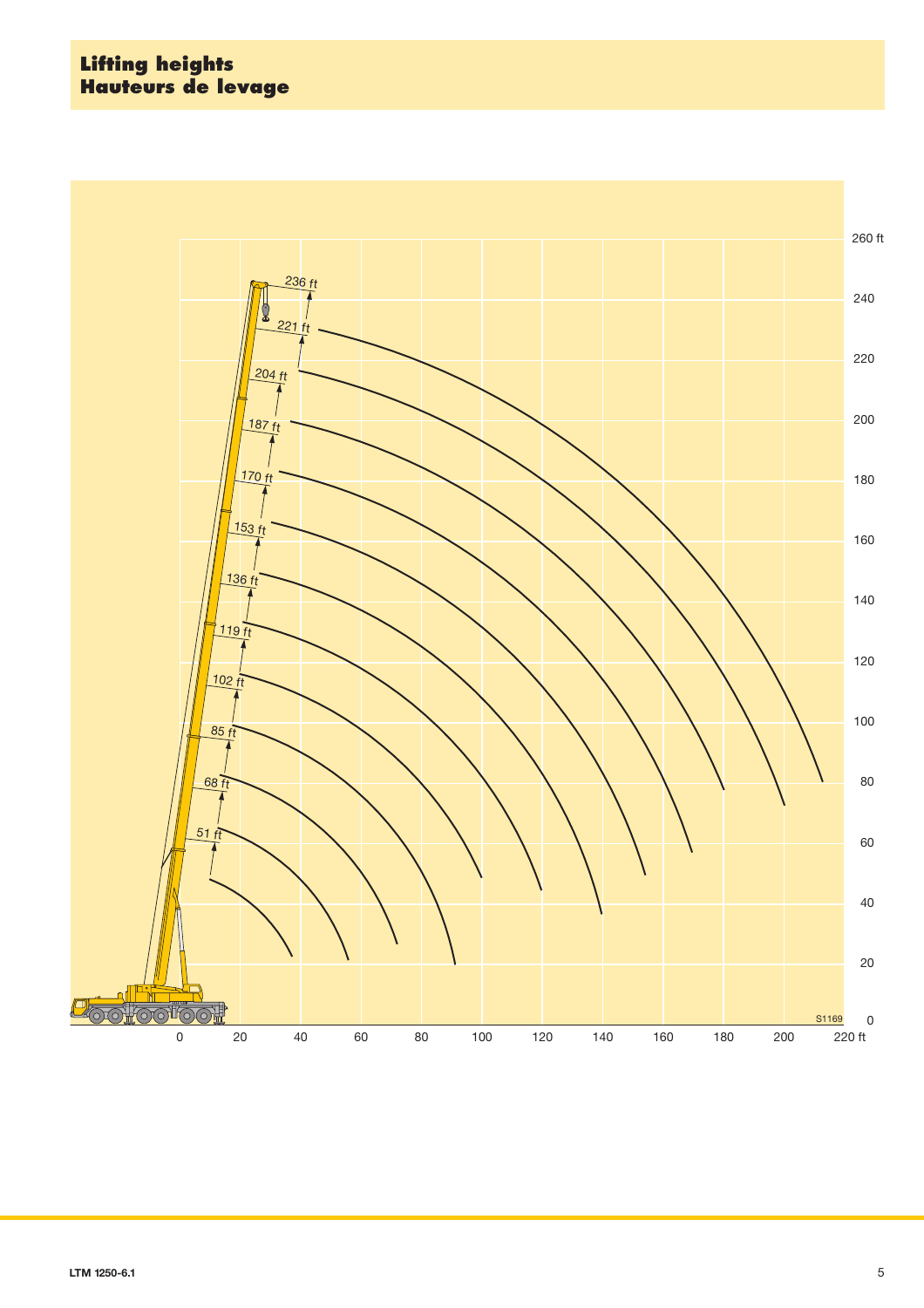# Lifting heights
# Hauteurs de levage

236 ft
221 ft
204 ft
187 ft
170 ft
153 ft
136 ft
119 ft
102 ft
85 ft
68 ft
51 ft

260 ft
240
220
200
180
160
140
120
100
80
60
40
20
0

0 20 40 60 80 100 120 140 160 180 200 220 ft

S1169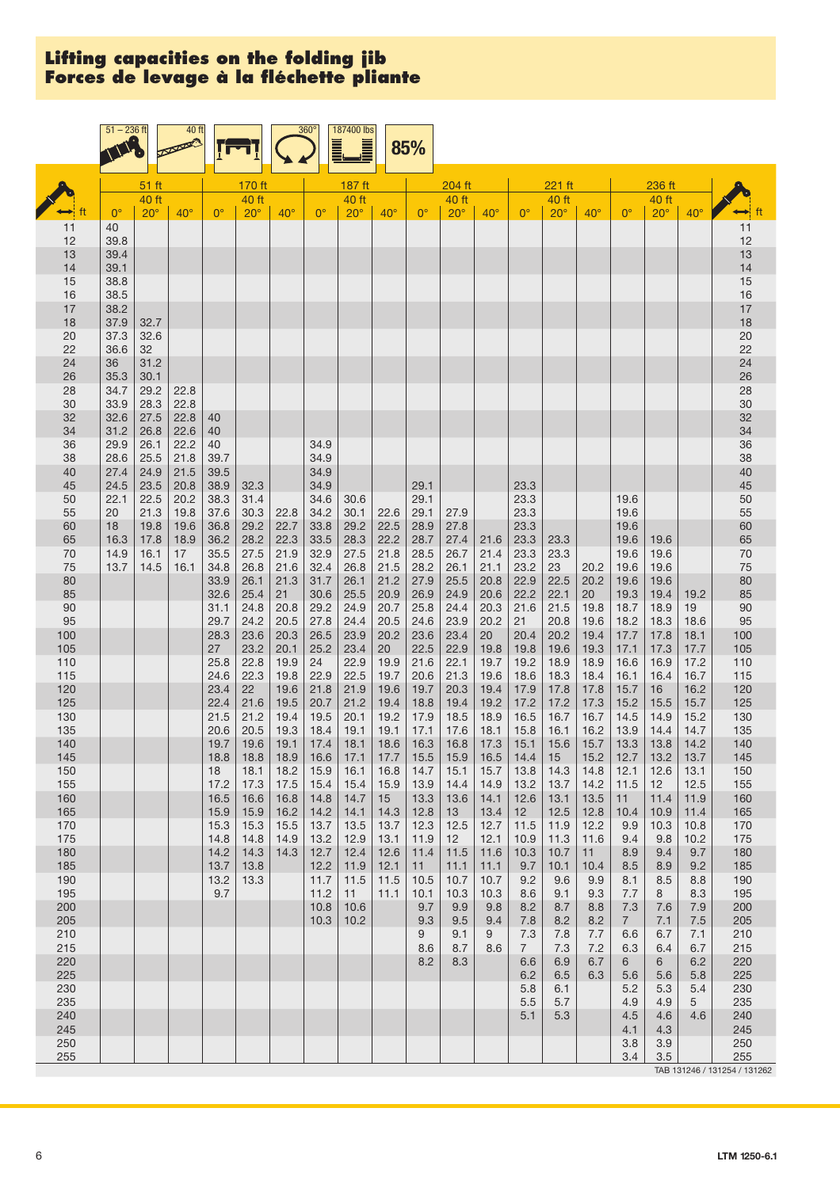# Lifting capacities on the folding jib
# Forces de levage à la fléchette pliante

51 – 236 ft | 40 ft | 360° | 187400 lbs | 85%

| ft | 51 ft | | | 170 ft | | | 187 ft | | | 204 ft | | | 221 ft | | | 236 ft | | | ft |
|---|---|---|---|---|---|---|---|---|---|---|---|---|---|---|---|---|---|---|---|
| | 40 ft | | | 40 ft | | | 40 ft | | | 40 ft | | | 40 ft | | | 40 ft | | | |
| | 0° | 20° | 40° | 0° | 20° | 40° | 0° | 20° | 40° | 0° | 20° | 40° | 0° | 20° | 40° | 0° | 20° | 40° | |
| 11 | 40 | | | | | | | | | | | | | | | | | | 11 |
| 12 | 39.8 | | | | | | | | | | | | | | | | | | 12 |
| 13 | 39.4 | | | | | | | | | | | | | | | | | | 13 |
| 14 | 39.1 | | | | | | | | | | | | | | | | | | 14 |
| 15 | 38.8 | | | | | | | | | | | | | | | | | | 15 |
| 16 | 38.5 | | | | | | | | | | | | | | | | | | 16 |
| 17 | 38.2 | | | | | | | | | | | | | | | | | | 17 |
| 18 | 37.9 | 32.7 | | | | | | | | | | | | | | | | | 18 |
| 20 | 37.3 | 32.6 | | | | | | | | | | | | | | | | | 20 |
| 22 | 36.6 | 32 | | | | | | | | | | | | | | | | | 22 |
| 24 | 36 | 31.2 | | | | | | | | | | | | | | | | | 24 |
| 26 | 35.3 | 30.1 | | | | | | | | | | | | | | | | | 26 |
| 28 | 34.7 | 29.2 | 22.8 | | | | | | | | | | | | | | | | 28 |
| 30 | 33.9 | 28.3 | 22.8 | | | | | | | | | | | | | | | | 30 |
| 32 | 32.6 | 27.5 | 22.8 | 40 | | | | | | | | | | | | | | | 32 |
| 34 | 31.2 | 26.8 | 22.6 | 40 | | | | | | | | | | | | | | | 34 |
| 36 | 29.9 | 26.1 | 22.2 | 40 | | | 34.9 | | | | | | | | | | | | 36 |
| 38 | 28.6 | 25.5 | 21.8 | 39.7 | | | 34.9 | | | | | | | | | | | | 38 |
| 40 | 27.4 | 24.9 | 21.5 | 39.5 | | | 34.9 | | | | | | | | | | | | 40 |
| 45 | 24.5 | 23.5 | 20.8 | 38.9 | 32.3 | | 34.9 | | | 29.1 | | | 23.3 | | | | | | 45 |
| 50 | 22.1 | 22.5 | 20.2 | 38.3 | 31.4 | | 34.6 | 30.6 | | 29.1 | | | 23.3 | | | 19.6 | | | 50 |
| 55 | 20 | 21.3 | 19.8 | 37.6 | 30.3 | 22.8 | 34.2 | 30.1 | 22.6 | 29.1 | 27.9 | | 23.3 | | | 19.6 | | | 55 |
| 60 | 18 | 19.8 | 19.6 | 36.8 | 29.2 | 22.7 | 33.8 | 29.2 | 22.5 | 28.9 | 27.8 | | 23.3 | | | 19.6 | | | 60 |
| 65 | 16.3 | 17.8 | 18.9 | 36.2 | 28.2 | 22.3 | 33.5 | 28.3 | 22.2 | 28.7 | 27.4 | 21.6 | 23.3 | 23.3 | | 19.6 | 19.6 | | 65 |
| 70 | 14.9 | 16.1 | 17 | 35.5 | 27.5 | 21.9 | 32.9 | 27.5 | 21.8 | 28.5 | 26.7 | 21.4 | 23.3 | 23.3 | | 19.6 | 19.6 | | 70 |
| 75 | 13.7 | 14.5 | 16.1 | 34.8 | 26.8 | 21.6 | 32.4 | 26.8 | 21.5 | 28.2 | 26.1 | 21.1 | 23.2 | 23 | 20.2 | 19.6 | 19.6 | | 75 |
| 80 | | | | 33.9 | 26.1 | 21.3 | 31.7 | 26.1 | 21.2 | 27.9 | 25.5 | 20.8 | 22.9 | 22.5 | 20.2 | 19.6 | 19.6 | | 80 |
| 85 | | | | 32.6 | 25.4 | 21 | 30.6 | 25.5 | 20.9 | 26.9 | 24.9 | 20.6 | 22.2 | 22.1 | 20 | 19.3 | 19.4 | 19.2 | 85 |
| 90 | | | | 31.1 | 24.8 | 20.8 | 29.2 | 24.9 | 20.7 | 25.8 | 24.4 | 20.3 | 21.6 | 21.5 | 19.8 | 18.7 | 18.9 | 19 | 90 |
| 95 | | | | 29.7 | 24.2 | 20.5 | 27.8 | 24.4 | 20.5 | 24.6 | 23.9 | 20.2 | 21 | 20.8 | 19.6 | 18.2 | 18.3 | 18.6 | 95 |
| 100 | | | | 28.3 | 23.6 | 20.3 | 26.5 | 23.9 | 20.2 | 23.6 | 23.4 | 20 | 20.4 | 20.2 | 19.4 | 17.7 | 17.8 | 18.1 | 100 |
| 105 | | | | 27 | 23.2 | 20.1 | 25.2 | 23.4 | 20 | 22.5 | 22.9 | 19.8 | 19.8 | 19.6 | 19.3 | 17.1 | 17.3 | 17.7 | 105 |
| 110 | | | | 25.8 | 22.8 | 19.9 | 24 | 22.9 | 19.9 | 21.6 | 22.1 | 19.7 | 19.2 | 18.9 | 18.9 | 16.6 | 16.9 | 17.2 | 110 |
| 115 | | | | 24.6 | 22.3 | 19.8 | 22.9 | 22.5 | 19.7 | 20.6 | 21.3 | 19.6 | 18.6 | 18.3 | 18.4 | 16.1 | 16.4 | 16.7 | 115 |
| 120 | | | | 23.4 | 22 | 19.6 | 21.8 | 21.9 | 19.6 | 19.7 | 20.3 | 19.4 | 17.9 | 17.8 | 17.8 | 15.7 | 16 | 16.2 | 120 |
| 125 | | | | 22.4 | 21.6 | 19.5 | 20.7 | 21.2 | 19.4 | 18.8 | 19.4 | 19.2 | 17.2 | 17.2 | 17.3 | 15.2 | 15.5 | 15.7 | 125 |
| 130 | | | | 21.5 | 21.2 | 19.4 | 19.5 | 20.1 | 19.2 | 17.9 | 18.5 | 18.9 | 16.5 | 16.7 | 16.7 | 14.5 | 14.9 | 15.2 | 130 |
| 135 | | | | 20.6 | 20.5 | 19.3 | 18.4 | 19.1 | 19.1 | 17.1 | 17.6 | 18.1 | 15.8 | 16.1 | 16.2 | 13.9 | 14.4 | 14.7 | 135 |
| 140 | | | | 19.7 | 19.6 | 19.1 | 17.4 | 18.1 | 18.6 | 16.3 | 16.8 | 17.3 | 15.1 | 15.6 | 15.7 | 13.3 | 13.8 | 14.2 | 140 |
| 145 | | | | 18.8 | 18.8 | 18.9 | 16.6 | 17.1 | 17.7 | 15.5 | 15.9 | 16.5 | 14.4 | 15 | 15.2 | 12.7 | 13.2 | 13.7 | 145 |
| 150 | | | | 18 | 18.1 | 18.2 | 15.9 | 16.1 | 16.8 | 14.7 | 15.1 | 15.7 | 13.8 | 14.3 | 14.8 | 12.1 | 12.6 | 13.1 | 150 |
| 155 | | | | 17.2 | 17.3 | 17.5 | 15.4 | 15.4 | 15.9 | 13.9 | 14.4 | 14.9 | 13.2 | 13.7 | 14.2 | 11.5 | 12 | 12.5 | 155 |
| 160 | | | | 16.5 | 16.6 | 16.8 | 14.8 | 14.7 | 15 | 13.3 | 13.6 | 14.1 | 12.6 | 13.1 | 13.5 | 11 | 11.4 | 11.9 | 160 |
| 165 | | | | 15.9 | 15.9 | 16.2 | 14.2 | 14.1 | 14.3 | 12.8 | 13 | 13.4 | 12 | 12.5 | 12.8 | 10.4 | 10.9 | 11.4 | 165 |
| 170 | | | | 15.3 | 15.3 | 15.5 | 13.7 | 13.5 | 13.7 | 12.3 | 12.5 | 12.7 | 11.5 | 11.9 | 12.2 | 9.9 | 10.3 | 10.8 | 170 |
| 175 | | | | 14.8 | 14.8 | 14.9 | 13.2 | 12.9 | 13.1 | 11.9 | 12 | 12.1 | 10.9 | 11.3 | 11.6 | 9.4 | 9.8 | 10.2 | 175 |
| 180 | | | | 14.2 | 14.3 | 14.3 | 12.7 | 12.4 | 12.6 | 11.4 | 11.5 | 11.6 | 10.3 | 10.7 | 11 | 8.9 | 9.4 | 9.7 | 180 |
| 185 | | | | 13.7 | 13.8 | | 12.2 | 11.9 | 12.1 | 11 | 11.1 | 11.1 | 9.7 | 10.1 | 10.4 | 8.5 | 8.9 | 9.2 | 185 |
| 190 | | | | 13.2 | 13.3 | | 11.7 | 11.5 | 11.5 | 10.5 | 10.7 | 10.7 | 9.2 | 9.6 | 9.9 | 8.1 | 8.5 | 8.8 | 190 |
| 195 | | | | 9.7 | | | 11.2 | 11 | 11.1 | 10.1 | 10.3 | 10.3 | 8.6 | 9.1 | 9.3 | 7.7 | 8 | 8.3 | 195 |
| 200 | | | | | | | 10.8 | 10.6 | | 9.7 | 9.9 | 9.8 | 8.2 | 8.7 | 8.8 | 7.3 | 7.6 | 7.9 | 200 |
| 205 | | | | | | | 10.3 | 10.2 | | 9.3 | 9.5 | 9.4 | 7.8 | 8.2 | 8.2 | 7 | 7.1 | 7.5 | 205 |
| 210 | | | | | | | | | | 9 | 9.1 | 9 | 7.3 | 7.8 | 7.7 | 6.6 | 6.7 | 7.1 | 210 |
| 215 | | | | | | | | | | 8.6 | 8.7 | 8.6 | 7 | 7.3 | 7.2 | 6.3 | 6.4 | 6.7 | 215 |
| 220 | | | | | | | | | | 8.2 | 8.3 | | 6.6 | 6.9 | 6.7 | 6 | 6 | 6.2 | 220 |
| 225 | | | | | | | | | | | | | 6.2 | 6.5 | 6.3 | 5.6 | 5.6 | 5.8 | 225 |
| 230 | | | | | | | | | | | | | 5.8 | 6.1 | | 5.2 | 5.3 | 5.4 | 230 |
| 235 | | | | | | | | | | | | | 5.5 | 5.7 | | 4.9 | 4.9 | 5 | 235 |
| 240 | | | | | | | | | | | | | 5.1 | 5.3 | | 4.5 | 4.6 | 4.6 | 240 |
| 245 | | | | | | | | | | | | | | | | 4.1 | 4.3 | | 245 |
| 250 | | | | | | | | | | | | | | | | 3.8 | 3.9 | | 250 |
| 255 | | | | | | | | | | | | | | | | 3.4 | 3.5 | | 255 |

TAB 131246 / 131254 / 131262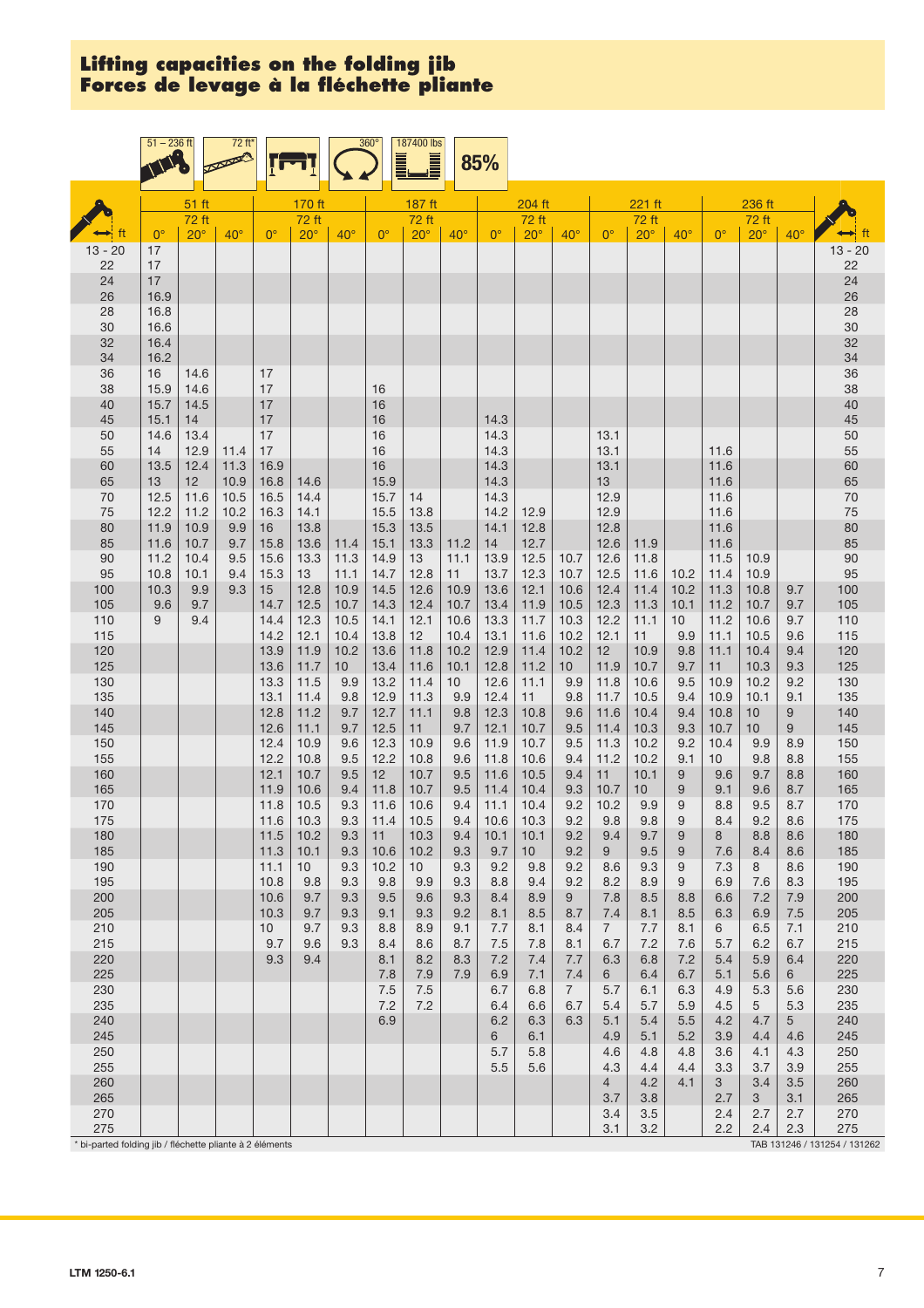# Lifting capacities on the folding jib
# Forces de levage à la fléchette pliante

51 – 236 ft | 72 ft* | 360° | 187400 lbs | 85%

| | 51 ft | | | 170 ft | | | 187 ft | | | 204 ft | | | 221 ft | | | 236 ft | | | |
|---|---|---|---|---|---|---|---|---|---|---|---|---|---|---|---|---|---|---|---|
| | 72 ft | | | 72 ft | | | 72 ft | | | 72 ft | | | 72 ft | | | 72 ft | | | |
| ft | 0° | 20° | 40° | 0° | 20° | 40° | 0° | 20° | 40° | 0° | 20° | 40° | 0° | 20° | 40° | 0° | 20° | 40° | ft |
| 13 - 20 | 17 | | | | | | | | | | | | | | | | | | 13 - 20 |
| 22 | 17 | | | | | | | | | | | | | | | | | | 22 |
| 24 | 17 | | | | | | | | | | | | | | | | | | 24 |
| 26 | 16.9 | | | | | | | | | | | | | | | | | | 26 |
| 28 | 16.8 | | | | | | | | | | | | | | | | | | 28 |
| 30 | 16.6 | | | | | | | | | | | | | | | | | | 30 |
| 32 | 16.4 | | | | | | | | | | | | | | | | | | 32 |
| 34 | 16.2 | | | | | | | | | | | | | | | | | | 34 |
| 36 | 16 | 14.6 | | 17 | | | | | | | | | | | | | | | 36 |
| 38 | 15.9 | 14.6 | | 17 | | | 16 | | | | | | | | | | | | 38 |
| 40 | 15.7 | 14.5 | | 17 | | | 16 | | | | | | | | | | | | 40 |
| 45 | 15.1 | 14 | | 17 | | | 16 | | | 14.3 | | | | | | | | | 45 |
| 50 | 14.6 | 13.4 | | 17 | | | 16 | | | 14.3 | | | 13.1 | | | | | | 50 |
| 55 | 14 | 12.9 | 11.4 | 17 | | | 16 | | | 14.3 | | | 13.1 | | | 11.6 | | | 55 |
| 60 | 13.5 | 12.4 | 11.3 | 16.9 | | | 16 | | | 14.3 | | | 13.1 | | | 11.6 | | | 60 |
| 65 | 13 | 12 | 10.9 | 16.8 | 14.6 | | 15.9 | | | 14.3 | | | 13 | | | 11.6 | | | 65 |
| 70 | 12.5 | 11.6 | 10.5 | 16.5 | 14.4 | | 15.7 | 14 | | 14.3 | | | 12.9 | | | 11.6 | | | 70 |
| 75 | 12.2 | 11.2 | 10.2 | 16.3 | 14.1 | | 15.5 | 13.8 | | 14.2 | 12.9 | | 12.9 | | | 11.6 | | | 75 |
| 80 | 11.9 | 10.9 | 9.9 | 16 | 13.8 | | 15.3 | 13.5 | | 14.1 | 12.8 | | 12.8 | | | 11.6 | | | 80 |
| 85 | 11.6 | 10.7 | 9.7 | 15.8 | 13.6 | 11.4 | 15.1 | 13.3 | 11.2 | 14 | 12.7 | | 12.6 | 11.9 | | 11.6 | | | 85 |
| 90 | 11.2 | 10.4 | 9.5 | 15.6 | 13.3 | 11.3 | 14.9 | 13 | 11.1 | 13.9 | 12.5 | 10.7 | 12.6 | 11.8 | | 11.5 | 10.9 | | 90 |
| 95 | 10.8 | 10.1 | 9.4 | 15.3 | 13 | 11.1 | 14.7 | 12.8 | 11 | 13.7 | 12.3 | 10.7 | 12.5 | 11.6 | 10.2 | 11.4 | 10.9 | | 95 |
| 100 | 10.3 | 9.9 | 9.3 | 15 | 12.8 | 10.9 | 14.5 | 12.6 | 10.9 | 13.6 | 12.1 | 10.6 | 12.4 | 11.4 | 10.2 | 11.3 | 10.8 | 9.7 | 100 |
| 105 | 9.6 | 9.7 | | 14.7 | 12.5 | 10.7 | 14.3 | 12.4 | 10.7 | 13.4 | 11.9 | 10.5 | 12.3 | 11.3 | 10.1 | 11.2 | 10.7 | 9.7 | 105 |
| 110 | 9 | 9.4 | | 14.4 | 12.3 | 10.5 | 14.1 | 12.1 | 10.6 | 13.3 | 11.7 | 10.3 | 12.2 | 11.1 | 10 | 11.2 | 10.6 | 9.7 | 110 |
| 115 | | | | 14.2 | 12.1 | 10.4 | 13.8 | 12 | 10.4 | 13.1 | 11.6 | 10.2 | 12.1 | 11 | 9.9 | 11.1 | 10.5 | 9.6 | 115 |
| 120 | | | | 13.9 | 11.9 | 10.2 | 13.6 | 11.8 | 10.2 | 12.9 | 11.4 | 10.2 | 12 | 10.9 | 9.8 | 11.1 | 10.4 | 9.4 | 120 |
| 125 | | | | 13.6 | 11.7 | 10 | 13.4 | 11.6 | 10.1 | 12.8 | 11.2 | 10 | 11.9 | 10.7 | 9.7 | 11 | 10.3 | 9.3 | 125 |
| 130 | | | | 13.3 | 11.5 | 9.9 | 13.2 | 11.4 | 10 | 12.6 | 11.1 | 9.9 | 11.8 | 10.6 | 9.5 | 10.9 | 10.2 | 9.2 | 130 |
| 135 | | | | 13.1 | 11.4 | 9.8 | 12.9 | 11.3 | 9.9 | 12.4 | 11 | 9.8 | 11.7 | 10.5 | 9.4 | 10.9 | 10.1 | 9.1 | 135 |
| 140 | | | | 12.8 | 11.2 | 9.7 | 12.7 | 11.1 | 9.8 | 12.3 | 10.8 | 9.6 | 11.6 | 10.4 | 9.4 | 10.8 | 10 | 9 | 140 |
| 145 | | | | 12.6 | 11.1 | 9.7 | 12.5 | 11 | 9.7 | 12.1 | 10.7 | 9.5 | 11.4 | 10.3 | 9.3 | 10.7 | 10 | 9 | 145 |
| 150 | | | | 12.4 | 10.9 | 9.6 | 12.3 | 10.9 | 9.6 | 11.9 | 10.7 | 9.5 | 11.3 | 10.2 | 9.2 | 10.4 | 9.9 | 8.9 | 150 |
| 155 | | | | 12.2 | 10.8 | 9.5 | 12.2 | 10.8 | 9.6 | 11.8 | 10.6 | 9.4 | 11.2 | 10.2 | 9.1 | 10 | 9.8 | 8.8 | 155 |
| 160 | | | | 12.1 | 10.7 | 9.5 | 12 | 10.7 | 9.5 | 11.6 | 10.5 | 9.4 | 11 | 10.1 | 9 | 9.6 | 9.7 | 8.8 | 160 |
| 165 | | | | 11.9 | 10.6 | 9.4 | 11.8 | 10.7 | 9.5 | 11.4 | 10.4 | 9.3 | 10.7 | 10 | 9 | 9.1 | 9.6 | 8.7 | 165 |
| 170 | | | | 11.8 | 10.5 | 9.3 | 11.6 | 10.6 | 9.4 | 11.1 | 10.4 | 9.2 | 10.2 | 9.9 | 9 | 8.8 | 9.5 | 8.7 | 170 |
| 175 | | | | 11.6 | 10.3 | 9.3 | 11.4 | 10.5 | 9.4 | 10.6 | 10.3 | 9.2 | 9.8 | 9.8 | 9 | 8.4 | 9.2 | 8.6 | 175 |
| 180 | | | | 11.5 | 10.2 | 9.3 | 11 | 10.3 | 9.4 | 10.1 | 10.1 | 9.2 | 9.4 | 9.7 | 9 | 8 | 8.8 | 8.6 | 180 |
| 185 | | | | 11.3 | 10.1 | 9.3 | 10.6 | 10.2 | 9.3 | 9.7 | 10 | 9.2 | 9 | 9.5 | 9 | 7.6 | 8.4 | 8.6 | 185 |
| 190 | | | | 11.1 | 10 | 9.3 | 10.2 | 10 | 9.3 | 9.2 | 9.8 | 9.2 | 8.6 | 9.3 | 9 | 7.3 | 8 | 8.6 | 190 |
| 195 | | | | 10.8 | 9.8 | 9.3 | 9.8 | 9.9 | 9.3 | 8.8 | 9.4 | 9.2 | 8.2 | 8.9 | 9 | 6.9 | 7.6 | 8.3 | 195 |
| 200 | | | | 10.6 | 9.7 | 9.3 | 9.5 | 9.6 | 9.3 | 8.4 | 8.9 | 9 | 7.8 | 8.5 | 8.8 | 6.6 | 7.2 | 7.9 | 200 |
| 205 | | | | 10.3 | 9.7 | 9.3 | 9.1 | 9.3 | 9.2 | 8.1 | 8.5 | 8.7 | 7.4 | 8.1 | 8.5 | 6.3 | 6.9 | 7.5 | 205 |
| 210 | | | | 10 | 9.7 | 9.3 | 8.8 | 8.9 | 9.1 | 7.7 | 8.1 | 8.4 | 7 | 7.7 | 8.1 | 6 | 6.5 | 7.1 | 210 |
| 215 | | | | 9.7 | 9.6 | 9.3 | 8.4 | 8.6 | 8.7 | 7.5 | 7.8 | 8.1 | 6.7 | 7.2 | 7.6 | 5.7 | 6.2 | 6.7 | 215 |
| 220 | | | | 9.3 | 9.4 | | 8.1 | 8.2 | 8.3 | 7.2 | 7.4 | 7.7 | 6.3 | 6.8 | 7.2 | 5.4 | 5.9 | 6.4 | 220 |
| 225 | | | | | | | 7.8 | 7.9 | 7.9 | 6.9 | 7.1 | 7.4 | 6 | 6.4 | 6.7 | 5.1 | 5.6 | 6 | 225 |
| 230 | | | | | | | 7.5 | 7.5 | | 6.7 | 6.8 | 7 | 5.7 | 6.1 | 6.3 | 4.9 | 5.3 | 5.6 | 230 |
| 235 | | | | | | | 7.2 | 7.2 | | 6.4 | 6.6 | 6.7 | 5.4 | 5.7 | 5.9 | 4.5 | 5 | 5.3 | 235 |
| 240 | | | | | | | 6.9 | | | 6.2 | 6.3 | 6.3 | 5.1 | 5.4 | 5.5 | 4.2 | 4.7 | 5 | 240 |
| 245 | | | | | | | | | | 6 | 6.1 | | 4.9 | 5.1 | 5.2 | 3.9 | 4.4 | 4.6 | 245 |
| 250 | | | | | | | | | | 5.7 | 5.8 | | 4.6 | 4.8 | 4.8 | 3.6 | 4.1 | 4.3 | 250 |
| 255 | | | | | | | | | | 5.5 | 5.6 | | 4.3 | 4.4 | 4.4 | 3.3 | 3.7 | 3.9 | 255 |
| 260 | | | | | | | | | | | | | 4 | 4.2 | 4.1 | 3 | 3.4 | 3.5 | 260 |
| 265 | | | | | | | | | | | | | 3.7 | 3.8 | | 2.7 | 3 | 3.1 | 265 |
| 270 | | | | | | | | | | | | | 3.4 | 3.5 | | 2.4 | 2.7 | 2.7 | 270 |
| 275 | | | | | | | | | | | | | 3.1 | 3.2 | | 2.2 | 2.4 | 2.3 | 275 |

* bi-parted folding jib / fléchette pliante à 2 éléments

TAB 131246 / 131254 / 131262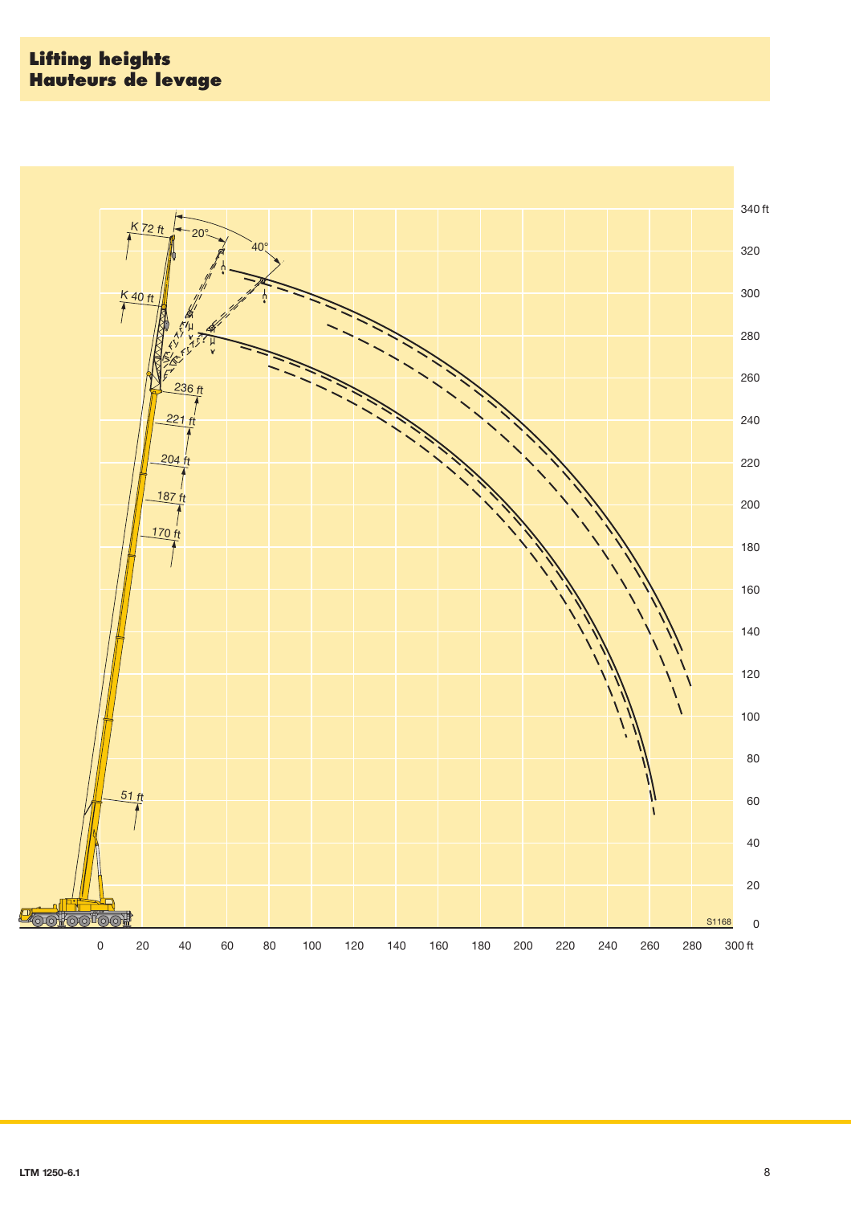# Lifting heights
# Hauteurs de levage

K 72 ft

K 40 ft

20°

40°

236 ft

221 ft

204 ft

187 ft

170 ft

51 ft

S1168

340 ft
320
300
280
260
240
220
200
180
160
140
120
100
80
60
40
20
0

0 20 40 60 80 100 120 140 160 180 200 220 240 260 280 300 ft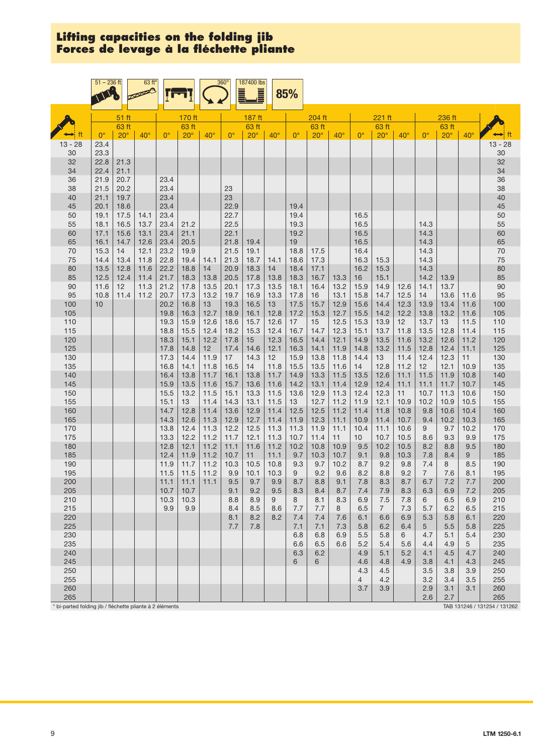# Lifting capacities on the folding jib
# Forces de levage à la fléchette pliante

51 – 236 ft | 63 ft* | 360° | 187400 lbs | 85%

| ft | 51 ft | | | 170 ft | | | 187 ft | | | 204 ft | | | 221 ft | | | 236 ft | | | ft |
|---|---|---|---|---|---|---|---|---|---|---|---|---|---|---|---|---|---|---|---|
| | 63 ft | | | 63 ft | | | 63 ft | | | 63 ft | | | 63 ft | | | 63 ft | | | |
| | 0° | 20° | 40° | 0° | 20° | 40° | 0° | 20° | 40° | 0° | 20° | 40° | 0° | 20° | 40° | 0° | 20° | 40° | |
| 13 - 28 | 23.4 | | | | | | | | | | | | | | | | | | 13 - 28 |
| 30 | 23.3 | | | | | | | | | | | | | | | | | | 30 |
| 32 | 22.8 | 21.3 | | | | | | | | | | | | | | | | | 32 |
| 34 | 22.4 | 21.1 | | | | | | | | | | | | | | | | | 34 |
| 36 | 21.9 | 20.7 | | 23.4 | | | | | | | | | | | | | | | 36 |
| 38 | 21.5 | 20.2 | | 23.4 | | | 23 | | | | | | | | | | | | 38 |
| 40 | 21.1 | 19.7 | | 23.4 | | | 23 | | | | | | | | | | | | 40 |
| 45 | 20.1 | 18.6 | | 23.4 | | | 22.9 | | | 19.4 | | | | | | | | | 45 |
| 50 | 19.1 | 17.5 | 14.1 | 23.4 | | | 22.7 | | | 19.4 | | | 16.5 | | | | | | 50 |
| 55 | 18.1 | 16.5 | 13.7 | 23.4 | 21.2 | | 22.5 | | | 19.3 | | | 16.5 | | | 14.3 | | | 55 |
| 60 | 17.1 | 15.6 | 13.1 | 23.4 | 21.1 | | 22.1 | | | 19.2 | | | 16.5 | | | 14.3 | | | 60 |
| 65 | 16.1 | 14.7 | 12.6 | 23.4 | 20.5 | | 21.8 | 19.4 | | 19 | | | 16.5 | | | 14.3 | | | 65 |
| 70 | 15.3 | 14 | 12.1 | 23.2 | 19.9 | | 21.5 | 19.1 | | 18.8 | 17.5 | | 16.4 | | | 14.3 | | | 70 |
| 75 | 14.4 | 13.4 | 11.8 | 22.8 | 19.4 | 14.1 | 21.3 | 18.7 | 14.1 | 18.6 | 17.3 | | 16.3 | 15.3 | | 14.3 | | | 75 |
| 80 | 13.5 | 12.8 | 11.6 | 22.2 | 18.8 | 14 | 20.9 | 18.3 | 14 | 18.4 | 17.1 | | 16.2 | 15.3 | | 14.3 | | | 80 |
| 85 | 12.5 | 12.4 | 11.4 | 21.7 | 18.3 | 13.8 | 20.5 | 17.8 | 13.8 | 18.3 | 16.7 | 13.3 | 16 | 15.1 | | 14.2 | 13.9 | | 85 |
| 90 | 11.6 | 12 | 11.3 | 21.2 | 17.8 | 13.5 | 20.1 | 17.3 | 13.5 | 18.1 | 16.4 | 13.2 | 15.9 | 14.9 | 12.6 | 14.1 | 13.7 | | 90 |
| 95 | 10.8 | 11.4 | 11.2 | 20.7 | 17.3 | 13.2 | 19.7 | 16.9 | 13.3 | 17.8 | 16 | 13.1 | 15.8 | 14.7 | 12.5 | 14 | 13.6 | 11.6 | 95 |
| 100 | 10 | | | 20.2 | 16.8 | 13 | 19.3 | 16.5 | 13 | 17.5 | 15.7 | 12.9 | 15.6 | 14.4 | 12.3 | 13.9 | 13.4 | 11.6 | 100 |
| 105 | | | | 19.8 | 16.3 | 12.7 | 18.9 | 16.1 | 12.8 | 17.2 | 15.3 | 12.7 | 15.5 | 14.2 | 12.2 | 13.8 | 13.2 | 11.6 | 105 |
| 110 | | | | 19.3 | 15.9 | 12.6 | 18.6 | 15.7 | 12.6 | 17 | 15 | 12.5 | 15.3 | 13.9 | 12 | 13.7 | 13 | 11.5 | 110 |
| 115 | | | | 18.8 | 15.5 | 12.4 | 18.2 | 15.3 | 12.4 | 16.7 | 14.7 | 12.3 | 15.1 | 13.7 | 11.8 | 13.5 | 12.8 | 11.4 | 115 |
| 120 | | | | 18.3 | 15.1 | 12.2 | 17.8 | 15 | 12.3 | 16.5 | 14.4 | 12.1 | 14.9 | 13.5 | 11.6 | 13.2 | 12.6 | 11.2 | 120 |
| 125 | | | | 17.8 | 14.8 | 12 | 17.4 | 14.6 | 12.1 | 16.3 | 14.1 | 11.9 | 14.8 | 13.2 | 11.5 | 12.8 | 12.4 | 11.1 | 125 |
| 130 | | | | 17.3 | 14.4 | 11.9 | 17 | 14.3 | 12 | 15.9 | 13.8 | 11.8 | 14.4 | 13 | 11.4 | 12.4 | 12.3 | 11 | 130 |
| 135 | | | | 16.8 | 14.1 | 11.8 | 16.5 | 14 | 11.8 | 15.5 | 13.5 | 11.6 | 14 | 12.8 | 11.2 | 12 | 12.1 | 10.9 | 135 |
| 140 | | | | 16.4 | 13.8 | 11.7 | 16.1 | 13.8 | 11.7 | 14.9 | 13.3 | 11.5 | 13.5 | 12.6 | 11.1 | 11.5 | 11.9 | 10.8 | 140 |
| 145 | | | | 15.9 | 13.5 | 11.6 | 15.7 | 13.6 | 11.6 | 14.2 | 13.1 | 11.4 | 12.9 | 12.4 | 11.1 | 11.1 | 11.7 | 10.7 | 145 |
| 150 | | | | 15.5 | 13.2 | 11.5 | 15.1 | 13.3 | 11.5 | 13.6 | 12.9 | 11.3 | 12.4 | 12.3 | 11 | 10.7 | 11.3 | 10.6 | 150 |
| 155 | | | | 15.1 | 13 | 11.4 | 14.3 | 13.1 | 11.5 | 13 | 12.7 | 11.2 | 11.9 | 12.1 | 10.9 | 10.2 | 10.9 | 10.5 | 155 |
| 160 | | | | 14.7 | 12.8 | 11.4 | 13.6 | 12.9 | 11.4 | 12.5 | 12.5 | 11.2 | 11.4 | 11.8 | 10.8 | 9.8 | 10.6 | 10.4 | 160 |
| 165 | | | | 14.3 | 12.6 | 11.3 | 12.9 | 12.7 | 11.4 | 11.9 | 12.3 | 11.1 | 10.9 | 11.4 | 10.7 | 9.4 | 10.2 | 10.3 | 165 |
| 170 | | | | 13.8 | 12.4 | 11.3 | 12.2 | 12.5 | 11.3 | 11.3 | 11.9 | 11.1 | 10.4 | 11.1 | 10.6 | 9 | 9.7 | 10.2 | 170 |
| 175 | | | | 13.3 | 12.2 | 11.2 | 11.7 | 12.1 | 11.3 | 10.7 | 11.4 | 11 | 10 | 10.7 | 10.5 | 8.6 | 9.3 | 9.9 | 175 |
| 180 | | | | 12.8 | 12.1 | 11.2 | 11.1 | 11.6 | 11.2 | 10.2 | 10.8 | 10.9 | 9.5 | 10.2 | 10.5 | 8.2 | 8.8 | 9.5 | 180 |
| 185 | | | | 12.4 | 11.9 | 11.2 | 10.7 | 11 | 11.1 | 9.7 | 10.3 | 10.7 | 9.1 | 9.8 | 10.3 | 7.8 | 8.4 | 9 | 185 |
| 190 | | | | 11.9 | 11.7 | 11.2 | 10.3 | 10.5 | 10.8 | 9.3 | 9.7 | 10.2 | 8.7 | 9.2 | 9.8 | 7.4 | 8 | 8.5 | 190 |
| 195 | | | | 11.5 | 11.5 | 11.2 | 9.9 | 10.1 | 10.3 | 9 | 9.2 | 9.6 | 8.2 | 8.8 | 9.2 | 7 | 7.6 | 8.1 | 195 |
| 200 | | | | 11.1 | 11.1 | 11.1 | 9.5 | 9.7 | 9.9 | 8.7 | 8.8 | 9.1 | 7.8 | 8.3 | 8.7 | 6.7 | 7.2 | 7.7 | 200 |
| 205 | | | | 10.7 | 10.7 | | 9.1 | 9.2 | 9.5 | 8.3 | 8.4 | 8.7 | 7.4 | 7.9 | 8.3 | 6.3 | 6.9 | 7.2 | 205 |
| 210 | | | | 10.3 | 10.3 | | 8.8 | 8.9 | 9 | 8 | 8.1 | 8.3 | 6.9 | 7.5 | 7.8 | 6 | 6.5 | 6.9 | 210 |
| 215 | | | | 9.9 | 9.9 | | 8.4 | 8.5 | 8.6 | 7.7 | 7.7 | 8 | 6.5 | 7 | 7.3 | 5.7 | 6.2 | 6.5 | 215 |
| 220 | | | | | | | 8.1 | 8.2 | 8.2 | 7.4 | 7.4 | 7.6 | 6.1 | 6.6 | 6.9 | 5.3 | 5.8 | 6.1 | 220 |
| 225 | | | | | | | 7.7 | 7.8 | | 7.1 | 7.1 | 7.3 | 5.8 | 6.2 | 6.4 | 5 | 5.5 | 5.8 | 225 |
| 230 | | | | | | | | | | 6.8 | 6.8 | 6.9 | 5.5 | 5.8 | 6 | 4.7 | 5.1 | 5.4 | 230 |
| 235 | | | | | | | | | | 6.6 | 6.5 | 6.6 | 5.2 | 5.4 | 5.6 | 4.4 | 4.9 | 5 | 235 |
| 240 | | | | | | | | | | 6.3 | 6.2 | | 4.9 | 5.1 | 5.2 | 4.1 | 4.5 | 4.7 | 240 |
| 245 | | | | | | | | | | 6 | 6 | | 4.6 | 4.8 | 4.9 | 3.8 | 4.1 | 4.3 | 245 |
| 250 | | | | | | | | | | | | | 4.3 | 4.5 | | 3.5 | 3.8 | 3.9 | 250 |
| 255 | | | | | | | | | | | | | 4 | 4.2 | | 3.2 | 3.4 | 3.5 | 255 |
| 260 | | | | | | | | | | | | | 3.7 | 3.9 | | 2.9 | 3.1 | 3.1 | 260 |
| 265 | | | | | | | | | | | | | | | | 2.6 | 2.7 | | 265 |

\* bi-parted folding jib / fléchette pliante à 2 éléments

TAB 131246 / 131254 / 131262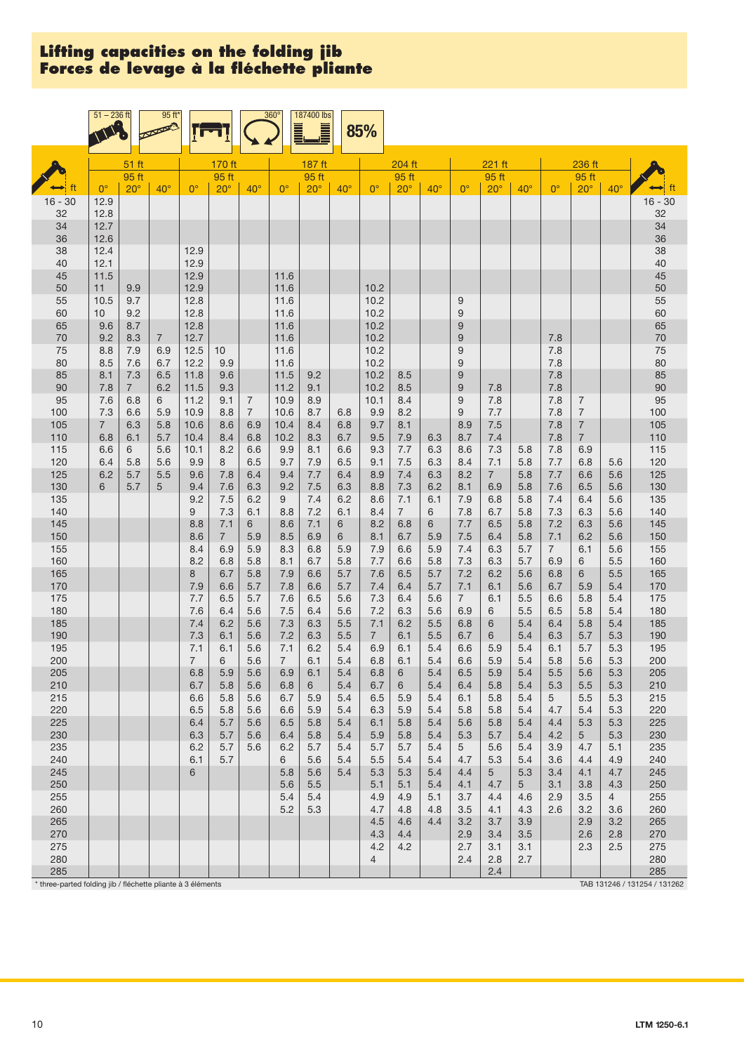# Lifting capacities on the folding jib
# Forces de levage à la fléchette pliante

51 – 236 ft | 95 ft* | 360° | 187400 lbs | 85%

| ft | 51 ft 95 ft 0° | 20° | 40° | 170 ft 95 ft 0° | 20° | 40° | 187 ft 95 ft 0° | 20° | 40° | 204 ft 95 ft 0° | 20° | 40° | 221 ft 95 ft 0° | 20° | 40° | 236 ft 95 ft 0° | 20° | 40° | ft |
|---|---|---|---|---|---|---|---|---|---|---|---|---|---|---|---|---|---|---|---|
| 16 - 30 | 12.9 | | | | | | | | | | | | | | | | | | 16 - 30 |
| 32 | 12.8 | | | | | | | | | | | | | | | | | | 32 |
| 34 | 12.7 | | | | | | | | | | | | | | | | | | 34 |
| 36 | 12.6 | | | | | | | | | | | | | | | | | | 36 |
| 38 | 12.4 | | | 12.9 | | | | | | | | | | | | | | | 38 |
| 40 | 12.1 | | | 12.9 | | | | | | | | | | | | | | | 40 |
| 45 | 11.5 | | | 12.9 | | | 11.6 | | | | | | | | | | | | 45 |
| 50 | 11 | 9.9 | | 12.9 | | | 11.6 | | | 10.2 | | | | | | | | | 50 |
| 55 | 10.5 | 9.7 | | 12.8 | | | 11.6 | | | 10.2 | | | 9 | | | | | | 55 |
| 60 | 10 | 9.2 | | 12.8 | | | 11.6 | | | 10.2 | | | 9 | | | | | | 60 |
| 65 | 9.6 | 8.7 | | 12.8 | | | 11.6 | | | 10.2 | | | 9 | | | | | | 65 |
| 70 | 9.2 | 8.3 | 7 | 12.7 | | | 11.6 | | | 10.2 | | | 9 | | | 7.8 | | | 70 |
| 75 | 8.8 | 7.9 | 6.9 | 12.5 | 10 | | 11.6 | | | 10.2 | | | 9 | | | 7.8 | | | 75 |
| 80 | 8.5 | 7.6 | 6.7 | 12.2 | 9.9 | | 11.6 | | | 10.2 | | | 9 | | | 7.8 | | | 80 |
| 85 | 8.1 | 7.3 | 6.5 | 11.8 | 9.6 | | 11.5 | 9.2 | | 10.2 | 8.5 | | 9 | | | 7.8 | | | 85 |
| 90 | 7.8 | 7 | 6.2 | 11.5 | 9.3 | | 11.2 | 9.1 | | 10.2 | 8.5 | | 9 | 7.8 | | 7.8 | | | 90 |
| 95 | 7.6 | 6.8 | 6 | 11.2 | 9.1 | 7 | 10.9 | 8.9 | | 10.1 | 8.4 | | 9 | 7.8 | | 7.8 | 7 | | 95 |
| 100 | 7.3 | 6.6 | 5.9 | 10.9 | 8.8 | 7 | 10.6 | 8.7 | 6.8 | 9.9 | 8.2 | | 9 | 7.7 | | 7.8 | 7 | | 100 |
| 105 | 7 | 6.3 | 5.8 | 10.6 | 8.6 | 6.9 | 10.4 | 8.4 | 6.8 | 9.7 | 8.1 | | 8.9 | 7.5 | | 7.8 | 7 | | 105 |
| 110 | 6.8 | 6.1 | 5.7 | 10.4 | 8.4 | 6.8 | 10.2 | 8.3 | 6.7 | 9.5 | 7.9 | 6.3 | 8.7 | 7.4 | | 7.8 | 7 | | 110 |
| 115 | 6.6 | 6 | 5.6 | 10.1 | 8.2 | 6.6 | 9.9 | 8.1 | 6.6 | 9.3 | 7.7 | 6.3 | 8.6 | 7.3 | 5.8 | 7.8 | 6.9 | | 115 |
| 120 | 6.4 | 5.8 | 5.6 | 9.9 | 8 | 6.5 | 9.7 | 7.9 | 6.5 | 9.1 | 7.5 | 6.3 | 8.4 | 7.1 | 5.8 | 7.7 | 6.8 | 5.6 | 120 |
| 125 | 6.2 | 5.7 | 5.5 | 9.6 | 7.8 | 6.4 | 9.4 | 7.7 | 6.4 | 8.9 | 7.4 | 6.3 | 8.2 | 7 | 5.8 | 7.7 | 6.6 | 5.6 | 125 |
| 130 | 6 | 5.7 | 5 | 9.4 | 7.6 | 6.3 | 9.2 | 7.5 | 6.3 | 8.8 | 7.3 | 6.2 | 8.1 | 6.9 | 5.8 | 7.6 | 6.5 | 5.6 | 130 |
| 135 | | | | 9.2 | 7.5 | 6.2 | 9 | 7.4 | 6.2 | 8.6 | 7.1 | 6.1 | 7.9 | 6.8 | 5.8 | 7.4 | 6.4 | 5.6 | 135 |
| 140 | | | | 9 | 7.3 | 6.1 | 8.8 | 7.2 | 6.1 | 8.4 | 7 | 6 | 7.8 | 6.7 | 5.8 | 7.3 | 6.3 | 5.6 | 140 |
| 145 | | | | 8.8 | 7.1 | 6 | 8.6 | 7.1 | 6 | 8.2 | 6.8 | 6 | 7.7 | 6.5 | 5.8 | 7.2 | 6.3 | 5.6 | 145 |
| 150 | | | | 8.6 | 7 | 5.9 | 8.5 | 6.9 | 6 | 8.1 | 6.7 | 5.9 | 7.5 | 6.4 | 5.8 | 7.1 | 6.2 | 5.6 | 150 |
| 155 | | | | 8.4 | 6.9 | 5.9 | 8.3 | 6.8 | 5.9 | 7.9 | 6.6 | 5.9 | 7.4 | 6.3 | 5.7 | 7 | 6.1 | 5.6 | 155 |
| 160 | | | | 8.2 | 6.8 | 5.8 | 8.1 | 6.7 | 5.8 | 7.7 | 6.6 | 5.8 | 7.3 | 6.3 | 5.7 | 6.9 | 6 | 5.5 | 160 |
| 165 | | | | 8 | 6.7 | 5.8 | 7.9 | 6.6 | 5.7 | 7.6 | 6.5 | 5.7 | 7.2 | 6.2 | 5.6 | 6.8 | 6 | 5.5 | 165 |
| 170 | | | | 7.9 | 6.6 | 5.7 | 7.8 | 6.6 | 5.7 | 7.4 | 6.4 | 5.7 | 7.1 | 6.1 | 5.6 | 6.7 | 5.9 | 5.4 | 170 |
| 175 | | | | 7.7 | 6.5 | 5.7 | 7.6 | 6.5 | 5.6 | 7.3 | 6.4 | 5.6 | 7 | 6.1 | 5.5 | 6.6 | 5.8 | 5.4 | 175 |
| 180 | | | | 7.6 | 6.4 | 5.6 | 7.5 | 6.4 | 5.6 | 7.2 | 6.3 | 5.6 | 6.9 | 6 | 5.5 | 6.5 | 5.8 | 5.4 | 180 |
| 185 | | | | 7.4 | 6.2 | 5.6 | 7.3 | 6.3 | 5.5 | 7.1 | 6.2 | 5.5 | 6.8 | 6 | 5.4 | 6.4 | 5.8 | 5.4 | 185 |
| 190 | | | | 7.3 | 6.1 | 5.6 | 7.2 | 6.3 | 5.5 | 7 | 6.1 | 5.5 | 6.7 | 6 | 5.4 | 6.3 | 5.7 | 5.3 | 190 |
| 195 | | | | 7.1 | 6.1 | 5.6 | 7.1 | 6.2 | 5.4 | 6.9 | 6.1 | 5.4 | 6.6 | 5.9 | 5.4 | 6.1 | 5.7 | 5.3 | 195 |
| 200 | | | | 7 | 6 | 5.6 | 7 | 6.1 | 5.4 | 6.8 | 6.1 | 5.4 | 6.6 | 5.9 | 5.4 | 5.8 | 5.6 | 5.3 | 200 |
| 205 | | | | 6.8 | 5.9 | 5.6 | 6.9 | 6.1 | 5.4 | 6.8 | 6 | 5.4 | 6.5 | 5.9 | 5.4 | 5.5 | 5.6 | 5.3 | 205 |
| 210 | | | | 6.7 | 5.8 | 5.6 | 6.8 | 6 | 5.4 | 6.7 | 6 | 5.4 | 6.4 | 5.8 | 5.4 | 5.3 | 5.5 | 5.3 | 210 |
| 215 | | | | 6.6 | 5.8 | 5.6 | 6.7 | 5.9 | 5.4 | 6.5 | 5.9 | 5.4 | 6.1 | 5.8 | 5.4 | 5 | 5.5 | 5.3 | 215 |
| 220 | | | | 6.5 | 5.8 | 5.6 | 6.6 | 5.9 | 5.4 | 6.3 | 5.9 | 5.4 | 5.8 | 5.8 | 5.4 | 4.7 | 5.4 | 5.3 | 220 |
| 225 | | | | 6.4 | 5.7 | 5.6 | 6.5 | 5.8 | 5.4 | 6.1 | 5.8 | 5.4 | 5.6 | 5.8 | 5.4 | 4.4 | 5.3 | 5.3 | 225 |
| 230 | | | | 6.3 | 5.7 | 5.6 | 6.4 | 5.8 | 5.4 | 5.9 | 5.8 | 5.4 | 5.3 | 5.7 | 5.4 | 4.2 | 5 | 5.3 | 230 |
| 235 | | | | 6.2 | 5.7 | 5.6 | 6.2 | 5.7 | 5.4 | 5.7 | 5.7 | 5.4 | 5 | 5.6 | 5.4 | 3.9 | 4.7 | 5.1 | 235 |
| 240 | | | | 6.1 | 5.7 | | 6 | 5.6 | 5.4 | 5.5 | 5.4 | 5.4 | 4.7 | 5.3 | 5.4 | 3.6 | 4.4 | 4.9 | 240 |
| 245 | | | | 6 | | | 5.8 | 5.6 | 5.4 | 5.3 | 5.3 | 5.4 | 4.4 | 5 | 5.3 | 3.4 | 4.1 | 4.7 | 245 |
| 250 | | | | | | | 5.6 | 5.5 | | 5.1 | 5.1 | 5.4 | 4.1 | 4.7 | 5 | 3.1 | 3.8 | 4.3 | 250 |
| 255 | | | | | | | 5.4 | 5.4 | | 4.9 | 4.9 | 5.1 | 3.7 | 4.4 | 4.6 | 2.9 | 3.5 | 4 | 255 |
| 260 | | | | | | | 5.2 | 5.3 | | 4.7 | 4.8 | 4.8 | 3.5 | 4.1 | 4.3 | 2.6 | 3.2 | 3.6 | 260 |
| 265 | | | | | | | | | | 4.5 | 4.6 | 4.4 | 3.2 | 3.7 | 3.9 | | 2.9 | 3.2 | 265 |
| 270 | | | | | | | | | | 4.3 | 4.4 | | 2.9 | 3.4 | 3.5 | | 2.6 | 2.8 | 270 |
| 275 | | | | | | | | | | 4.2 | 4.2 | | 2.7 | 3.1 | 3.1 | | 2.3 | 2.5 | 275 |
| 280 | | | | | | | | | | 4 | | | 2.4 | 2.8 | 2.7 | | | | 280 |
| 285 | | | | | | | | | | | | | | 2.4 | | | | | 285 |

* three-parted folding jib / fléchette pliante à 3 éléments

TAB 131246 / 131254 / 131262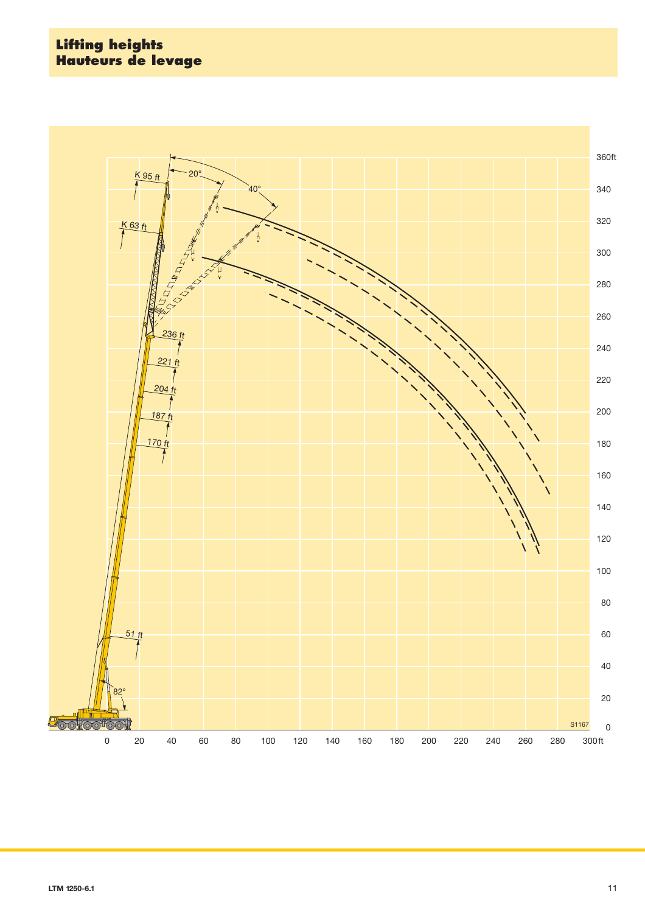# Lifting heights
# Hauteurs de levage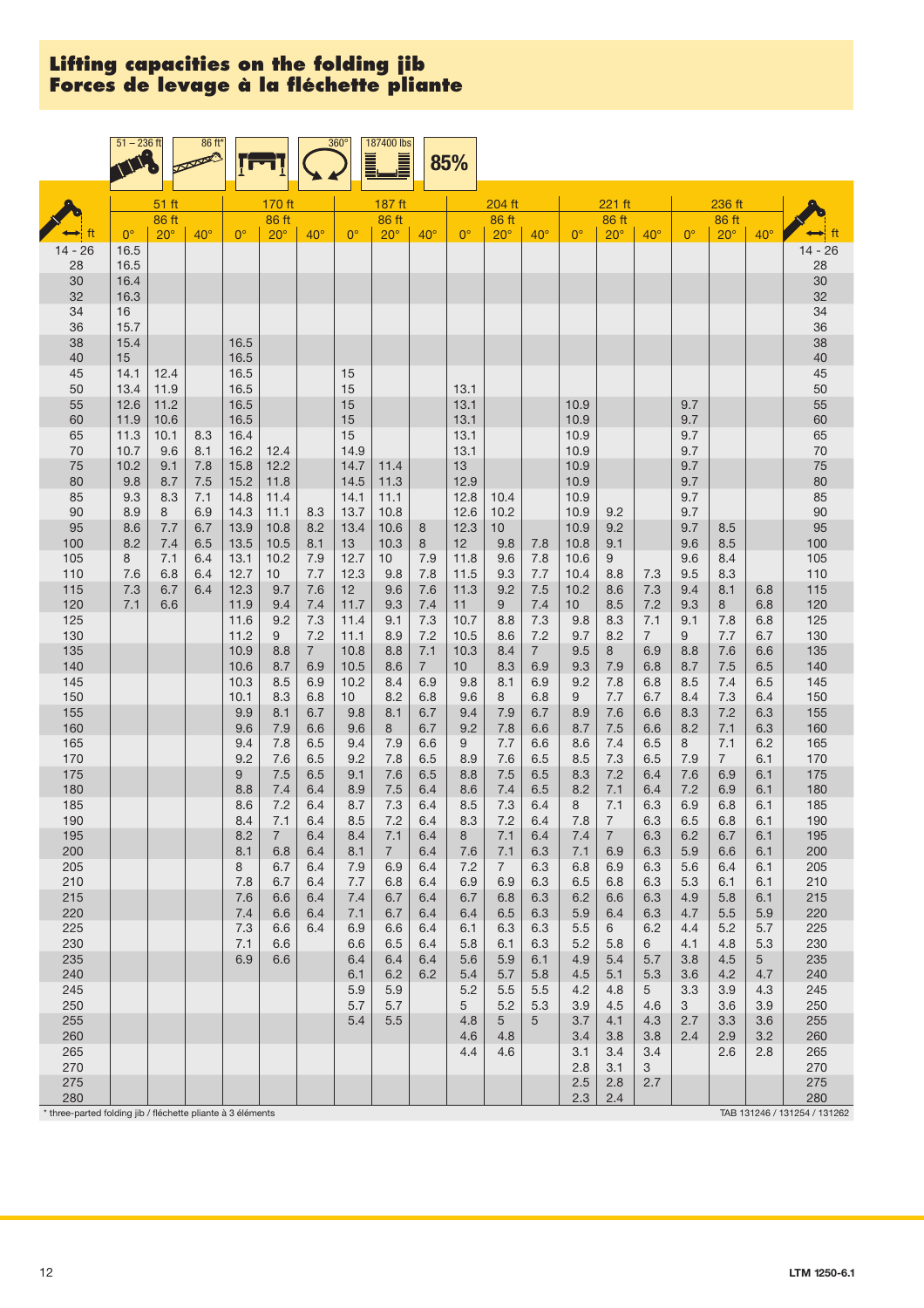# Lifting capacities on the folding jib
# Forces de levage à la fléchette pliante

51 – 236 ft | 86 ft* | 360° | 187400 lbs | 85%

| ft | 51 ft 86 ft 0° | 51 ft 86 ft 20° | 51 ft 86 ft 40° | 170 ft 86 ft 0° | 170 ft 86 ft 20° | 170 ft 86 ft 40° | 187 ft 86 ft 0° | 187 ft 86 ft 20° | 187 ft 86 ft 40° | 204 ft 86 ft 0° | 204 ft 86 ft 20° | 204 ft 86 ft 40° | 221 ft 86 ft 0° | 221 ft 86 ft 20° | 221 ft 86 ft 40° | 236 ft 86 ft 0° | 236 ft 86 ft 20° | 236 ft 86 ft 40° | ft |
|---|---|---|---|---|---|---|---|---|---|---|---|---|---|---|---|---|---|---|---|
| 14 - 26 | 16.5 | | | | | | | | | | | | | | | | | | 14 - 26 |
| 28 | 16.5 | | | | | | | | | | | | | | | | | | 28 |
| 30 | 16.4 | | | | | | | | | | | | | | | | | | 30 |
| 32 | 16.3 | | | | | | | | | | | | | | | | | | 32 |
| 34 | 16 | | | | | | | | | | | | | | | | | | 34 |
| 36 | 15.7 | | | | | | | | | | | | | | | | | | 36 |
| 38 | 15.4 | | | 16.5 | | | | | | | | | | | | | | | 38 |
| 40 | 15 | | | 16.5 | | | | | | | | | | | | | | | 40 |
| 45 | 14.1 | 12.4 | | 16.5 | | | 15 | | | | | | | | | | | | 45 |
| 50 | 13.4 | 11.9 | | 16.5 | | | 15 | | | 13.1 | | | | | | | | | 50 |
| 55 | 12.6 | 11.2 | | 16.5 | | | 15 | | | 13.1 | | | 10.9 | | | 9.7 | | | 55 |
| 60 | 11.9 | 10.6 | | 16.5 | | | 15 | | | 13.1 | | | 10.9 | | | 9.7 | | | 60 |
| 65 | 11.3 | 10.1 | 8.3 | 16.4 | | | 15 | | | 13.1 | | | 10.9 | | | 9.7 | | | 65 |
| 70 | 10.7 | 9.6 | 8.1 | 16.2 | 12.4 | | 14.9 | | | 13.1 | | | 10.9 | | | 9.7 | | | 70 |
| 75 | 10.2 | 9.1 | 7.8 | 15.8 | 12.2 | | 14.7 | 11.4 | | 13 | | | 10.9 | | | 9.7 | | | 75 |
| 80 | 9.8 | 8.7 | 7.5 | 15.2 | 11.8 | | 14.5 | 11.3 | | 12.9 | | | 10.9 | | | 9.7 | | | 80 |
| 85 | 9.3 | 8.3 | 7.1 | 14.8 | 11.4 | | 14.1 | 11.1 | | 12.8 | 10.4 | | 10.9 | | | 9.7 | | | 85 |
| 90 | 8.9 | 8 | 6.9 | 14.3 | 11.1 | 8.3 | 13.7 | 10.8 | | 12.6 | 10.2 | | 10.9 | 9.2 | | 9.7 | | | 90 |
| 95 | 8.6 | 7.7 | 6.7 | 13.9 | 10.8 | 8.2 | 13.4 | 10.6 | 8 | 12.3 | 10 | | 10.9 | 9.2 | | 9.7 | 8.5 | | 95 |
| 100 | 8.2 | 7.4 | 6.5 | 13.5 | 10.5 | 8.1 | 13 | 10.3 | 8 | 12 | 9.8 | 7.8 | 10.8 | 9.1 | | 9.6 | 8.5 | | 100 |
| 105 | 8 | 7.1 | 6.4 | 13.1 | 10.2 | 7.9 | 12.7 | 10 | 7.9 | 11.8 | 9.6 | 7.8 | 10.6 | 9 | | 9.6 | 8.4 | | 105 |
| 110 | 7.6 | 6.8 | 6.4 | 12.7 | 10 | 7.7 | 12.3 | 9.8 | 7.8 | 11.5 | 9.3 | 7.7 | 10.4 | 8.8 | 7.3 | 9.5 | 8.3 | | 110 |
| 115 | 7.3 | 6.7 | 6.4 | 12.3 | 9.7 | 7.6 | 12 | 9.6 | 7.6 | 11.3 | 9.2 | 7.5 | 10.2 | 8.6 | 7.3 | 9.4 | 8.1 | 6.8 | 115 |
| 120 | 7.1 | 6.6 | | 11.9 | 9.4 | 7.4 | 11.7 | 9.3 | 7.4 | 11 | 9 | 7.4 | 10 | 8.5 | 7.2 | 9.3 | 8 | 6.8 | 120 |
| 125 | | | | 11.6 | 9.2 | 7.3 | 11.4 | 9.1 | 7.3 | 10.7 | 8.8 | 7.3 | 9.8 | 8.3 | 7.1 | 9.1 | 7.8 | 6.8 | 125 |
| 130 | | | | 11.2 | 9 | 7.2 | 11.1 | 8.9 | 7.2 | 10.5 | 8.6 | 7.2 | 9.7 | 8.2 | 7 | 9 | 7.7 | 6.7 | 130 |
| 135 | | | | 10.9 | 8.8 | 7 | 10.8 | 8.8 | 7.1 | 10.3 | 8.4 | 7 | 9.5 | 8 | 6.9 | 8.8 | 7.6 | 6.6 | 135 |
| 140 | | | | 10.6 | 8.7 | 6.9 | 10.5 | 8.6 | 7 | 10 | 8.3 | 6.9 | 9.3 | 7.9 | 6.8 | 8.7 | 7.5 | 6.5 | 140 |
| 145 | | | | 10.3 | 8.5 | 6.9 | 10.2 | 8.4 | 6.9 | 9.8 | 8.1 | 6.9 | 9.2 | 7.8 | 6.8 | 8.5 | 7.4 | 6.5 | 145 |
| 150 | | | | 10.1 | 8.3 | 6.8 | 10 | 8.2 | 6.8 | 9.6 | 8 | 6.8 | 9 | 7.7 | 6.7 | 8.4 | 7.3 | 6.4 | 150 |
| 155 | | | | 9.9 | 8.1 | 6.7 | 9.8 | 8.1 | 6.7 | 9.4 | 7.9 | 6.7 | 8.9 | 7.6 | 6.6 | 8.3 | 7.2 | 6.3 | 155 |
| 160 | | | | 9.6 | 7.9 | 6.6 | 9.6 | 8 | 6.7 | 9.2 | 7.8 | 6.6 | 8.7 | 7.5 | 6.6 | 8.2 | 7.1 | 6.3 | 160 |
| 165 | | | | 9.4 | 7.8 | 6.5 | 9.4 | 7.9 | 6.6 | 9 | 7.7 | 6.6 | 8.6 | 7.4 | 6.5 | 8 | 7.1 | 6.2 | 165 |
| 170 | | | | 9.2 | 7.6 | 6.5 | 9.2 | 7.8 | 6.5 | 8.9 | 7.6 | 6.5 | 8.5 | 7.3 | 6.5 | 7.9 | 7 | 6.1 | 170 |
| 175 | | | | 9 | 7.5 | 6.5 | 9.1 | 7.6 | 6.5 | 8.8 | 7.5 | 6.5 | 8.3 | 7.2 | 6.4 | 7.6 | 6.9 | 6.1 | 175 |
| 180 | | | | 8.8 | 7.4 | 6.4 | 8.9 | 7.5 | 6.4 | 8.6 | 7.4 | 6.5 | 8.2 | 7.1 | 6.4 | 7.2 | 6.9 | 6.1 | 180 |
| 185 | | | | 8.6 | 7.2 | 6.4 | 8.7 | 7.3 | 6.4 | 8.5 | 7.3 | 6.4 | 8 | 7.1 | 6.3 | 6.9 | 6.8 | 6.1 | 185 |
| 190 | | | | 8.4 | 7.1 | 6.4 | 8.5 | 7.2 | 6.4 | 8.3 | 7.2 | 6.4 | 7.8 | 7 | 6.3 | 6.5 | 6.8 | 6.1 | 190 |
| 195 | | | | 8.2 | 7 | 6.4 | 8.4 | 7.1 | 6.4 | 8 | 7.1 | 6.4 | 7.4 | 7 | 6.3 | 6.2 | 6.7 | 6.1 | 195 |
| 200 | | | | 8.1 | 6.8 | 6.4 | 8.1 | 7 | 6.4 | 7.6 | 7.1 | 6.3 | 7.1 | 6.9 | 6.3 | 5.9 | 6.6 | 6.1 | 200 |
| 205 | | | | 8 | 6.7 | 6.4 | 7.9 | 6.9 | 6.4 | 7.2 | 7 | 6.3 | 6.8 | 6.9 | 6.3 | 5.6 | 6.4 | 6.1 | 205 |
| 210 | | | | 7.8 | 6.7 | 6.4 | 7.7 | 6.8 | 6.4 | 6.9 | 6.9 | 6.3 | 6.5 | 6.8 | 6.3 | 5.3 | 6.1 | 6.1 | 210 |
| 215 | | | | 7.6 | 6.6 | 6.4 | 7.4 | 6.7 | 6.4 | 6.7 | 6.8 | 6.3 | 6.2 | 6.6 | 6.3 | 4.9 | 5.8 | 6.1 | 215 |
| 220 | | | | 7.4 | 6.6 | 6.4 | 7.1 | 6.7 | 6.4 | 6.4 | 6.5 | 6.3 | 5.9 | 6.4 | 6.3 | 4.7 | 5.5 | 5.9 | 220 |
| 225 | | | | 7.3 | 6.6 | 6.4 | 6.9 | 6.6 | 6.4 | 6.1 | 6.3 | 6.3 | 5.5 | 6 | 6.2 | 4.4 | 5.2 | 5.7 | 225 |
| 230 | | | | 7.1 | 6.6 | | 6.6 | 6.5 | 6.4 | 5.8 | 6.1 | 6.3 | 5.2 | 5.8 | 6 | 4.1 | 4.8 | 5.3 | 230 |
| 235 | | | | 6.9 | 6.6 | | 6.4 | 6.4 | 6.4 | 5.6 | 5.9 | 6.1 | 4.9 | 5.4 | 5.7 | 3.8 | 4.5 | 5 | 235 |
| 240 | | | | | | | 6.1 | 6.2 | 6.2 | 5.4 | 5.7 | 5.8 | 4.5 | 5.1 | 5.3 | 3.6 | 4.2 | 4.7 | 240 |
| 245 | | | | | | | 5.9 | 5.9 | | 5.2 | 5.5 | 5.5 | 4.2 | 4.8 | 5 | 3.3 | 3.9 | 4.3 | 245 |
| 250 | | | | | | | 5.7 | 5.7 | | 5 | 5.2 | 5.3 | 3.9 | 4.5 | 4.6 | 3 | 3.6 | 3.9 | 250 |
| 255 | | | | | | | 5.4 | 5.5 | | 4.8 | 5 | 5 | 3.7 | 4.1 | 4.3 | 2.7 | 3.3 | 3.6 | 255 |
| 260 | | | | | | | | | | 4.6 | 4.8 | | 3.4 | 3.8 | 3.8 | 2.4 | 2.9 | 3.2 | 260 |
| 265 | | | | | | | | | | 4.4 | 4.6 | | 3.1 | 3.4 | 3.4 | | 2.6 | 2.8 | 265 |
| 270 | | | | | | | | | | | | | 2.8 | 3.1 | 3 | | | | 270 |
| 275 | | | | | | | | | | | | | 2.5 | 2.8 | 2.7 | | | | 275 |
| 280 | | | | | | | | | | | | | 2.3 | 2.4 | | | | | 280 |

* three-parted folding jib / fléchette pliante à 3 éléments

TAB 131246 / 131254 / 131262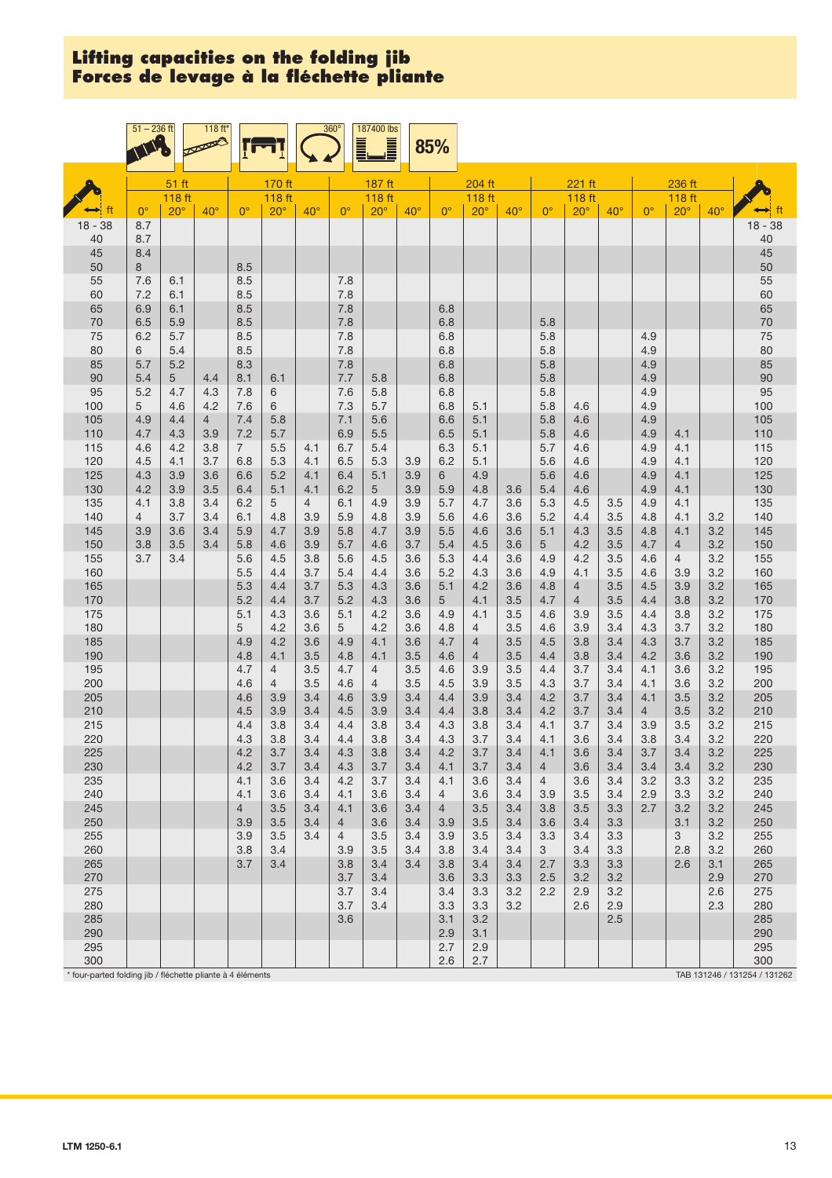# Lifting capacities on the folding jib
# Forces de levage à la fléchette pliante

51 – 236 ft | 118 ft* | 360° | 187400 lbs | 85%

| | 51 ft | | | 170 ft | | | 187 ft | | | 204 ft | | | 221 ft | | | 236 ft | | | |
|---|---|---|---|---|---|---|---|---|---|---|---|---|---|---|---|---|---|---|---|
| | 118 ft | | | 118 ft | | | 118 ft | | | 118 ft | | | 118 ft | | | 118 ft | | | |
| ft | 0° | 20° | 40° | 0° | 20° | 40° | 0° | 20° | 40° | 0° | 20° | 40° | 0° | 20° | 40° | 0° | 20° | 40° | ft |
| 18 - 38 | 8.7 | | | | | | | | | | | | | | | | | | 18 - 38 |
| 40 | 8.7 | | | | | | | | | | | | | | | | | | 40 |
| 45 | 8.4 | | | | | | | | | | | | | | | | | | 45 |
| 50 | 8 | | | 8.5 | | | | | | | | | | | | | | | 50 |
| 55 | 7.6 | 6.1 | | 8.5 | | | 7.8 | | | | | | | | | | | | 55 |
| 60 | 7.2 | 6.1 | | 8.5 | | | 7.8 | | | | | | | | | | | | 60 |
| 65 | 6.9 | 6.1 | | 8.5 | | | 7.8 | | | 6.8 | | | | | | | | | 65 |
| 70 | 6.5 | 5.9 | | 8.5 | | | 7.8 | | | 6.8 | | | 5.8 | | | | | | 70 |
| 75 | 6.2 | 5.7 | | 8.5 | | | 7.8 | | | 6.8 | | | 5.8 | | | 4.9 | | | 75 |
| 80 | 6 | 5.4 | | 8.5 | | | 7.8 | | | 6.8 | | | 5.8 | | | 4.9 | | | 80 |
| 85 | 5.7 | 5.2 | | 8.3 | | | 7.8 | | | 6.8 | | | 5.8 | | | 4.9 | | | 85 |
| 90 | 5.4 | 5 | 4.4 | 8.1 | 6.1 | | 7.7 | 5.8 | | 6.8 | | | 5.8 | | | 4.9 | | | 90 |
| 95 | 5.2 | 4.7 | 4.3 | 7.8 | 6 | | 7.6 | 5.8 | | 6.8 | | | 5.8 | | | 4.9 | | | 95 |
| 100 | 5 | 4.6 | 4.2 | 7.6 | 6 | | 7.3 | 5.7 | | 6.8 | 5.1 | | 5.8 | 4.6 | | 4.9 | | | 100 |
| 105 | 4.9 | 4.4 | 4 | 7.4 | 5.8 | | 7.1 | 5.6 | | 6.6 | 5.1 | | 5.8 | 4.6 | | 4.9 | | | 105 |
| 110 | 4.7 | 4.3 | 3.9 | 7.2 | 5.7 | | 6.9 | 5.5 | | 6.5 | 5.1 | | 5.8 | 4.6 | | 4.9 | 4.1 | | 110 |
| 115 | 4.6 | 4.2 | 3.8 | 7 | 5.5 | 4.1 | 6.7 | 5.4 | | 6.3 | 5.1 | | 5.7 | 4.6 | | 4.9 | 4.1 | | 115 |
| 120 | 4.5 | 4.1 | 3.7 | 6.8 | 5.3 | 4.1 | 6.5 | 5.3 | 3.9 | 6.2 | 5.1 | | 5.6 | 4.6 | | 4.9 | 4.1 | | 120 |
| 125 | 4.3 | 3.9 | 3.6 | 6.6 | 5.2 | 4.1 | 6.4 | 5.1 | 3.9 | 6 | 4.9 | | 5.6 | 4.6 | | 4.9 | 4.1 | | 125 |
| 130 | 4.2 | 3.9 | 3.5 | 6.4 | 5.1 | 4.1 | 6.2 | 5 | 3.9 | 5.9 | 4.8 | 3.6 | 5.4 | 4.6 | | 4.9 | 4.1 | | 130 |
| 135 | 4.1 | 3.8 | 3.4 | 6.2 | 5 | 4 | 6.1 | 4.9 | 3.9 | 5.7 | 4.7 | 3.6 | 5.3 | 4.5 | 3.5 | 4.9 | 4.1 | | 135 |
| 140 | 4 | 3.7 | 3.4 | 6.1 | 4.8 | 3.9 | 5.9 | 4.8 | 3.9 | 5.6 | 4.6 | 3.6 | 5.2 | 4.4 | 3.5 | 4.8 | 4.1 | 3.2 | 140 |
| 145 | 3.9 | 3.6 | 3.4 | 5.9 | 4.7 | 3.9 | 5.8 | 4.7 | 3.9 | 5.5 | 4.6 | 3.6 | 5.1 | 4.3 | 3.5 | 4.8 | 4.1 | 3.2 | 145 |
| 150 | 3.8 | 3.5 | 3.4 | 5.8 | 4.6 | 3.9 | 5.7 | 4.6 | 3.7 | 5.4 | 4.5 | 3.6 | 5 | 4.2 | 3.5 | 4.7 | 4 | 3.2 | 150 |
| 155 | 3.7 | 3.4 | | 5.6 | 4.5 | 3.8 | 5.6 | 4.5 | 3.6 | 5.3 | 4.4 | 3.6 | 4.9 | 4.2 | 3.5 | 4.6 | 4 | 3.2 | 155 |
| 160 | | | | 5.5 | 4.4 | 3.7 | 5.4 | 4.4 | 3.6 | 5.2 | 4.3 | 3.6 | 4.9 | 4.1 | 3.5 | 4.6 | 3.9 | 3.2 | 160 |
| 165 | | | | 5.3 | 4.4 | 3.7 | 5.3 | 4.3 | 3.6 | 5.1 | 4.2 | 3.6 | 4.8 | 4 | 3.5 | 4.5 | 3.9 | 3.2 | 165 |
| 170 | | | | 5.2 | 4.4 | 3.7 | 5.2 | 4.3 | 3.6 | 5 | 4.1 | 3.6 | 4.7 | 4 | 3.5 | 4.4 | 3.8 | 3.2 | 170 |
| 175 | | | | 5.1 | 4.3 | 3.6 | 5.1 | 4.2 | 3.6 | 4.9 | 4.1 | 3.5 | 4.6 | 3.9 | 3.5 | 4.4 | 3.8 | 3.2 | 175 |
| 180 | | | | 5 | 4.2 | 3.6 | 5 | 4.2 | 3.6 | 4.8 | 4 | 3.5 | 4.6 | 3.9 | 3.4 | 4.3 | 3.7 | 3.2 | 180 |
| 185 | | | | 4.9 | 4.2 | 3.6 | 4.9 | 4.1 | 3.6 | 4.7 | 4 | 3.5 | 4.5 | 3.8 | 3.4 | 4.3 | 3.7 | 3.2 | 185 |
| 190 | | | | 4.8 | 4.1 | 3.5 | 4.8 | 4.1 | 3.5 | 4.6 | 4 | 3.5 | 4.4 | 3.8 | 3.4 | 4.2 | 3.6 | 3.2 | 190 |
| 195 | | | | 4.7 | 4 | 3.5 | 4.7 | 4 | 3.5 | 4.6 | 3.9 | 3.5 | 4.4 | 3.7 | 3.4 | 4.1 | 3.6 | 3.2 | 195 |
| 200 | | | | 4.6 | 4 | 3.5 | 4.6 | 4 | 3.5 | 4.5 | 3.9 | 3.5 | 4.3 | 3.7 | 3.4 | 4.1 | 3.6 | 3.2 | 200 |
| 205 | | | | 4.6 | 3.9 | 3.4 | 4.6 | 3.9 | 3.4 | 4.4 | 3.9 | 3.4 | 4.2 | 3.7 | 3.4 | 4.1 | 3.5 | 3.2 | 205 |
| 210 | | | | 4.5 | 3.9 | 3.4 | 4.5 | 3.9 | 3.4 | 4.4 | 3.8 | 3.4 | 4.2 | 3.7 | 3.4 | 4 | 3.5 | 3.2 | 210 |
| 215 | | | | 4.4 | 3.8 | 3.4 | 4.4 | 3.8 | 3.4 | 4.3 | 3.8 | 3.4 | 4.1 | 3.7 | 3.4 | 3.9 | 3.5 | 3.2 | 215 |
| 220 | | | | 4.3 | 3.8 | 3.4 | 4.4 | 3.8 | 3.4 | 4.3 | 3.7 | 3.4 | 4.1 | 3.6 | 3.4 | 3.8 | 3.4 | 3.2 | 220 |
| 225 | | | | 4.2 | 3.7 | 3.4 | 4.3 | 3.8 | 3.4 | 4.2 | 3.7 | 3.4 | 4.1 | 3.6 | 3.4 | 3.7 | 3.4 | 3.2 | 225 |
| 230 | | | | 4.2 | 3.7 | 3.4 | 4.3 | 3.7 | 3.4 | 4.1 | 3.7 | 3.4 | 4 | 3.6 | 3.4 | 3.4 | 3.4 | 3.2 | 230 |
| 235 | | | | 4.1 | 3.6 | 3.4 | 4.2 | 3.7 | 3.4 | 4.1 | 3.6 | 3.4 | 4 | 3.6 | 3.4 | 3.2 | 3.3 | 3.2 | 235 |
| 240 | | | | 4.1 | 3.6 | 3.4 | 4.1 | 3.6 | 3.4 | 4 | 3.6 | 3.4 | 3.9 | 3.5 | 3.4 | 2.9 | 3.3 | 3.2 | 240 |
| 245 | | | | 4 | 3.5 | 3.4 | 4.1 | 3.6 | 3.4 | 4 | 3.5 | 3.4 | 3.8 | 3.5 | 3.3 | 2.7 | 3.2 | 3.2 | 245 |
| 250 | | | | 3.9 | 3.5 | 3.4 | 4 | 3.6 | 3.4 | 3.9 | 3.5 | 3.4 | 3.6 | 3.4 | 3.3 | | 3.1 | 3.2 | 250 |
| 255 | | | | 3.9 | 3.5 | 3.4 | 4 | 3.5 | 3.4 | 3.9 | 3.5 | 3.4 | 3.3 | 3.4 | 3.3 | | 3 | 3.2 | 255 |
| 260 | | | | 3.8 | 3.4 | | 3.9 | 3.5 | 3.4 | 3.8 | 3.4 | 3.4 | 3 | 3.4 | 3.3 | | 2.8 | 3.2 | 260 |
| 265 | | | | 3.7 | 3.4 | | 3.8 | 3.4 | 3.4 | 3.8 | 3.4 | 3.4 | 2.7 | 3.3 | 3.3 | | 2.6 | 3.1 | 265 |
| 270 | | | | | | | 3.7 | 3.4 | | 3.6 | 3.3 | 3.3 | 2.5 | 3.2 | 3.2 | | | 2.9 | 270 |
| 275 | | | | | | | 3.7 | 3.4 | | 3.4 | 3.3 | 3.2 | 2.2 | 2.9 | 3.2 | | | 2.6 | 275 |
| 280 | | | | | | | 3.7 | 3.4 | | 3.3 | 3.3 | 3.2 | | 2.6 | 2.9 | | | 2.3 | 280 |
| 285 | | | | | | | 3.6 | | | 3.1 | 3.2 | | | | 2.5 | | | | 285 |
| 290 | | | | | | | | | | 2.9 | 3.1 | | | | | | | | 290 |
| 295 | | | | | | | | | | 2.7 | 2.9 | | | | | | | | 295 |
| 300 | | | | | | | | | | 2.6 | 2.7 | | | | | | | | 300 |

* four-parted folding jib / fléchette pliante à 4 éléments

TAB 131246 / 131254 / 131262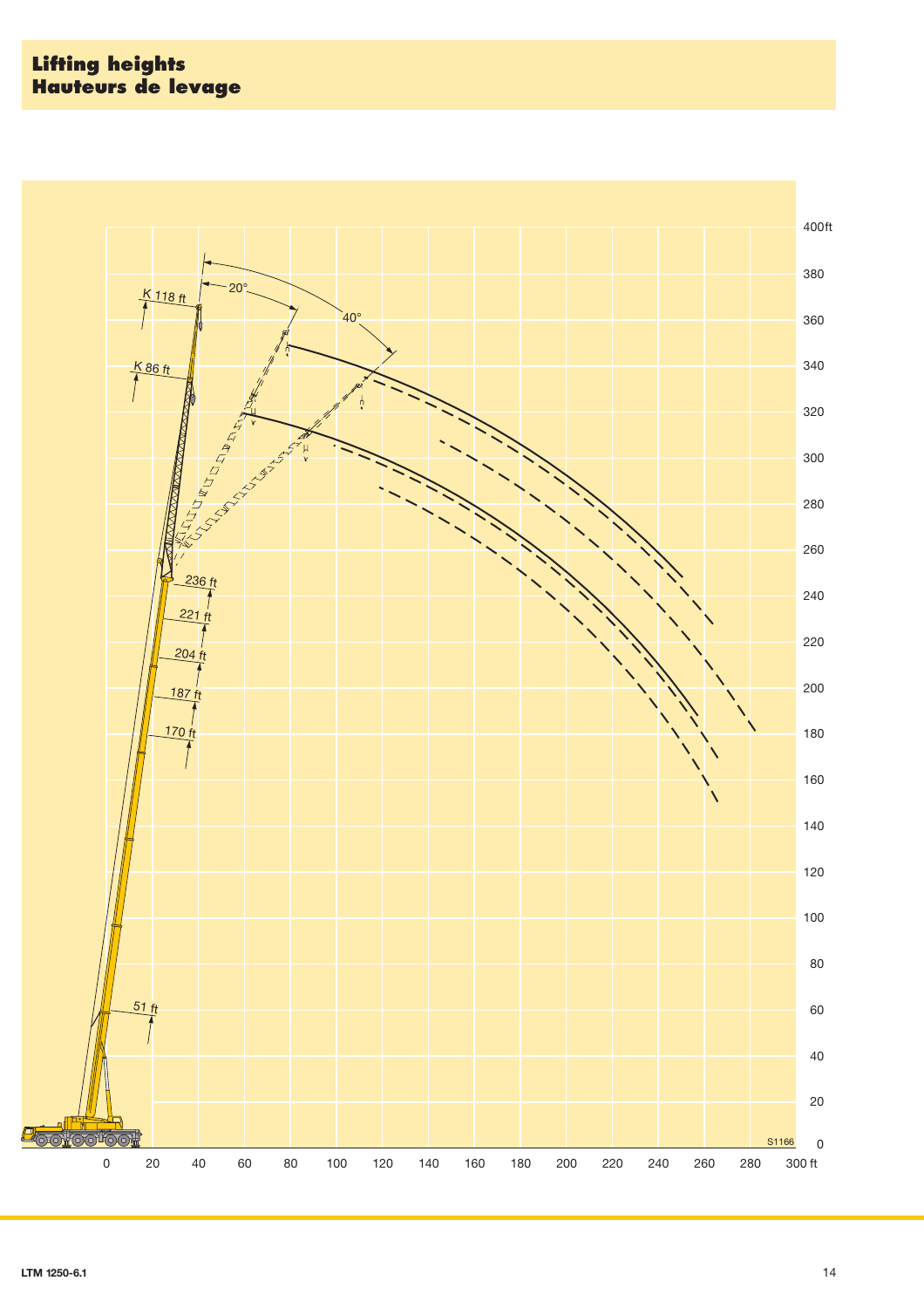# Lifting heights
# Hauteurs de levage

K 118 ft

K 86 ft

20°

40°

236 ft

221 ft

204 ft

187 ft

170 ft

51 ft

400ft, 380, 360, 340, 320, 300, 280, 260, 240, 220, 200, 180, 160, 140, 120, 100, 80, 60, 40, 20, 0

0, 20, 40, 60, 80, 100, 120, 140, 160, 180, 200, 220, 240, 260, 280, 300 ft

S1166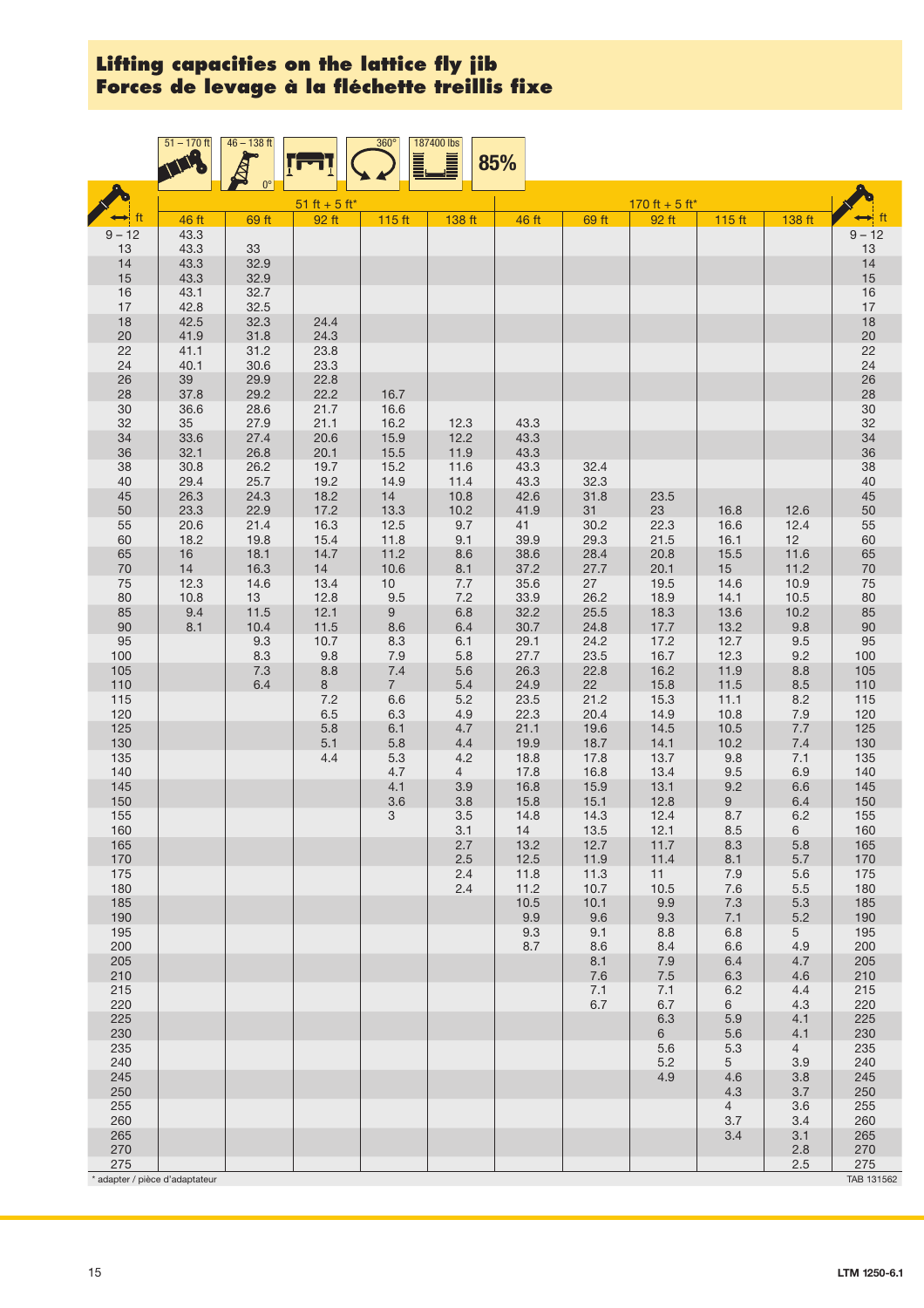# Lifting capacities on the lattice fly jib
# Forces de levage à la fléchette treillis fixe

51 – 170 ft | 46 – 138 ft | 0° | 360° | 187400 lbs | 85%

| ft | 51 ft + 5 ft* | | | | | 170 ft + 5 ft* | | | | | ft |
|---|---|---|---|---|---|---|---|---|---|---|---|
| | 46 ft | 69 ft | 92 ft | 115 ft | 138 ft | 46 ft | 69 ft | 92 ft | 115 ft | 138 ft | |
| 9 – 12 | 43.3 | | | | | | | | | | 9 – 12 |
| 13 | 43.3 | 33 | | | | | | | | | 13 |
| 14 | 43.3 | 32.9 | | | | | | | | | 14 |
| 15 | 43.3 | 32.9 | | | | | | | | | 15 |
| 16 | 43.1 | 32.7 | | | | | | | | | 16 |
| 17 | 42.8 | 32.5 | | | | | | | | | 17 |
| 18 | 42.5 | 32.3 | 24.4 | | | | | | | | 18 |
| 20 | 41.9 | 31.8 | 24.3 | | | | | | | | 20 |
| 22 | 41.1 | 31.2 | 23.8 | | | | | | | | 22 |
| 24 | 40.1 | 30.6 | 23.3 | | | | | | | | 24 |
| 26 | 39 | 29.9 | 22.8 | | | | | | | | 26 |
| 28 | 37.8 | 29.2 | 22.2 | 16.7 | | | | | | | 28 |
| 30 | 36.6 | 28.6 | 21.7 | 16.6 | | | | | | | 30 |
| 32 | 35 | 27.9 | 21.1 | 16.2 | 12.3 | 43.3 | | | | | 32 |
| 34 | 33.6 | 27.4 | 20.6 | 15.9 | 12.2 | 43.3 | | | | | 34 |
| 36 | 32.1 | 26.8 | 20.1 | 15.5 | 11.9 | 43.3 | | | | | 36 |
| 38 | 30.8 | 26.2 | 19.7 | 15.2 | 11.6 | 43.3 | 32.4 | | | | 38 |
| 40 | 29.4 | 25.7 | 19.2 | 14.9 | 11.4 | 43.3 | 32.3 | | | | 40 |
| 45 | 26.3 | 24.3 | 18.2 | 14 | 10.8 | 42.6 | 31.8 | 23.5 | | | 45 |
| 50 | 23.3 | 22.9 | 17.2 | 13.3 | 10.2 | 41.9 | 31 | 23 | 16.8 | 12.6 | 50 |
| 55 | 20.6 | 21.4 | 16.3 | 12.5 | 9.7 | 41 | 30.2 | 22.3 | 16.6 | 12.4 | 55 |
| 60 | 18.2 | 19.8 | 15.4 | 11.8 | 9.1 | 39.9 | 29.3 | 21.5 | 16.1 | 12 | 60 |
| 65 | 16 | 18.1 | 14.7 | 11.2 | 8.6 | 38.6 | 28.4 | 20.8 | 15.5 | 11.6 | 65 |
| 70 | 14 | 16.3 | 14 | 10.6 | 8.1 | 37.2 | 27.7 | 20.1 | 15 | 11.2 | 70 |
| 75 | 12.3 | 14.6 | 13.4 | 10 | 7.7 | 35.6 | 27 | 19.5 | 14.6 | 10.9 | 75 |
| 80 | 10.8 | 13 | 12.8 | 9.5 | 7.2 | 33.9 | 26.2 | 18.9 | 14.1 | 10.5 | 80 |
| 85 | 9.4 | 11.5 | 12.1 | 9 | 6.8 | 32.2 | 25.5 | 18.3 | 13.6 | 10.2 | 85 |
| 90 | 8.1 | 10.4 | 11.5 | 8.6 | 6.4 | 30.7 | 24.8 | 17.7 | 13.2 | 9.8 | 90 |
| 95 | | 9.3 | 10.7 | 8.3 | 6.1 | 29.1 | 24.2 | 17.2 | 12.7 | 9.5 | 95 |
| 100 | | 8.3 | 9.8 | 7.9 | 5.8 | 27.7 | 23.5 | 16.7 | 12.3 | 9.2 | 100 |
| 105 | | 7.3 | 8.8 | 7.4 | 5.6 | 26.3 | 22.8 | 16.2 | 11.9 | 8.8 | 105 |
| 110 | | 6.4 | 8 | 7 | 5.4 | 24.9 | 22 | 15.8 | 11.5 | 8.5 | 110 |
| 115 | | | 7.2 | 6.6 | 5.2 | 23.5 | 21.2 | 15.3 | 11.1 | 8.2 | 115 |
| 120 | | | 6.5 | 6.3 | 4.9 | 22.3 | 20.4 | 14.9 | 10.8 | 7.9 | 120 |
| 125 | | | 5.8 | 6.1 | 4.7 | 21.1 | 19.6 | 14.5 | 10.5 | 7.7 | 125 |
| 130 | | | 5.1 | 5.8 | 4.4 | 19.9 | 18.7 | 14.1 | 10.2 | 7.4 | 130 |
| 135 | | | 4.4 | 5.3 | 4.2 | 18.8 | 17.8 | 13.7 | 9.8 | 7.1 | 135 |
| 140 | | | | 4.7 | 4 | 17.8 | 16.8 | 13.4 | 9.5 | 6.9 | 140 |
| 145 | | | | 4.1 | 3.9 | 16.8 | 15.9 | 13.1 | 9.2 | 6.6 | 145 |
| 150 | | | | 3.6 | 3.8 | 15.8 | 15.1 | 12.8 | 9 | 6.4 | 150 |
| 155 | | | | 3 | 3.5 | 14.8 | 14.3 | 12.4 | 8.7 | 6.2 | 155 |
| 160 | | | | | 3.1 | 14 | 13.5 | 12.1 | 8.5 | 6 | 160 |
| 165 | | | | | 2.7 | 13.2 | 12.7 | 11.7 | 8.3 | 5.8 | 165 |
| 170 | | | | | 2.5 | 12.5 | 11.9 | 11.4 | 8.1 | 5.7 | 170 |
| 175 | | | | | 2.4 | 11.8 | 11.3 | 11 | 7.9 | 5.6 | 175 |
| 180 | | | | | 2.4 | 11.2 | 10.7 | 10.5 | 7.6 | 5.5 | 180 |
| 185 | | | | | | 10.5 | 10.1 | 9.9 | 7.3 | 5.3 | 185 |
| 190 | | | | | | 9.9 | 9.6 | 9.3 | 7.1 | 5.2 | 190 |
| 195 | | | | | | 9.3 | 9.1 | 8.8 | 6.8 | 5 | 195 |
| 200 | | | | | | 8.7 | 8.6 | 8.4 | 6.6 | 4.9 | 200 |
| 205 | | | | | | | 8.1 | 7.9 | 6.4 | 4.7 | 205 |
| 210 | | | | | | | 7.6 | 7.5 | 6.3 | 4.6 | 210 |
| 215 | | | | | | | 7.1 | 7.1 | 6.2 | 4.4 | 215 |
| 220 | | | | | | | 6.7 | 6.7 | 6 | 4.3 | 220 |
| 225 | | | | | | | | 6.3 | 5.9 | 4.1 | 225 |
| 230 | | | | | | | | 6 | 5.6 | 4.1 | 230 |
| 235 | | | | | | | | 5.6 | 5.3 | 4 | 235 |
| 240 | | | | | | | | 5.2 | 5 | 3.9 | 240 |
| 245 | | | | | | | | 4.9 | 4.6 | 3.8 | 245 |
| 250 | | | | | | | | | 4.3 | 3.7 | 250 |
| 255 | | | | | | | | | 4 | 3.6 | 255 |
| 260 | | | | | | | | | 3.7 | 3.4 | 260 |
| 265 | | | | | | | | | 3.4 | 3.1 | 265 |
| 270 | | | | | | | | | | 2.8 | 270 |
| 275 | | | | | | | | | | 2.5 | 275 |

\* adapter / pièce d'adaptateur

TAB 131562

LTM 1250-6.1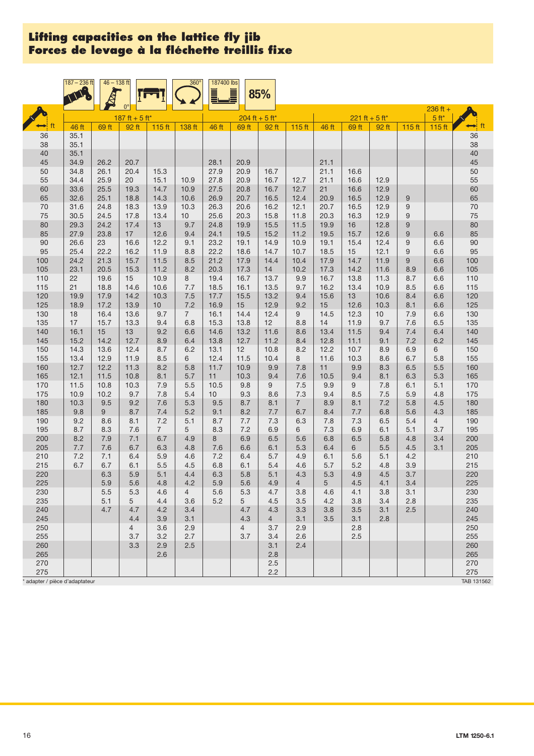# Lifting capacities on the lattice fly jib
# Forces de levage à la fléchette treillis fixe

187 – 236 ft | 46 – 138 ft | 0° | 360° | 187400 lbs | 85%

| ft | 187 ft + 5 ft* | | | | | 204 ft + 5 ft* | | | | 221 ft + 5 ft* | | | | 236 ft + 5 ft* | ft |
|---|---|---|---|---|---|---|---|---|---|---|---|---|---|---|---|
| | 46 ft | 69 ft | 92 ft | 115 ft | 138 ft | 46 ft | 69 ft | 92 ft | 115 ft | 46 ft | 69 ft | 92 ft | 115 ft | 115 ft | |
| 36 | 35.1 | | | | | | | | | | | | | | 36 |
| 38 | 35.1 | | | | | | | | | | | | | | 38 |
| 40 | 35.1 | | | | | | | | | | | | | | 40 |
| 45 | 34.9 | 26.2 | 20.7 | | | 28.1 | 20.9 | | | 21.1 | | | | | 45 |
| 50 | 34.8 | 26.1 | 20.4 | 15.3 | | 27.9 | 20.9 | 16.7 | | 21.1 | 16.6 | | | | 50 |
| 55 | 34.4 | 25.9 | 20 | 15.1 | 10.9 | 27.8 | 20.9 | 16.7 | 12.7 | 21.1 | 16.6 | 12.9 | | | 55 |
| 60 | 33.6 | 25.5 | 19.3 | 14.7 | 10.9 | 27.5 | 20.8 | 16.7 | 12.7 | 21 | 16.6 | 12.9 | | | 60 |
| 65 | 32.6 | 25.1 | 18.8 | 14.3 | 10.6 | 26.9 | 20.7 | 16.5 | 12.4 | 20.9 | 16.5 | 12.9 | 9 | | 65 |
| 70 | 31.6 | 24.8 | 18.3 | 13.9 | 10.3 | 26.3 | 20.6 | 16.2 | 12.1 | 20.7 | 16.5 | 12.9 | 9 | | 70 |
| 75 | 30.5 | 24.5 | 17.8 | 13.4 | 10 | 25.6 | 20.3 | 15.8 | 11.8 | 20.3 | 16.3 | 12.9 | 9 | | 75 |
| 80 | 29.3 | 24.2 | 17.4 | 13 | 9.7 | 24.8 | 19.9 | 15.5 | 11.5 | 19.9 | 16 | 12.8 | 9 | | 80 |
| 85 | 27.9 | 23.8 | 17 | 12.6 | 9.4 | 24.1 | 19.5 | 15.2 | 11.2 | 19.5 | 15.7 | 12.6 | 9 | 6.6 | 85 |
| 90 | 26.6 | 23 | 16.6 | 12.2 | 9.1 | 23.2 | 19.1 | 14.9 | 10.9 | 19.1 | 15.4 | 12.4 | 9 | 6.6 | 90 |
| 95 | 25.4 | 22.2 | 16.2 | 11.9 | 8.8 | 22.2 | 18.6 | 14.7 | 10.7 | 18.5 | 15 | 12.1 | 9 | 6.6 | 95 |
| 100 | 24.2 | 21.3 | 15.7 | 11.5 | 8.5 | 21.2 | 17.9 | 14.4 | 10.4 | 17.9 | 14.7 | 11.9 | 9 | 6.6 | 100 |
| 105 | 23.1 | 20.5 | 15.3 | 11.2 | 8.2 | 20.3 | 17.3 | 14 | 10.2 | 17.3 | 14.2 | 11.6 | 8.9 | 6.6 | 105 |
| 110 | 22 | 19.6 | 15 | 10.9 | 8 | 19.4 | 16.7 | 13.7 | 9.9 | 16.7 | 13.8 | 11.3 | 8.7 | 6.6 | 110 |
| 115 | 21 | 18.8 | 14.6 | 10.6 | 7.7 | 18.5 | 16.1 | 13.5 | 9.7 | 16.2 | 13.4 | 10.9 | 8.5 | 6.6 | 115 |
| 120 | 19.9 | 17.9 | 14.2 | 10.3 | 7.5 | 17.7 | 15.5 | 13.2 | 9.4 | 15.6 | 13 | 10.6 | 8.4 | 6.6 | 120 |
| 125 | 18.9 | 17.2 | 13.9 | 10 | 7.2 | 16.9 | 15 | 12.9 | 9.2 | 15 | 12.6 | 10.3 | 8.1 | 6.6 | 125 |
| 130 | 18 | 16.4 | 13.6 | 9.7 | 7 | 16.1 | 14.4 | 12.4 | 9 | 14.5 | 12.3 | 10 | 7.9 | 6.6 | 130 |
| 135 | 17 | 15.7 | 13.3 | 9.4 | 6.8 | 15.3 | 13.8 | 12 | 8.8 | 14 | 11.9 | 9.7 | 7.6 | 6.5 | 135 |
| 140 | 16.1 | 15 | 13 | 9.2 | 6.6 | 14.6 | 13.2 | 11.6 | 8.6 | 13.4 | 11.5 | 9.4 | 7.4 | 6.4 | 140 |
| 145 | 15.2 | 14.2 | 12.7 | 8.9 | 6.4 | 13.8 | 12.7 | 11.2 | 8.4 | 12.8 | 11.1 | 9.1 | 7.2 | 6.2 | 145 |
| 150 | 14.3 | 13.6 | 12.4 | 8.7 | 6.2 | 13.1 | 12 | 10.8 | 8.2 | 12.2 | 10.7 | 8.9 | 6.9 | 6 | 150 |
| 155 | 13.4 | 12.9 | 11.9 | 8.5 | 6 | 12.4 | 11.5 | 10.4 | 8 | 11.6 | 10.3 | 8.6 | 6.7 | 5.8 | 155 |
| 160 | 12.7 | 12.2 | 11.3 | 8.2 | 5.8 | 11.7 | 10.9 | 9.9 | 7.8 | 11 | 9.9 | 8.3 | 6.5 | 5.5 | 160 |
| 165 | 12.1 | 11.5 | 10.8 | 8.1 | 5.7 | 11 | 10.3 | 9.4 | 7.6 | 10.5 | 9.4 | 8.1 | 6.3 | 5.3 | 165 |
| 170 | 11.5 | 10.8 | 10.3 | 7.9 | 5.5 | 10.5 | 9.8 | 9 | 7.5 | 9.9 | 9 | 7.8 | 6.1 | 5.1 | 170 |
| 175 | 10.9 | 10.2 | 9.7 | 7.8 | 5.4 | 10 | 9.3 | 8.6 | 7.3 | 9.4 | 8.5 | 7.5 | 5.9 | 4.8 | 175 |
| 180 | 10.3 | 9.5 | 9.2 | 7.6 | 5.3 | 9.5 | 8.7 | 8.1 | 7 | 8.9 | 8.1 | 7.2 | 5.8 | 4.5 | 180 |
| 185 | 9.8 | 9 | 8.7 | 7.4 | 5.2 | 9.1 | 8.2 | 7.7 | 6.7 | 8.4 | 7.7 | 6.8 | 5.6 | 4.3 | 185 |
| 190 | 9.2 | 8.6 | 8.1 | 7.2 | 5.1 | 8.7 | 7.7 | 7.3 | 6.3 | 7.8 | 7.3 | 6.5 | 5.4 | 4 | 190 |
| 195 | 8.7 | 8.3 | 7.6 | 7 | 5 | 8.3 | 7.2 | 6.9 | 6 | 7.3 | 6.9 | 6.1 | 5.1 | 3.7 | 195 |
| 200 | 8.2 | 7.9 | 7.1 | 6.7 | 4.9 | 8 | 6.9 | 6.5 | 5.6 | 6.8 | 6.5 | 5.8 | 4.8 | 3.4 | 200 |
| 205 | 7.7 | 7.6 | 6.7 | 6.3 | 4.8 | 7.6 | 6.6 | 6.1 | 5.3 | 6.4 | 6 | 5.5 | 4.5 | 3.1 | 205 |
| 210 | 7.2 | 7.1 | 6.4 | 5.9 | 4.6 | 7.2 | 6.4 | 5.7 | 4.9 | 6.1 | 5.6 | 5.1 | 4.2 | | 210 |
| 215 | 6.7 | 6.7 | 6.1 | 5.5 | 4.5 | 6.8 | 6.1 | 5.4 | 4.6 | 5.7 | 5.2 | 4.8 | 3.9 | | 215 |
| 220 | | 6.3 | 5.9 | 5.1 | 4.4 | 6.3 | 5.8 | 5.1 | 4.3 | 5.3 | 4.9 | 4.5 | 3.7 | | 220 |
| 225 | | 5.9 | 5.6 | 4.8 | 4.2 | 5.9 | 5.6 | 4.9 | 4 | 5 | 4.5 | 4.1 | 3.4 | | 225 |
| 230 | | 5.5 | 5.3 | 4.6 | 4 | 5.6 | 5.3 | 4.7 | 3.8 | 4.6 | 4.1 | 3.8 | 3.1 | | 230 |
| 235 | | 5.1 | 5 | 4.4 | 3.6 | 5.2 | 5 | 4.5 | 3.5 | 4.2 | 3.8 | 3.4 | 2.8 | | 235 |
| 240 | | 4.7 | 4.7 | 4.2 | 3.4 | | 4.7 | 4.3 | 3.3 | 3.8 | 3.5 | 3.1 | 2.5 | | 240 |
| 245 | | | 4.4 | 3.9 | 3.1 | | 4.3 | 4 | 3.1 | 3.5 | 3.1 | 2.8 | | | 245 |
| 250 | | | 4 | 3.6 | 2.9 | | 4 | 3.7 | 2.9 | | 2.8 | | | | 250 |
| 255 | | | 3.7 | 3.2 | 2.7 | | 3.7 | 3.4 | 2.6 | | 2.5 | | | | 255 |
| 260 | | | 3.3 | 2.9 | 2.5 | | | 3.1 | 2.4 | | | | | | 260 |
| 265 | | | | 2.6 | | | | 2.8 | | | | | | | 265 |
| 270 | | | | | | | | 2.5 | | | | | | | 270 |
| 275 | | | | | | | | 2.2 | | | | | | | 275 |

\* adapter / pièce d'adaptateur

TAB 131562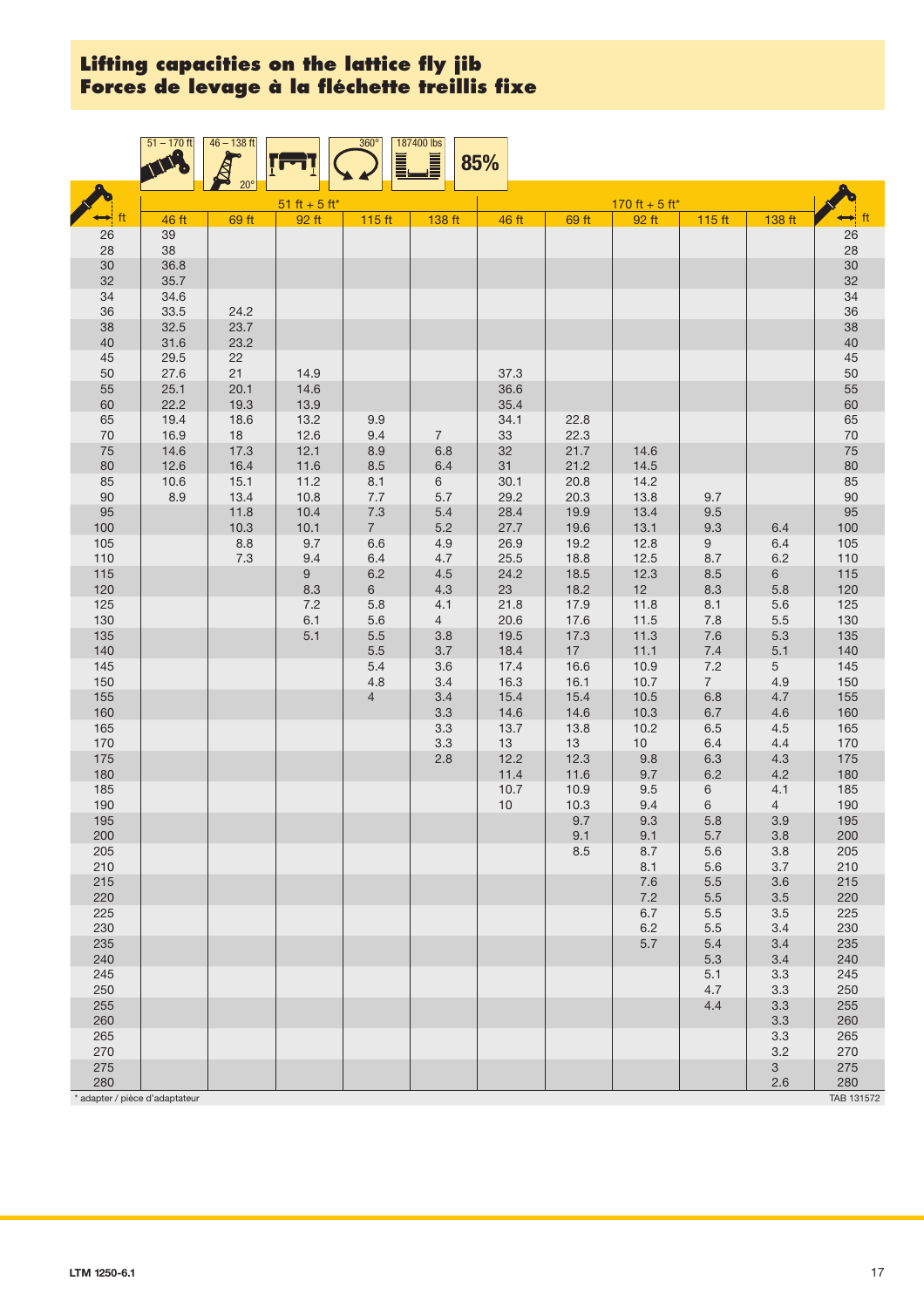# Lifting capacities on the lattice fly jib
# Forces de levage à la fléchette treillis fixe

51 – 170 ft | 46 – 138 ft 20° | 360° | 187400 lbs | 85%

| ft | 51 ft + 5 ft* | | | | | 170 ft + 5 ft* | | | | | ft |
|---|---|---|---|---|---|---|---|---|---|---|---|
| | 46 ft | 69 ft | 92 ft | 115 ft | 138 ft | 46 ft | 69 ft | 92 ft | 115 ft | 138 ft | |
| 26 | 39 | | | | | | | | | | 26 |
| 28 | 38 | | | | | | | | | | 28 |
| 30 | 36.8 | | | | | | | | | | 30 |
| 32 | 35.7 | | | | | | | | | | 32 |
| 34 | 34.6 | | | | | | | | | | 34 |
| 36 | 33.5 | 24.2 | | | | | | | | | 36 |
| 38 | 32.5 | 23.7 | | | | | | | | | 38 |
| 40 | 31.6 | 23.2 | | | | | | | | | 40 |
| 45 | 29.5 | 22 | | | | | | | | | 45 |
| 50 | 27.6 | 21 | 14.9 | | | 37.3 | | | | | 50 |
| 55 | 25.1 | 20.1 | 14.6 | | | 36.6 | | | | | 55 |
| 60 | 22.2 | 19.3 | 13.9 | | | 35.4 | | | | | 60 |
| 65 | 19.4 | 18.6 | 13.2 | 9.9 | | 34.1 | 22.8 | | | | 65 |
| 70 | 16.9 | 18 | 12.6 | 9.4 | 7 | 33 | 22.3 | | | | 70 |
| 75 | 14.6 | 17.3 | 12.1 | 8.9 | 6.8 | 32 | 21.7 | 14.6 | | | 75 |
| 80 | 12.6 | 16.4 | 11.6 | 8.5 | 6.4 | 31 | 21.2 | 14.5 | | | 80 |
| 85 | 10.6 | 15.1 | 11.2 | 8.1 | 6 | 30.1 | 20.8 | 14.2 | | | 85 |
| 90 | 8.9 | 13.4 | 10.8 | 7.7 | 5.7 | 29.2 | 20.3 | 13.8 | 9.7 | | 90 |
| 95 | | 11.8 | 10.4 | 7.3 | 5.4 | 28.4 | 19.9 | 13.4 | 9.5 | | 95 |
| 100 | | 10.3 | 10.1 | 7 | 5.2 | 27.7 | 19.6 | 13.1 | 9.3 | 6.4 | 100 |
| 105 | | 8.8 | 9.7 | 6.6 | 4.9 | 26.9 | 19.2 | 12.8 | 9 | 6.4 | 105 |
| 110 | | 7.3 | 9.4 | 6.4 | 4.7 | 25.5 | 18.8 | 12.5 | 8.7 | 6.2 | 110 |
| 115 | | | 9 | 6.2 | 4.5 | 24.2 | 18.5 | 12.3 | 8.5 | 6 | 115 |
| 120 | | | 8.3 | 6 | 4.3 | 23 | 18.2 | 12 | 8.3 | 5.8 | 120 |
| 125 | | | 7.2 | 5.8 | 4.1 | 21.8 | 17.9 | 11.8 | 8.1 | 5.6 | 125 |
| 130 | | | 6.1 | 5.6 | 4 | 20.6 | 17.6 | 11.5 | 7.8 | 5.5 | 130 |
| 135 | | | 5.1 | 5.5 | 3.8 | 19.5 | 17.3 | 11.3 | 7.6 | 5.3 | 135 |
| 140 | | | | 5.5 | 3.7 | 18.4 | 17 | 11.1 | 7.4 | 5.1 | 140 |
| 145 | | | | 5.4 | 3.6 | 17.4 | 16.6 | 10.9 | 7.2 | 5 | 145 |
| 150 | | | | 4.8 | 3.4 | 16.3 | 16.1 | 10.7 | 7 | 4.9 | 150 |
| 155 | | | | 4 | 3.4 | 15.4 | 15.4 | 10.5 | 6.8 | 4.7 | 155 |
| 160 | | | | | 3.3 | 14.6 | 14.6 | 10.3 | 6.7 | 4.6 | 160 |
| 165 | | | | | 3.3 | 13.7 | 13.8 | 10.2 | 6.5 | 4.5 | 165 |
| 170 | | | | | 3.3 | 13 | 13 | 10 | 6.4 | 4.4 | 170 |
| 175 | | | | | 2.8 | 12.2 | 12.3 | 9.8 | 6.3 | 4.3 | 175 |
| 180 | | | | | | 11.4 | 11.6 | 9.7 | 6.2 | 4.2 | 180 |
| 185 | | | | | | 10.7 | 10.9 | 9.5 | 6 | 4.1 | 185 |
| 190 | | | | | | 10 | 10.3 | 9.4 | 6 | 4 | 190 |
| 195 | | | | | | | 9.7 | 9.3 | 5.8 | 3.9 | 195 |
| 200 | | | | | | | 9.1 | 9.1 | 5.7 | 3.8 | 200 |
| 205 | | | | | | | 8.5 | 8.7 | 5.6 | 3.8 | 205 |
| 210 | | | | | | | | 8.1 | 5.6 | 3.7 | 210 |
| 215 | | | | | | | | 7.6 | 5.5 | 3.6 | 215 |
| 220 | | | | | | | | 7.2 | 5.5 | 3.5 | 220 |
| 225 | | | | | | | | 6.7 | 5.5 | 3.5 | 225 |
| 230 | | | | | | | | 6.2 | 5.5 | 3.4 | 230 |
| 235 | | | | | | | | 5.7 | 5.4 | 3.4 | 235 |
| 240 | | | | | | | | | 5.3 | 3.4 | 240 |
| 245 | | | | | | | | | 5.1 | 3.3 | 245 |
| 250 | | | | | | | | | 4.7 | 3.3 | 250 |
| 255 | | | | | | | | | 4.4 | 3.3 | 255 |
| 260 | | | | | | | | | | 3.3 | 260 |
| 265 | | | | | | | | | | 3.3 | 265 |
| 270 | | | | | | | | | | 3.2 | 270 |
| 275 | | | | | | | | | | 3 | 275 |
| 280 | | | | | | | | | | 2.6 | 280 |

\* adapter / pièce d'adaptateur

TAB 131572

LTM 1250-6.1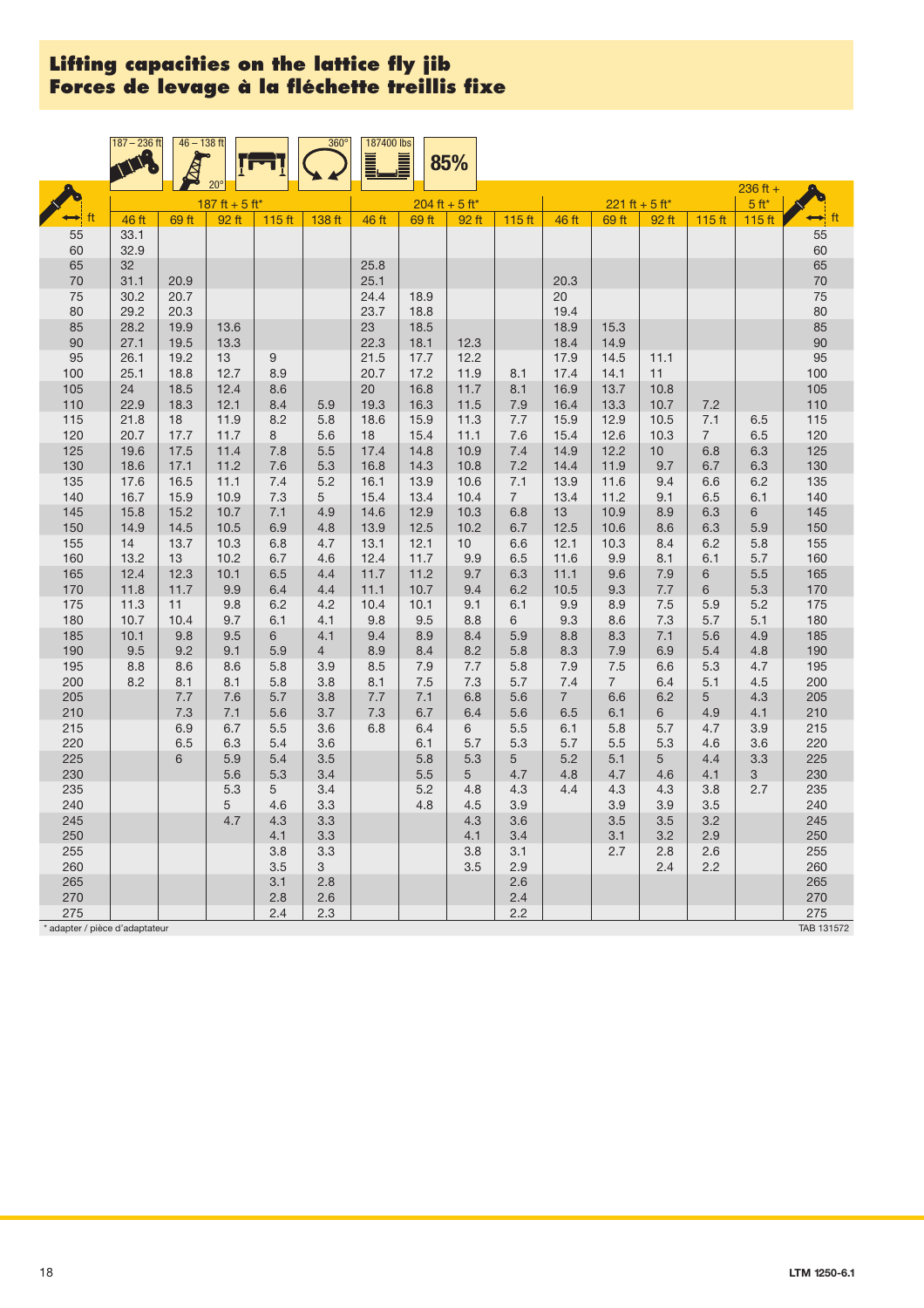# Lifting capacities on the lattice fly jib
# Forces de levage à la fléchette treillis fixe

187 – 236 ft | 46 – 138 ft | 20° | 360° | 187400 lbs | 85%

| ft | 187 ft + 5 ft* | | | | | 204 ft + 5 ft* | | | | 221 ft + 5 ft* | | | | 236 ft + 5 ft* | ft |
|---|---|---|---|---|---|---|---|---|---|---|---|---|---|---|---|
| | 46 ft | 69 ft | 92 ft | 115 ft | 138 ft | 46 ft | 69 ft | 92 ft | 115 ft | 46 ft | 69 ft | 92 ft | 115 ft | 115 ft | |
| 55 | 33.1 | | | | | | | | | | | | | | 55 |
| 60 | 32.9 | | | | | | | | | | | | | | 60 |
| 65 | 32 | | | | | 25.8 | | | | | | | | | 65 |
| 70 | 31.1 | 20.9 | | | | 25.1 | | | | 20.3 | | | | | 70 |
| 75 | 30.2 | 20.7 | | | | 24.4 | 18.9 | | | 20 | | | | | 75 |
| 80 | 29.2 | 20.3 | | | | 23.7 | 18.8 | | | 19.4 | | | | | 80 |
| 85 | 28.2 | 19.9 | 13.6 | | | 23 | 18.5 | | | 18.9 | 15.3 | | | | 85 |
| 90 | 27.1 | 19.5 | 13.3 | | | 22.3 | 18.1 | 12.3 | | 18.4 | 14.9 | | | | 90 |
| 95 | 26.1 | 19.2 | 13 | 9 | | 21.5 | 17.7 | 12.2 | | 17.9 | 14.5 | 11.1 | | | 95 |
| 100 | 25.1 | 18.8 | 12.7 | 8.9 | | 20.7 | 17.2 | 11.9 | 8.1 | 17.4 | 14.1 | 11 | | | 100 |
| 105 | 24 | 18.5 | 12.4 | 8.6 | | 20 | 16.8 | 11.7 | 8.1 | 16.9 | 13.7 | 10.8 | | | 105 |
| 110 | 22.9 | 18.3 | 12.1 | 8.4 | 5.9 | 19.3 | 16.3 | 11.5 | 7.9 | 16.4 | 13.3 | 10.7 | 7.2 | | 110 |
| 115 | 21.8 | 18 | 11.9 | 8.2 | 5.8 | 18.6 | 15.9 | 11.3 | 7.7 | 15.9 | 12.9 | 10.5 | 7.1 | 6.5 | 115 |
| 120 | 20.7 | 17.7 | 11.7 | 8 | 5.6 | 18 | 15.4 | 11.1 | 7.6 | 15.4 | 12.6 | 10.3 | 7 | 6.5 | 120 |
| 125 | 19.6 | 17.5 | 11.4 | 7.8 | 5.5 | 17.4 | 14.8 | 10.9 | 7.4 | 14.9 | 12.2 | 10 | 6.8 | 6.3 | 125 |
| 130 | 18.6 | 17.1 | 11.2 | 7.6 | 5.3 | 16.8 | 14.3 | 10.8 | 7.2 | 14.4 | 11.9 | 9.7 | 6.7 | 6.3 | 130 |
| 135 | 17.6 | 16.5 | 11.1 | 7.4 | 5.2 | 16.1 | 13.9 | 10.6 | 7.1 | 13.9 | 11.6 | 9.4 | 6.6 | 6.2 | 135 |
| 140 | 16.7 | 15.9 | 10.9 | 7.3 | 5 | 15.4 | 13.4 | 10.4 | 7 | 13.4 | 11.2 | 9.1 | 6.5 | 6.1 | 140 |
| 145 | 15.8 | 15.2 | 10.7 | 7.1 | 4.9 | 14.6 | 12.9 | 10.3 | 6.8 | 13 | 10.9 | 8.9 | 6.3 | 6 | 145 |
| 150 | 14.9 | 14.5 | 10.5 | 6.9 | 4.8 | 13.9 | 12.5 | 10.2 | 6.7 | 12.5 | 10.6 | 8.6 | 6.3 | 5.9 | 150 |
| 155 | 14 | 13.7 | 10.3 | 6.8 | 4.7 | 13.1 | 12.1 | 10 | 6.6 | 12.1 | 10.3 | 8.4 | 6.2 | 5.8 | 155 |
| 160 | 13.2 | 13 | 10.2 | 6.7 | 4.6 | 12.4 | 11.7 | 9.9 | 6.5 | 11.6 | 9.9 | 8.1 | 6.1 | 5.7 | 160 |
| 165 | 12.4 | 12.3 | 10.1 | 6.5 | 4.4 | 11.7 | 11.2 | 9.7 | 6.3 | 11.1 | 9.6 | 7.9 | 6 | 5.5 | 165 |
| 170 | 11.8 | 11.7 | 9.9 | 6.4 | 4.4 | 11.1 | 10.7 | 9.4 | 6.2 | 10.5 | 9.3 | 7.7 | 6 | 5.3 | 170 |
| 175 | 11.3 | 11 | 9.8 | 6.2 | 4.2 | 10.4 | 10.1 | 9.1 | 6.1 | 9.9 | 8.9 | 7.5 | 5.9 | 5.2 | 175 |
| 180 | 10.7 | 10.4 | 9.7 | 6.1 | 4.1 | 9.8 | 9.5 | 8.8 | 6 | 9.3 | 8.6 | 7.3 | 5.7 | 5.1 | 180 |
| 185 | 10.1 | 9.8 | 9.5 | 6 | 4.1 | 9.4 | 8.9 | 8.4 | 5.9 | 8.8 | 8.3 | 7.1 | 5.6 | 4.9 | 185 |
| 190 | 9.5 | 9.2 | 9.1 | 5.9 | 4 | 8.9 | 8.4 | 8.2 | 5.8 | 8.3 | 7.9 | 6.9 | 5.4 | 4.8 | 190 |
| 195 | 8.8 | 8.6 | 8.6 | 5.8 | 3.9 | 8.5 | 7.9 | 7.7 | 5.8 | 7.9 | 7.5 | 6.6 | 5.3 | 4.7 | 195 |
| 200 | 8.2 | 8.1 | 8.1 | 5.8 | 3.8 | 8.1 | 7.5 | 7.3 | 5.7 | 7.4 | 7 | 6.4 | 5.1 | 4.5 | 200 |
| 205 | | 7.7 | 7.6 | 5.7 | 3.8 | 7.7 | 7.1 | 6.8 | 5.6 | 7 | 6.6 | 6.2 | 5 | 4.3 | 205 |
| 210 | | 7.3 | 7.1 | 5.6 | 3.7 | 7.3 | 6.7 | 6.4 | 5.6 | 6.5 | 6.1 | 6 | 4.9 | 4.1 | 210 |
| 215 | | 6.9 | 6.7 | 5.5 | 3.6 | 6.8 | 6.4 | 6 | 5.5 | 6.1 | 5.8 | 5.7 | 4.7 | 3.9 | 215 |
| 220 | | 6.5 | 6.3 | 5.4 | 3.6 | | 6.1 | 5.7 | 5.3 | 5.7 | 5.5 | 5.3 | 4.6 | 3.6 | 220 |
| 225 | | 6 | 5.9 | 5.4 | 3.5 | | 5.8 | 5.3 | 5 | 5.2 | 5.1 | 5 | 4.4 | 3.3 | 225 |
| 230 | | | 5.6 | 5.3 | 3.4 | | 5.5 | 5 | 4.7 | 4.8 | 4.7 | 4.6 | 4.1 | 3 | 230 |
| 235 | | | 5.3 | 5 | 3.4 | | 5.2 | 4.8 | 4.3 | 4.4 | 4.3 | 4.3 | 3.8 | 2.7 | 235 |
| 240 | | | 5 | 4.6 | 3.3 | | 4.8 | 4.5 | 3.9 | | 3.9 | 3.9 | 3.5 | | 240 |
| 245 | | | 4.7 | 4.3 | 3.3 | | | 4.3 | 3.6 | | 3.5 | 3.5 | 3.2 | | 245 |
| 250 | | | | 4.1 | 3.3 | | | 4.1 | 3.4 | | 3.1 | 3.2 | 2.9 | | 250 |
| 255 | | | | 3.8 | 3.3 | | | 3.8 | 3.1 | | 2.7 | 2.8 | 2.6 | | 255 |
| 260 | | | | 3.5 | 3 | | | 3.5 | 2.9 | | | 2.4 | 2.2 | | 260 |
| 265 | | | | 3.1 | 2.8 | | | | 2.6 | | | | | | 265 |
| 270 | | | | 2.8 | 2.6 | | | | 2.4 | | | | | | 270 |
| 275 | | | | 2.4 | 2.3 | | | | 2.2 | | | | | | 275 |

* adapter / pièce d'adaptateur

TAB 131572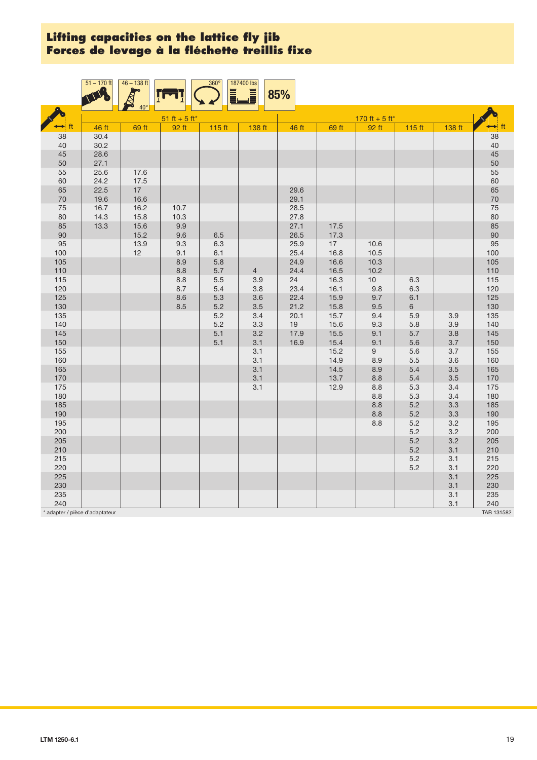# Lifting capacities on the lattice fly jib
# Forces de levage à la fléchette treillis fixe

51 – 170 ft | 46 – 138 ft 40° | 360° | 187400 lbs | 85%

| ft | 51 ft + 5 ft* | | | | | 170 ft + 5 ft* | | | | | ft |
|---|---|---|---|---|---|---|---|---|---|---|---|
| | 46 ft | 69 ft | 92 ft | 115 ft | 138 ft | 46 ft | 69 ft | 92 ft | 115 ft | 138 ft | |
| 38 | 30.4 | | | | | | | | | | 38 |
| 40 | 30.2 | | | | | | | | | | 40 |
| 45 | 28.6 | | | | | | | | | | 45 |
| 50 | 27.1 | | | | | | | | | | 50 |
| 55 | 25.6 | 17.6 | | | | | | | | | 55 |
| 60 | 24.2 | 17.5 | | | | | | | | | 60 |
| 65 | 22.5 | 17 | | | | 29.6 | | | | | 65 |
| 70 | 19.6 | 16.6 | | | | 29.1 | | | | | 70 |
| 75 | 16.7 | 16.2 | 10.7 | | | 28.5 | | | | | 75 |
| 80 | 14.3 | 15.8 | 10.3 | | | 27.8 | | | | | 80 |
| 85 | 13.3 | 15.6 | 9.9 | | | 27.1 | 17.5 | | | | 85 |
| 90 | | 15.2 | 9.6 | 6.5 | | 26.5 | 17.3 | | | | 90 |
| 95 | | 13.9 | 9.3 | 6.3 | | 25.9 | 17 | 10.6 | | | 95 |
| 100 | | 12 | 9.1 | 6.1 | | 25.4 | 16.8 | 10.5 | | | 100 |
| 105 | | | 8.9 | 5.8 | 4 | 24.9 | 16.6 | 10.3 | | | 105 |
| 110 | | | 8.8 | 5.7 | 4 | 24.4 | 16.5 | 10.2 | | | 110 |
| 115 | | | 8.8 | 5.5 | 3.9 | 24 | 16.3 | 10 | 6.3 | | 115 |
| 120 | | | 8.7 | 5.4 | 3.8 | 23.4 | 16.1 | 9.8 | 6.3 | | 120 |
| 125 | | | 8.6 | 5.3 | 3.6 | 22.4 | 15.9 | 9.7 | 6.1 | | 125 |
| 130 | | | 8.5 | 5.2 | 3.5 | 21.2 | 15.8 | 9.5 | 6 | | 130 |
| 135 | | | | 5.2 | 3.4 | 20.1 | 15.7 | 9.4 | 5.9 | 3.9 | 135 |
| 140 | | | | 5.2 | 3.3 | 19 | 15.6 | 9.3 | 5.8 | 3.9 | 140 |
| 145 | | | | 5.1 | 3.2 | 17.9 | 15.5 | 9.1 | 5.7 | 3.8 | 145 |
| 150 | | | | 5.1 | 3.1 | 16.9 | 15.4 | 9.1 | 5.6 | 3.7 | 150 |
| 155 | | | | | 3.1 | | 15.2 | 9 | 5.6 | 3.7 | 155 |
| 160 | | | | | 3.1 | | 14.9 | 8.9 | 5.5 | 3.6 | 160 |
| 165 | | | | | 3.1 | | 14.5 | 8.9 | 5.4 | 3.5 | 165 |
| 170 | | | | | 3.1 | | 13.7 | 8.8 | 5.4 | 3.5 | 170 |
| 175 | | | | | 3.1 | | 12.9 | 8.8 | 5.3 | 3.4 | 175 |
| 180 | | | | | | | | 8.8 | 5.3 | 3.4 | 180 |
| 185 | | | | | | | | 8.8 | 5.2 | 3.3 | 185 |
| 190 | | | | | | | | 8.8 | 5.2 | 3.3 | 190 |
| 195 | | | | | | | | 8.8 | 5.2 | 3.2 | 195 |
| 200 | | | | | | | | | 5.2 | 3.2 | 200 |
| 205 | | | | | | | | | 5.2 | 3.2 | 205 |
| 210 | | | | | | | | | 5.2 | 3.1 | 210 |
| 215 | | | | | | | | | 5.2 | 3.1 | 215 |
| 220 | | | | | | | | | 5.2 | 3.1 | 220 |
| 225 | | | | | | | | | | 3.1 | 225 |
| 230 | | | | | | | | | | 3.1 | 230 |
| 235 | | | | | | | | | | 3.1 | 235 |
| 240 | | | | | | | | | | 3.1 | 240 |

* adapter / pièce d'adaptateur

TAB 131582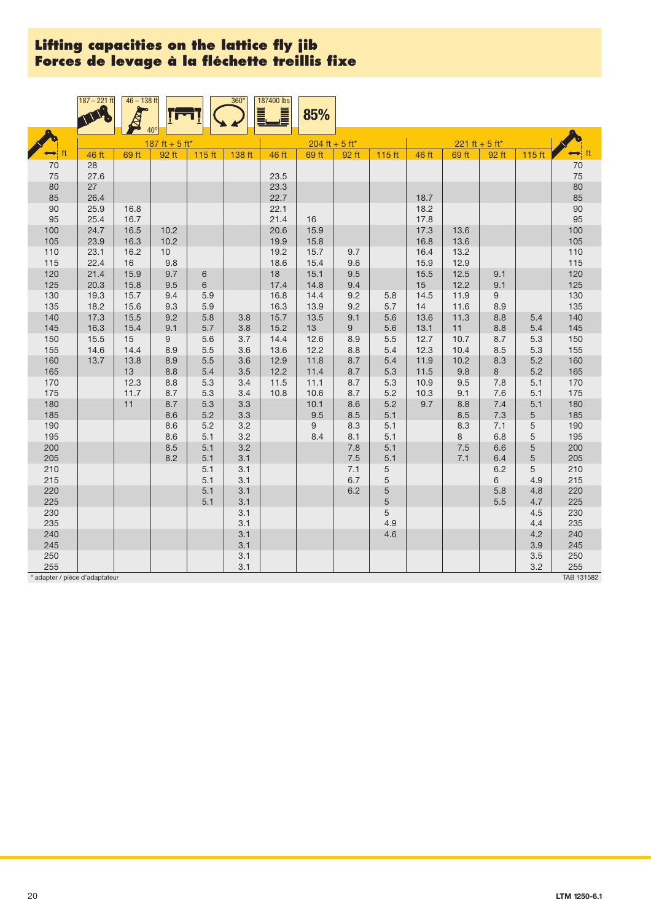## Lifting capacities on the lattice fly jib
## Forces de levage à la fléchette treillis fixe

187 – 221 ft | 46 – 138 ft | 40° | 360° | 187400 lbs | 85%

| ft | 187 ft + 5 ft* | | | | | 204 ft + 5 ft* | | | | 221 ft + 5 ft* | | | | ft |
|---|---|---|---|---|---|---|---|---|---|---|---|---|---|---|
| | 46 ft | 69 ft | 92 ft | 115 ft | 138 ft | 46 ft | 69 ft | 92 ft | 115 ft | 46 ft | 69 ft | 92 ft | 115 ft | |
| 70 | 28 | | | | | | | | | | | | | 70 |
| 75 | 27.6 | | | | | 23.5 | | | | | | | | 75 |
| 80 | 27 | | | | | 23.3 | | | | | | | | 80 |
| 85 | 26.4 | | | | | 22.7 | | | | 18.7 | | | | 85 |
| 90 | 25.9 | 16.8 | | | | 22.1 | | | | 18.2 | | | | 90 |
| 95 | 25.4 | 16.7 | | | | 21.4 | 16 | | | 17.8 | | | | 95 |
| 100 | 24.7 | 16.5 | 10.2 | | | 20.6 | 15.9 | | | 17.3 | 13.6 | | | 100 |
| 105 | 23.9 | 16.3 | 10.2 | | | 19.9 | 15.8 | | | 16.8 | 13.6 | | | 105 |
| 110 | 23.1 | 16.2 | 10 | | | 19.2 | 15.7 | 9.7 | | 16.4 | 13.2 | | | 110 |
| 115 | 22.4 | 16 | 9.8 | | | 18.6 | 15.4 | 9.6 | | 15.9 | 12.9 | | | 115 |
| 120 | 21.4 | 15.9 | 9.7 | 6 | | 18 | 15.1 | 9.5 | | 15.5 | 12.5 | 9.1 | | 120 |
| 125 | 20.3 | 15.8 | 9.5 | 6 | | 17.4 | 14.8 | 9.4 | | 15 | 12.2 | 9.1 | | 125 |
| 130 | 19.3 | 15.7 | 9.4 | 5.9 | | 16.8 | 14.4 | 9.2 | 5.8 | 14.5 | 11.9 | 9 | | 130 |
| 135 | 18.2 | 15.6 | 9.3 | 5.9 | | 16.3 | 13.9 | 9.2 | 5.7 | 14 | 11.6 | 8.9 | | 135 |
| 140 | 17.3 | 15.5 | 9.2 | 5.8 | 3.8 | 15.7 | 13.5 | 9.1 | 5.6 | 13.6 | 11.3 | 8.8 | 5.4 | 140 |
| 145 | 16.3 | 15.4 | 9.1 | 5.7 | 3.8 | 15.2 | 13 | 9 | 5.6 | 13.1 | 11 | 8.8 | 5.4 | 145 |
| 150 | 15.5 | 15 | 9 | 5.6 | 3.7 | 14.4 | 12.6 | 8.9 | 5.5 | 12.7 | 10.7 | 8.7 | 5.3 | 150 |
| 155 | 14.6 | 14.4 | 8.9 | 5.5 | 3.6 | 13.6 | 12.2 | 8.8 | 5.4 | 12.3 | 10.4 | 8.5 | 5.3 | 155 |
| 160 | 13.7 | 13.8 | 8.9 | 5.5 | 3.6 | 12.9 | 11.8 | 8.7 | 5.4 | 11.9 | 10.2 | 8.3 | 5.2 | 160 |
| 165 | | 13 | 8.8 | 5.4 | 3.5 | 12.2 | 11.4 | 8.7 | 5.3 | 11.5 | 9.8 | 8 | 5.2 | 165 |
| 170 | | 12.3 | 8.8 | 5.3 | 3.4 | 11.5 | 11.1 | 8.7 | 5.3 | 10.9 | 9.5 | 7.8 | 5.1 | 170 |
| 175 | | 11.7 | 8.7 | 5.3 | 3.4 | 10.8 | 10.6 | 8.7 | 5.2 | 10.3 | 9.1 | 7.6 | 5.1 | 175 |
| 180 | | 11 | 8.7 | 5.3 | 3.3 | | 10.1 | 8.6 | 5.2 | 9.7 | 8.8 | 7.4 | 5.1 | 180 |
| 185 | | | 8.6 | 5.2 | 3.3 | | 9.5 | 8.5 | 5.1 | | 8.5 | 7.3 | 5 | 185 |
| 190 | | | 8.6 | 5.2 | 3.2 | | 9 | 8.3 | 5.1 | | 8.3 | 7.1 | 5 | 190 |
| 195 | | | 8.6 | 5.1 | 3.2 | | 8.4 | 8.1 | 5.1 | | 8 | 6.8 | 5 | 195 |
| 200 | | | 8.5 | 5.1 | 3.2 | | | 7.8 | 5.1 | | 7.5 | 6.6 | 5 | 200 |
| 205 | | | 8.2 | 5.1 | 3.1 | | | 7.5 | 5.1 | | 7.1 | 6.4 | 5 | 205 |
| 210 | | | | 5.1 | 3.1 | | | 7.1 | 5 | | | 6.2 | 5 | 210 |
| 215 | | | | 5.1 | 3.1 | | | 6.7 | 5 | | | 6 | 4.9 | 215 |
| 220 | | | | 5.1 | 3.1 | | | 6.2 | 5 | | | 5.8 | 4.8 | 220 |
| 225 | | | | 5.1 | 3.1 | | | | 5 | | | 5.5 | 4.7 | 225 |
| 230 | | | | | 3.1 | | | | 5 | | | | 4.5 | 230 |
| 235 | | | | | 3.1 | | | | 4.9 | | | | 4.4 | 235 |
| 240 | | | | | 3.1 | | | | 4.6 | | | | 4.2 | 240 |
| 245 | | | | | 3.1 | | | | | | | | 3.9 | 245 |
| 250 | | | | | 3.1 | | | | | | | | 3.5 | 250 |
| 255 | | | | | 3.1 | | | | | | | | 3.2 | 255 |

* adapter / pièce d'adaptateur

TAB 131582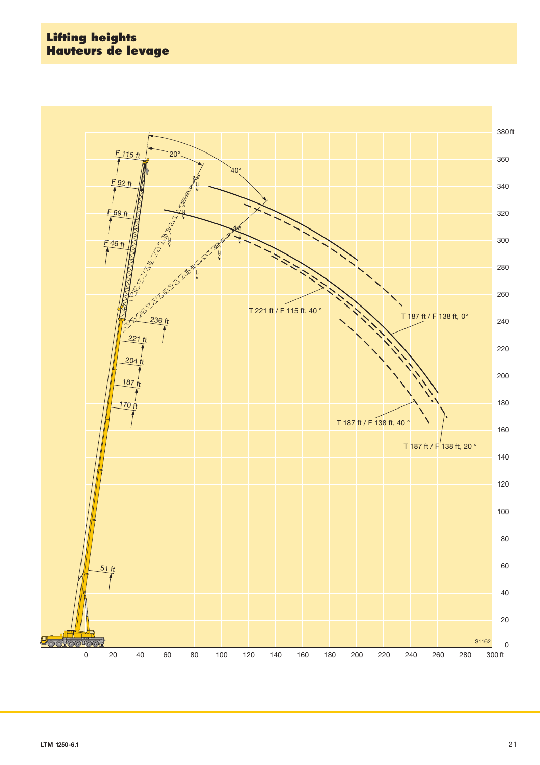# Lifting heights
# Hauteurs de levage

F 115 ft

F 92 ft

F 69 ft

F 46 ft

20°

40°

236 ft

221 ft

204 ft

187 ft

170 ft

51 ft

T 221 ft / F 115 ft, 40 °

T 187 ft / F 138 ft, 0°

T 187 ft / F 138 ft, 40 °

T 187 ft / F 138 ft, 20 °

380 ft, 360, 340, 320, 300, 280, 260, 240, 220, 200, 180, 160, 140, 120, 100, 80, 60, 40, 20, 0

0, 20, 40, 60, 80, 100, 120, 140, 160, 180, 200, 220, 240, 260, 280, 300 ft

S1162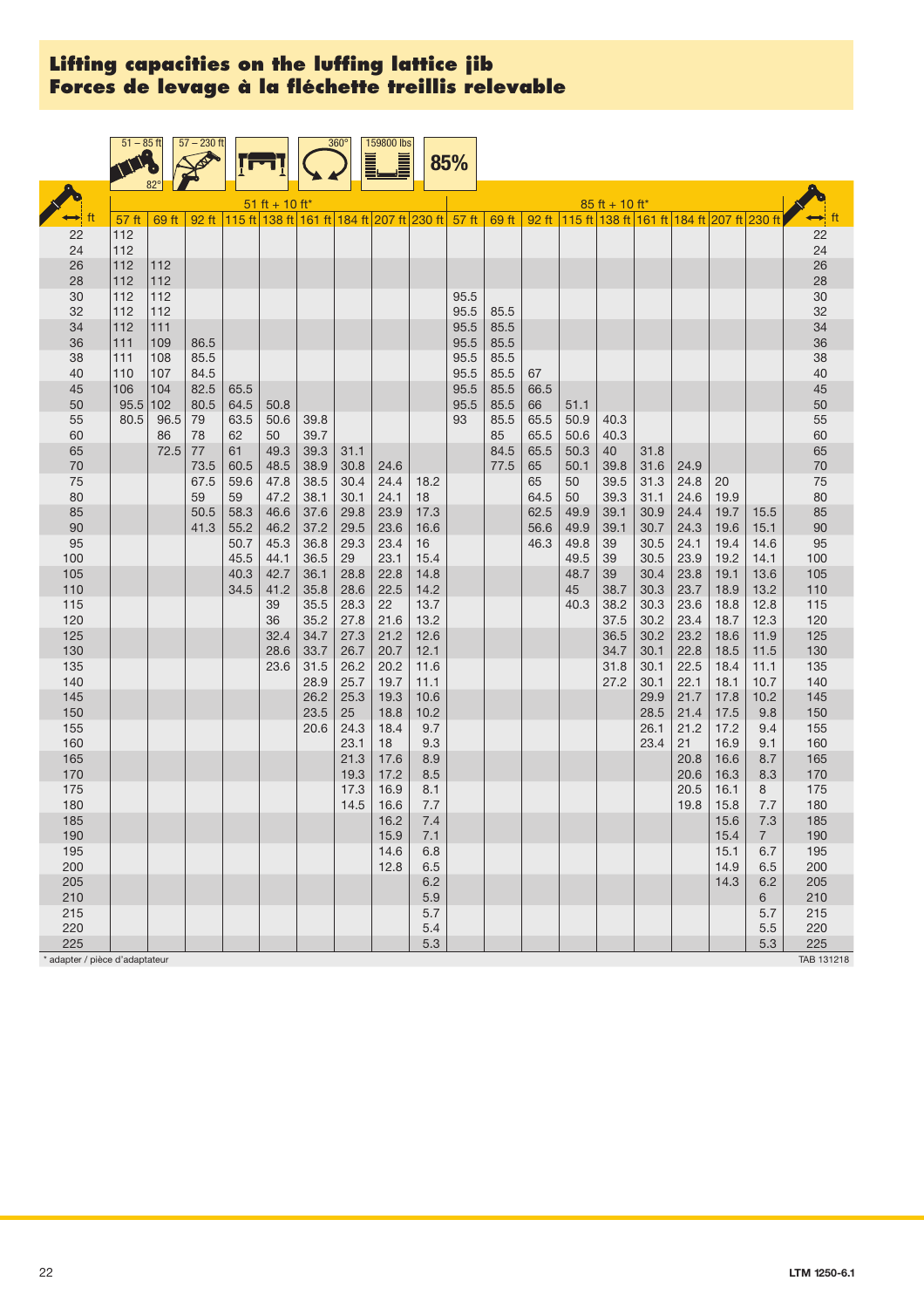# Lifting capacities on the luffing lattice jib
# Forces de levage à la fléchette treillis relevable

51 – 85 ft | 82° | 57 – 230 ft | 360° | 159800 lbs | 85%

| ft | 51 ft + 10 ft* | | | | | | | | | 85 ft + 10 ft* | | | | | | | | | ft |
|---|---|---|---|---|---|---|---|---|---|---|---|---|---|---|---|---|---|---|---|
| | 57 ft | 69 ft | 92 ft | 115 ft | 138 ft | 161 ft | 184 ft | 207 ft | 230 ft | 57 ft | 69 ft | 92 ft | 115 ft | 138 ft | 161 ft | 184 ft | 207 ft | 230 ft | |
| 22 | 112 | | | | | | | | | | | | | | | | | | 22 |
| 24 | 112 | | | | | | | | | | | | | | | | | | 24 |
| 26 | 112 | 112 | | | | | | | | | | | | | | | | | 26 |
| 28 | 112 | 112 | | | | | | | | | | | | | | | | | 28 |
| 30 | 112 | 112 | | | | | | | | 95.5 | | | | | | | | | 30 |
| 32 | 112 | 112 | | | | | | | | 95.5 | 85.5 | | | | | | | | 32 |
| 34 | 112 | 111 | | | | | | | | 95.5 | 85.5 | | | | | | | | 34 |
| 36 | 111 | 109 | 86.5 | | | | | | | 95.5 | 85.5 | | | | | | | | 36 |
| 38 | 111 | 108 | 85.5 | | | | | | | 95.5 | 85.5 | | | | | | | | 38 |
| 40 | 110 | 107 | 84.5 | | | | | | | 95.5 | 85.5 | 67 | | | | | | | 40 |
| 45 | 106 | 104 | 82.5 | 65.5 | | | | | | 95.5 | 85.5 | 66.5 | | | | | | | 45 |
| 50 | 95.5 | 102 | 80.5 | 64.5 | 50.8 | | | | | 95.5 | 85.5 | 66 | 51.1 | | | | | | 50 |
| 55 | 80.5 | 96.5 | 79 | 63.5 | 50.6 | 39.8 | | | | 93 | 85.5 | 65.5 | 50.9 | 40.3 | | | | | 55 |
| 60 | | 86 | 78 | 62 | 50 | 39.7 | | | | | 85 | 65.5 | 50.6 | 40.3 | | | | | 60 |
| 65 | | 72.5 | 77 | 61 | 49.3 | 39.3 | 31.1 | | | | 84.5 | 65.5 | 50.3 | 40 | 31.8 | | | | 65 |
| 70 | | | 73.5 | 60.5 | 48.5 | 38.9 | 30.8 | 24.6 | | | 77.5 | 65 | 50.1 | 39.8 | 31.6 | 24.9 | | | 70 |
| 75 | | | 67.5 | 59.6 | 47.8 | 38.5 | 30.4 | 24.4 | 18.2 | | | 65 | 50 | 39.5 | 31.3 | 24.8 | 20 | | 75 |
| 80 | | | 59 | 59 | 47.2 | 38.1 | 30.1 | 24.1 | 18 | | | 64.5 | 50 | 39.3 | 31.1 | 24.6 | 19.9 | | 80 |
| 85 | | | 50.5 | 58.3 | 46.6 | 37.6 | 29.8 | 23.9 | 17.3 | | | 62.5 | 49.9 | 39.1 | 30.9 | 24.4 | 19.7 | 15.5 | 85 |
| 90 | | | 41.3 | 55.2 | 46.2 | 37.2 | 29.5 | 23.6 | 16.6 | | | 56.6 | 49.9 | 39.1 | 30.7 | 24.3 | 19.6 | 15.1 | 90 |
| 95 | | | | 50.7 | 45.3 | 36.8 | 29.3 | 23.4 | 16 | | | 46.3 | 49.8 | 39 | 30.5 | 24.1 | 19.4 | 14.6 | 95 |
| 100 | | | | 45.5 | 44.1 | 36.5 | 29 | 23.1 | 15.4 | | | | 49.5 | 39 | 30.5 | 23.9 | 19.2 | 14.1 | 100 |
| 105 | | | | 40.3 | 42.7 | 36.1 | 28.8 | 22.8 | 14.8 | | | | 48.7 | 39 | 30.4 | 23.8 | 19.1 | 13.6 | 105 |
| 110 | | | | 34.5 | 41.2 | 35.8 | 28.6 | 22.5 | 14.2 | | | | 45 | 38.7 | 30.3 | 23.7 | 18.9 | 13.2 | 110 |
| 115 | | | | | 39 | 35.5 | 28.3 | 22 | 13.7 | | | | 40.3 | 38.2 | 30.3 | 23.6 | 18.8 | 12.8 | 115 |
| 120 | | | | | 36 | 35.2 | 27.8 | 21.6 | 13.2 | | | | | 37.5 | 30.2 | 23.4 | 18.7 | 12.3 | 120 |
| 125 | | | | | 32.4 | 34.7 | 27.3 | 21.2 | 12.6 | | | | | 36.5 | 30.2 | 23.2 | 18.6 | 11.9 | 125 |
| 130 | | | | | 28.6 | 33.7 | 26.7 | 20.7 | 12.1 | | | | | 34.7 | 30.1 | 22.8 | 18.5 | 11.5 | 130 |
| 135 | | | | | 23.6 | 31.5 | 26.2 | 20.2 | 11.6 | | | | | 31.8 | 30.1 | 22.5 | 18.4 | 11.1 | 135 |
| 140 | | | | | | 28.9 | 25.7 | 19.7 | 11.1 | | | | | 27.2 | 30.1 | 22.1 | 18.1 | 10.7 | 140 |
| 145 | | | | | | 26.2 | 25.3 | 19.3 | 10.6 | | | | | | 29.9 | 21.7 | 17.8 | 10.2 | 145 |
| 150 | | | | | | 23.5 | 25 | 18.8 | 10.2 | | | | | | 28.5 | 21.4 | 17.5 | 9.8 | 150 |
| 155 | | | | | | 20.6 | 24.3 | 18.4 | 9.7 | | | | | | 26.1 | 21.2 | 17.2 | 9.4 | 155 |
| 160 | | | | | | | 23.1 | 18 | 9.3 | | | | | | 23.4 | 21 | 16.9 | 9.1 | 160 |
| 165 | | | | | | | 21.3 | 17.6 | 8.9 | | | | | | | 20.8 | 16.6 | 8.7 | 165 |
| 170 | | | | | | | 19.3 | 17.2 | 8.5 | | | | | | | 20.6 | 16.3 | 8.3 | 170 |
| 175 | | | | | | | 17.3 | 16.9 | 8.1 | | | | | | | 20.5 | 16.1 | 8 | 175 |
| 180 | | | | | | | 14.5 | 16.6 | 7.7 | | | | | | | 19.8 | 15.8 | 7.7 | 180 |
| 185 | | | | | | | | 16.2 | 7.4 | | | | | | | | 15.6 | 7.3 | 185 |
| 190 | | | | | | | | 15.9 | 7.1 | | | | | | | | 15.4 | 7 | 190 |
| 195 | | | | | | | | 14.6 | 6.8 | | | | | | | | 15.1 | 6.7 | 195 |
| 200 | | | | | | | | 12.8 | 6.5 | | | | | | | | 14.9 | 6.5 | 200 |
| 205 | | | | | | | | | 6.2 | | | | | | | | 14.3 | 6.2 | 205 |
| 210 | | | | | | | | | 5.9 | | | | | | | | | 6 | 210 |
| 215 | | | | | | | | | 5.7 | | | | | | | | | 5.7 | 215 |
| 220 | | | | | | | | | 5.4 | | | | | | | | | 5.5 | 220 |
| 225 | | | | | | | | | 5.3 | | | | | | | | | 5.3 | 225 |

\* adapter / pièce d'adaptateur

TAB 131218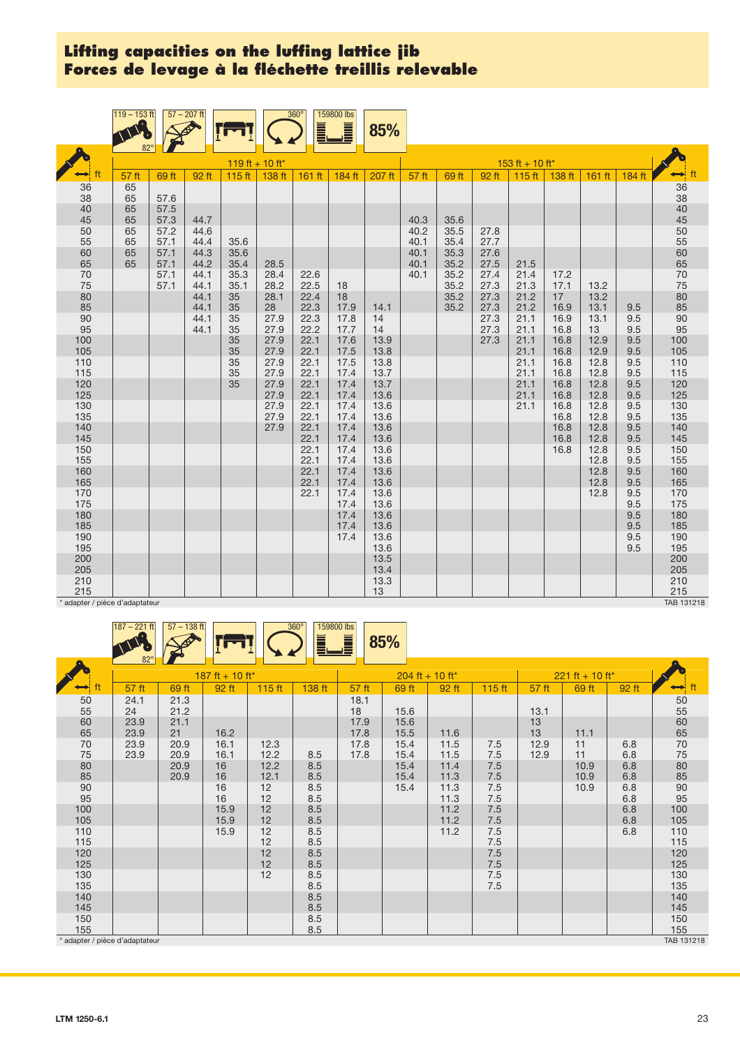# Lifting capacities on the luffing lattice jib
# Forces de levage à la fléchette treillis relevable

119 – 153 ft | 82° | 57 – 207 ft | 360° | 159800 lbs | 85%

| ft | 119 ft + 10 ft* | | | | | | | | 153 ft + 10 ft* | | | | | | | ft |
|---|---|---|---|---|---|---|---|---|---|---|---|---|---|---|---|---|
| | 57 ft | 69 ft | 92 ft | 115 ft | 138 ft | 161 ft | 184 ft | 207 ft | 57 ft | 69 ft | 92 ft | 115 ft | 138 ft | 161 ft | 184 ft | |
| 36 | 65 | | | | | | | | | | | | | | | 36 |
| 38 | 65 | 57.6 | | | | | | | | | | | | | | 38 |
| 40 | 65 | 57.5 | | | | | | | | | | | | | | 40 |
| 45 | 65 | 57.3 | 44.7 | | | | | | 40.3 | 35.6 | | | | | | 45 |
| 50 | 65 | 57.2 | 44.6 | | | | | | 40.2 | 35.5 | 27.8 | | | | | 50 |
| 55 | 65 | 57.1 | 44.4 | 35.6 | | | | | 40.1 | 35.4 | 27.7 | | | | | 55 |
| 60 | 65 | 57.1 | 44.3 | 35.6 | | | | | 40.1 | 35.3 | 27.6 | | | | | 60 |
| 65 | 65 | 57.1 | 44.2 | 35.4 | 28.5 | | | | 40.1 | 35.2 | 27.5 | 21.5 | | | | 65 |
| 70 | | 57.1 | 44.1 | 35.3 | 28.4 | 22.6 | | | 40.1 | 35.2 | 27.4 | 21.4 | 17.2 | | | 70 |
| 75 | | 57.1 | 44.1 | 35.1 | 28.2 | 22.5 | 18 | | | 35.2 | 27.3 | 21.3 | 17.1 | 13.2 | | 75 |
| 80 | | | 44.1 | 35 | 28.1 | 22.4 | 18 | | | 35.2 | 27.3 | 21.2 | 17 | 13.2 | | 80 |
| 85 | | | 44.1 | 35 | 28 | 22.3 | 17.9 | 14.1 | | 35.2 | 27.3 | 21.2 | 16.9 | 13.1 | 9.5 | 85 |
| 90 | | | 44.1 | 35 | 27.9 | 22.3 | 17.8 | 14 | | | 27.3 | 21.1 | 16.9 | 13.1 | 9.5 | 90 |
| 95 | | | 44.1 | 35 | 27.9 | 22.2 | 17.7 | 14 | | | 27.3 | 21.1 | 16.8 | 13 | 9.5 | 95 |
| 100 | | | | 35 | 27.9 | 22.1 | 17.6 | 13.9 | | | 27.3 | 21.1 | 16.8 | 12.9 | 9.5 | 100 |
| 105 | | | | 35 | 27.9 | 22.1 | 17.5 | 13.8 | | | | 21.1 | 16.8 | 12.9 | 9.5 | 105 |
| 110 | | | | 35 | 27.9 | 22.1 | 17.5 | 13.8 | | | | 21.1 | 16.8 | 12.8 | 9.5 | 110 |
| 115 | | | | 35 | 27.9 | 22.1 | 17.4 | 13.7 | | | | 21.1 | 16.8 | 12.8 | 9.5 | 115 |
| 120 | | | | 35 | 27.9 | 22.1 | 17.4 | 13.7 | | | | 21.1 | 16.8 | 12.8 | 9.5 | 120 |
| 125 | | | | | 27.9 | 22.1 | 17.4 | 13.6 | | | | 21.1 | 16.8 | 12.8 | 9.5 | 125 |
| 130 | | | | | 27.9 | 22.1 | 17.4 | 13.6 | | | | 21.1 | 16.8 | 12.8 | 9.5 | 130 |
| 135 | | | | | 27.9 | 22.1 | 17.4 | 13.6 | | | | | 16.8 | 12.8 | 9.5 | 135 |
| 140 | | | | | 27.9 | 22.1 | 17.4 | 13.6 | | | | | 16.8 | 12.8 | 9.5 | 140 |
| 145 | | | | | | 22.1 | 17.4 | 13.6 | | | | | 16.8 | 12.8 | 9.5 | 145 |
| 150 | | | | | | 22.1 | 17.4 | 13.6 | | | | | 16.8 | 12.8 | 9.5 | 150 |
| 155 | | | | | | 22.1 | 17.4 | 13.6 | | | | | | 12.8 | 9.5 | 155 |
| 160 | | | | | | 22.1 | 17.4 | 13.6 | | | | | | 12.8 | 9.5 | 160 |
| 165 | | | | | | 22.1 | 17.4 | 13.6 | | | | | | 12.8 | 9.5 | 165 |
| 170 | | | | | | 22.1 | 17.4 | 13.6 | | | | | | 12.8 | 9.5 | 170 |
| 175 | | | | | | | 17.4 | 13.6 | | | | | | | 9.5 | 175 |
| 180 | | | | | | | 17.4 | 13.6 | | | | | | | 9.5 | 180 |
| 185 | | | | | | | 17.4 | 13.6 | | | | | | | 9.5 | 185 |
| 190 | | | | | | | 17.4 | 13.6 | | | | | | | 9.5 | 190 |
| 195 | | | | | | | | 13.6 | | | | | | | 9.5 | 195 |
| 200 | | | | | | | | 13.5 | | | | | | | | 200 |
| 205 | | | | | | | | 13.4 | | | | | | | | 205 |
| 210 | | | | | | | | 13.3 | | | | | | | | 210 |
| 215 | | | | | | | | 13 | | | | | | | | 215 |

* adapter / pièce d'adaptateur

TAB 131218

187 – 221 ft | 82° | 57 – 138 ft | 360° | 159800 lbs | 85%

| ft | 187 ft + 10 ft* | | | | | 204 ft + 10 ft* | | | | 221 ft + 10 ft* | | | ft |
|---|---|---|---|---|---|---|---|---|---|---|---|---|---|
| | 57 ft | 69 ft | 92 ft | 115 ft | 138 ft | 57 ft | 69 ft | 92 ft | 115 ft | 57 ft | 69 ft | 92 ft | |
| 50 | 24.1 | 21.3 | | | | 18.1 | | | | | | | 50 |
| 55 | 24 | 21.2 | | | | 18 | 15.6 | | | 13.1 | | | 55 |
| 60 | 23.9 | 21.1 | | | | 17.9 | 15.6 | | | 13 | | | 60 |
| 65 | 23.9 | 21 | 16.2 | | | 17.8 | 15.5 | 11.6 | | 13 | 11.1 | | 65 |
| 70 | 23.9 | 20.9 | 16.1 | 12.3 | | 17.8 | 15.4 | 11.5 | 7.5 | 12.9 | 11 | 6.8 | 70 |
| 75 | 23.9 | 20.9 | 16.1 | 12.2 | 8.5 | 17.8 | 15.4 | 11.5 | 7.5 | 12.9 | 11 | 6.8 | 75 |
| 80 | | 20.9 | 16 | 12.2 | 8.5 | | 15.4 | 11.4 | 7.5 | | 10.9 | 6.8 | 80 |
| 85 | | 20.9 | 16 | 12.1 | 8.5 | | 15.4 | 11.3 | 7.5 | | 10.9 | 6.8 | 85 |
| 90 | | | 16 | 12 | 8.5 | | 15.4 | 11.3 | 7.5 | | 10.9 | 6.8 | 90 |
| 95 | | | 16 | 12 | 8.5 | | | 11.3 | 7.5 | | | 6.8 | 95 |
| 100 | | | 15.9 | 12 | 8.5 | | | 11.2 | 7.5 | | | 6.8 | 100 |
| 105 | | | 15.9 | 12 | 8.5 | | | 11.2 | 7.5 | | | 6.8 | 105 |
| 110 | | | 15.9 | 12 | 8.5 | | | 11.2 | 7.5 | | | 6.8 | 110 |
| 115 | | | | 12 | 8.5 | | | | 7.5 | | | | 115 |
| 120 | | | | 12 | 8.5 | | | | 7.5 | | | | 120 |
| 125 | | | | 12 | 8.5 | | | | 7.5 | | | | 125 |
| 130 | | | | 12 | 8.5 | | | | 7.5 | | | | 130 |
| 135 | | | | | 8.5 | | | | 7.5 | | | | 135 |
| 140 | | | | | 8.5 | | | | | | | | 140 |
| 145 | | | | | 8.5 | | | | | | | | 145 |
| 150 | | | | | 8.5 | | | | | | | | 150 |
| 155 | | | | | 8.5 | | | | | | | | 155 |

* adapter / pièce d'adaptateur

TAB 131218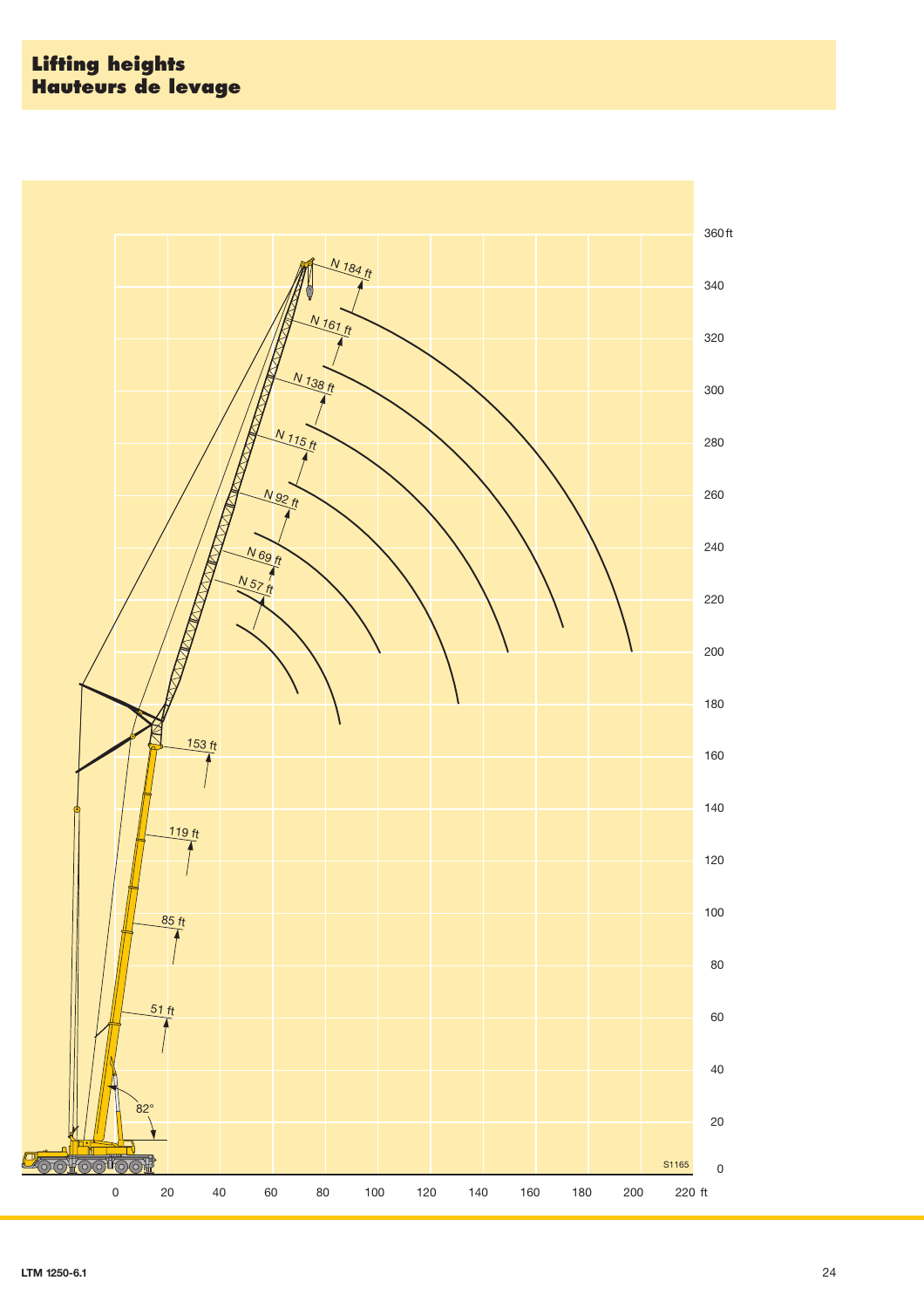# Lifting heights
# Hauteurs de levage

N 184 ft

N 161 ft

N 138 ft

N 115 ft

N 92 ft

N 69 ft

N 57 ft

153 ft

119 ft

85 ft

51 ft

82°

S1165

360 ft, 340, 320, 300, 280, 260, 240, 220, 200, 180, 160, 140, 120, 100, 80, 60, 40, 20, 0

0, 20, 40, 60, 80, 100, 120, 140, 160, 180, 200, 220 ft

LTM 1250-6.1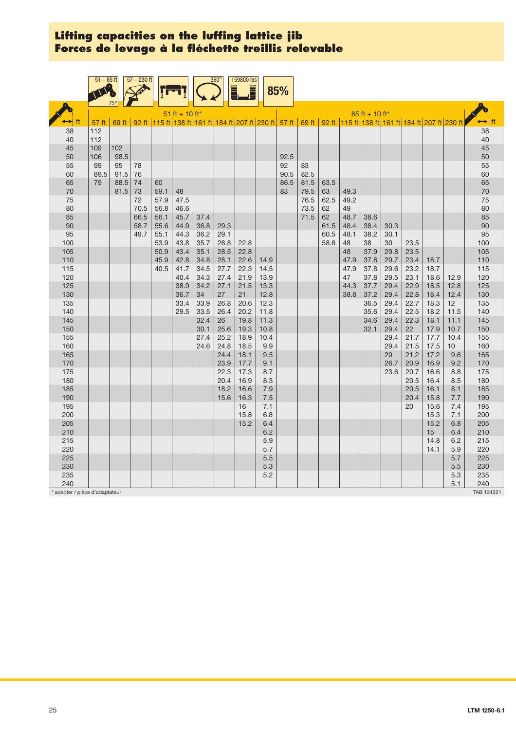# Lifting capacities on the luffing lattice jib
# Forces de levage à la fléchette treillis relevable

51 – 85 ft | 75° | 57 – 230 ft | 360° | 159800 lbs | 85%

| ft | 51 ft + 10 ft* | | | | | | | | | 85 ft + 10 ft* | | | | | | | | | ft |
|---|---|---|---|---|---|---|---|---|---|---|---|---|---|---|---|---|---|---|---|
| | 57 ft | 69 ft | 92 ft | 115 ft | 138 ft | 161 ft | 184 ft | 207 ft | 230 ft | 57 ft | 69 ft | 92 ft | 115 ft | 138 ft | 161 ft | 184 ft | 207 ft | 230 ft | |
| 38 | 112 | | | | | | | | | | | | | | | | | | 38 |
| 40 | 112 | | | | | | | | | | | | | | | | | | 40 |
| 45 | 109 | 102 | | | | | | | | | | | | | | | | | 45 |
| 50 | 106 | 98.5 | | | | | | | | 92.5 | | | | | | | | | 50 |
| 55 | 99 | 95 | 78 | | | | | | | 92 | 83 | | | | | | | | 55 |
| 60 | 89.5 | 91.5 | 76 | | | | | | | 90.5 | 82.5 | | | | | | | | 60 |
| 65 | 79 | 88.5 | 74 | 60 | | | | | | 86.5 | 81.5 | 63.5 | | | | | | | 65 |
| 70 | | 81.5 | 73 | 59.1 | 48 | | | | | 83 | 79.5 | 63 | 49.3 | | | | | | 70 |
| 75 | | | 72 | 57.9 | 47.5 | | | | | | 76.5 | 62.5 | 49.2 | | | | | | 75 |
| 80 | | | 70.5 | 56.8 | 46.6 | | | | | | 73.5 | 62 | 49 | | | | | | 80 |
| 85 | | | 66.5 | 56.1 | 45.7 | 37.4 | | | | | 71.5 | 62 | 48.7 | 38.6 | | | | | 85 |
| 90 | | | 58.7 | 55.6 | 44.9 | 36.8 | 29.3 | | | | | 61.5 | 48.4 | 38.4 | 30.3 | | | | 90 |
| 95 | | | 49.7 | 55.1 | 44.3 | 36.2 | 29.1 | | | | | 60.5 | 48.1 | 38.2 | 30.1 | | | | 95 |
| 100 | | | | 53.9 | 43.8 | 35.7 | 28.8 | 22.8 | | | | 58.6 | 48 | 38 | 30 | 23.5 | | | 100 |
| 105 | | | | 50.9 | 43.4 | 35.1 | 28.5 | 22.8 | | | | | 48 | 37.9 | 29.8 | 23.5 | | | 105 |
| 110 | | | | 45.9 | 42.8 | 34.8 | 28.1 | 22.6 | 14.9 | | | | 47.9 | 37.8 | 29.7 | 23.4 | 18.7 | | 110 |
| 115 | | | | 40.5 | 41.7 | 34.5 | 27.7 | 22.3 | 14.5 | | | | 47.9 | 37.8 | 29.6 | 23.2 | 18.7 | | 115 |
| 120 | | | | | 40.4 | 34.3 | 27.4 | 21.9 | 13.9 | | | | 47 | 37.8 | 29.5 | 23.1 | 18.6 | 12.9 | 120 |
| 125 | | | | | 38.9 | 34.2 | 27.1 | 21.5 | 13.3 | | | | 44.3 | 37.7 | 29.4 | 22.9 | 18.5 | 12.8 | 125 |
| 130 | | | | | 36.7 | 34 | 27 | 21 | 12.8 | | | | 38.8 | 37.2 | 29.4 | 22.8 | 18.4 | 12.4 | 130 |
| 135 | | | | | 33.4 | 33.9 | 26.8 | 20.6 | 12.3 | | | | | 36.5 | 29.4 | 22.7 | 18.3 | 12 | 135 |
| 140 | | | | | 29.5 | 33.5 | 26.4 | 20.2 | 11.8 | | | | | 35.6 | 29.4 | 22.5 | 18.2 | 11.5 | 140 |
| 145 | | | | | | 32.4 | 26 | 19.8 | 11.3 | | | | | 34.6 | 29.4 | 22.3 | 18.1 | 11.1 | 145 |
| 150 | | | | | | 30.1 | 25.6 | 19.3 | 10.8 | | | | | 32.1 | 29.4 | 22 | 17.9 | 10.7 | 150 |
| 155 | | | | | | 27.4 | 25.2 | 18.9 | 10.4 | | | | | | 29.4 | 21.7 | 17.7 | 10.4 | 155 |
| 160 | | | | | | 24.6 | 24.8 | 18.5 | 9.9 | | | | | | 29.4 | 21.5 | 17.5 | 10 | 160 |
| 165 | | | | | | | 24.4 | 18.1 | 9.5 | | | | | | 29 | 21.2 | 17.2 | 9.6 | 165 |
| 170 | | | | | | | 23.9 | 17.7 | 9.1 | | | | | | 26.7 | 20.9 | 16.9 | 9.2 | 170 |
| 175 | | | | | | | 22.3 | 17.3 | 8.7 | | | | | | 23.6 | 20.7 | 16.6 | 8.8 | 175 |
| 180 | | | | | | | 20.4 | 16.9 | 8.3 | | | | | | | 20.5 | 16.4 | 8.5 | 180 |
| 185 | | | | | | | 18.2 | 16.6 | 7.9 | | | | | | | 20.5 | 16.1 | 8.1 | 185 |
| 190 | | | | | | | 15.6 | 16.3 | 7.5 | | | | | | | 20.4 | 15.8 | 7.7 | 190 |
| 195 | | | | | | | | 16 | 7.1 | | | | | | | 20 | 15.6 | 7.4 | 195 |
| 200 | | | | | | | | 15.8 | 6.8 | | | | | | | | 15.3 | 7.1 | 200 |
| 205 | | | | | | | | 15.2 | 6.4 | | | | | | | | 15.2 | 6.8 | 205 |
| 210 | | | | | | | | | 6.2 | | | | | | | | 15 | 6.4 | 210 |
| 215 | | | | | | | | | 5.9 | | | | | | | | 14.8 | 6.2 | 215 |
| 220 | | | | | | | | | 5.7 | | | | | | | | 14.1 | 5.9 | 220 |
| 225 | | | | | | | | | 5.5 | | | | | | | | | 5.7 | 225 |
| 230 | | | | | | | | | 5.3 | | | | | | | | | 5.5 | 230 |
| 235 | | | | | | | | | 5.2 | | | | | | | | | 5.3 | 235 |
| 240 | | | | | | | | | | | | | | | | | | 5.1 | 240 |

* adapter / pièce d'adaptateur

TAB 131221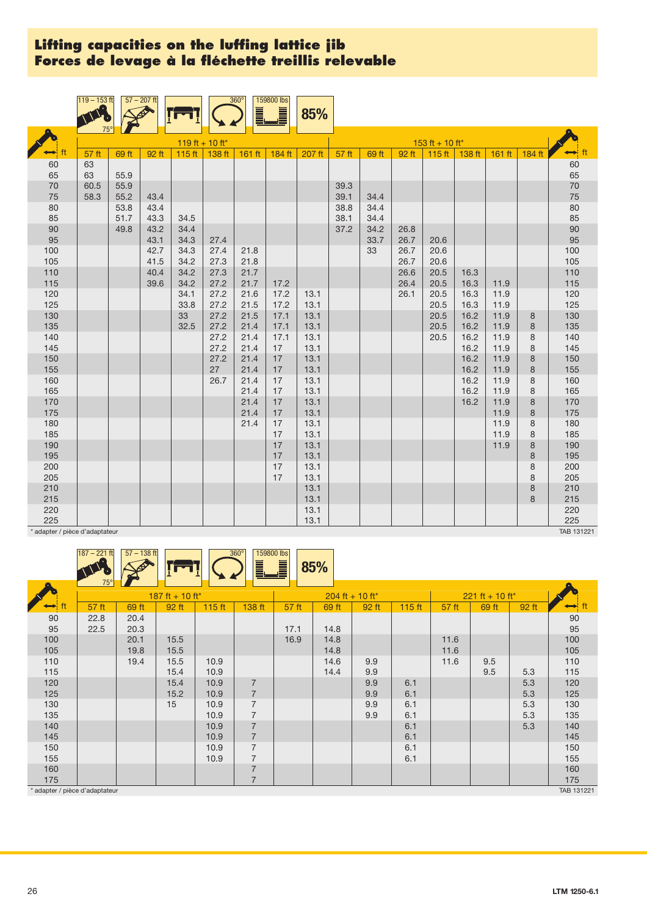# Lifting capacities on the luffing lattice jib
# Forces de levage à la fléchette treillis relevable

119 – 153 ft | 75° | 57 – 207 ft | 360° | 159800 lbs | 85%

| ft | 119 ft + 10 ft* | | | | | | | | 153 ft + 10 ft* | | | | | | | ft |
|---|---|---|---|---|---|---|---|---|---|---|---|---|---|---|---|---|
| | 57 ft | 69 ft | 92 ft | 115 ft | 138 ft | 161 ft | 184 ft | 207 ft | 57 ft | 69 ft | 92 ft | 115 ft | 138 ft | 161 ft | 184 ft | |
| 60 | 63 | | | | | | | | | | | | | | | 60 |
| 65 | 63 | 55.9 | | | | | | | | | | | | | | 65 |
| 70 | 60.5 | 55.9 | | | | | | | 39.3 | | | | | | | 70 |
| 75 | 58.3 | 55.2 | 43.4 | | | | | | 39.1 | 34.4 | | | | | | 75 |
| 80 | | 53.8 | 43.4 | | | | | | 38.8 | 34.4 | | | | | | 80 |
| 85 | | 51.7 | 43.3 | 34.5 | | | | | 38.1 | 34.4 | | | | | | 85 |
| 90 | | 49.8 | 43.2 | 34.4 | | | | | 37.2 | 34.2 | 26.8 | | | | | 90 |
| 95 | | | 43.1 | 34.3 | 27.4 | | | | | 33.7 | 26.7 | 20.6 | | | | 95 |
| 100 | | | 42.7 | 34.3 | 27.4 | 21.8 | | | | 33 | 26.7 | 20.6 | | | | 100 |
| 105 | | | 41.5 | 34.2 | 27.3 | 21.8 | | | | | 26.7 | 20.6 | | | | 105 |
| 110 | | | 40.4 | 34.2 | 27.3 | 21.7 | | | | | 26.6 | 20.5 | 16.3 | | | 110 |
| 115 | | | 39.6 | 34.2 | 27.2 | 21.7 | 17.2 | | | | 26.4 | 20.5 | 16.3 | 11.9 | | 115 |
| 120 | | | | 34.1 | 27.2 | 21.6 | 17.2 | 13.1 | | | 26.1 | 20.5 | 16.3 | 11.9 | | 120 |
| 125 | | | | 33.8 | 27.2 | 21.5 | 17.2 | 13.1 | | | | 20.5 | 16.3 | 11.9 | | 125 |
| 130 | | | | 33 | 27.2 | 21.5 | 17.1 | 13.1 | | | | 20.5 | 16.2 | 11.9 | 8 | 130 |
| 135 | | | | 32.5 | 27.2 | 21.4 | 17.1 | 13.1 | | | | 20.5 | 16.2 | 11.9 | 8 | 135 |
| 140 | | | | | 27.2 | 21.4 | 17.1 | 13.1 | | | | 20.5 | 16.2 | 11.9 | 8 | 140 |
| 145 | | | | | 27.2 | 21.4 | 17 | 13.1 | | | | | 16.2 | 11.9 | 8 | 145 |
| 150 | | | | | 27.2 | 21.4 | 17 | 13.1 | | | | | 16.2 | 11.9 | 8 | 150 |
| 155 | | | | | 27 | 21.4 | 17 | 13.1 | | | | | 16.2 | 11.9 | 8 | 155 |
| 160 | | | | | 26.7 | 21.4 | 17 | 13.1 | | | | | 16.2 | 11.9 | 8 | 160 |
| 165 | | | | | | 21.4 | 17 | 13.1 | | | | | 16.2 | 11.9 | 8 | 165 |
| 170 | | | | | | 21.4 | 17 | 13.1 | | | | | 16.2 | 11.9 | 8 | 170 |
| 175 | | | | | | 21.4 | 17 | 13.1 | | | | | | 11.9 | 8 | 175 |
| 180 | | | | | | 21.4 | 17 | 13.1 | | | | | | 11.9 | 8 | 180 |
| 185 | | | | | | | 17 | 13.1 | | | | | | 11.9 | 8 | 185 |
| 190 | | | | | | | 17 | 13.1 | | | | | | 11.9 | 8 | 190 |
| 195 | | | | | | | 17 | 13.1 | | | | | | | 8 | 195 |
| 200 | | | | | | | 17 | 13.1 | | | | | | | 8 | 200 |
| 205 | | | | | | | 17 | 13.1 | | | | | | | 8 | 205 |
| 210 | | | | | | | | 13.1 | | | | | | | 8 | 210 |
| 215 | | | | | | | | 13.1 | | | | | | | 8 | 215 |
| 220 | | | | | | | | 13.1 | | | | | | | | 220 |
| 225 | | | | | | | | 13.1 | | | | | | | | 225 |

\* adapter / pièce d'adaptateur

TAB 131221

187 – 221 ft | 75° | 57 – 138 ft | 360° | 159800 lbs | 85%

| ft | 187 ft + 10 ft* | | | | | 204 ft + 10 ft* | | | | 221 ft + 10 ft* | | | ft |
|---|---|---|---|---|---|---|---|---|---|---|---|---|---|
| | 57 ft | 69 ft | 92 ft | 115 ft | 138 ft | 57 ft | 69 ft | 92 ft | 115 ft | 57 ft | 69 ft | 92 ft | |
| 90 | 22.8 | 20.4 | | | | | | | | | | | 90 |
| 95 | 22.5 | 20.3 | | | | 17.1 | 14.8 | | | | | | 95 |
| 100 | | 20.1 | 15.5 | | | 16.9 | 14.8 | | | 11.6 | | | 100 |
| 105 | | 19.8 | 15.5 | | | | 14.8 | | | 11.6 | | | 105 |
| 110 | | 19.4 | 15.5 | 10.9 | | | 14.6 | 9.9 | | 11.6 | 9.5 | | 110 |
| 115 | | | 15.4 | 10.9 | | | 14.4 | 9.9 | | | 9.5 | 5.3 | 115 |
| 120 | | | 15.4 | 10.9 | 7 | | | 9.9 | 6.1 | | | 5.3 | 120 |
| 125 | | | 15.2 | 10.9 | 7 | | | 9.9 | 6.1 | | | 5.3 | 125 |
| 130 | | | 15 | 10.9 | 7 | | | 9.9 | 6.1 | | | 5.3 | 130 |
| 135 | | | | 10.9 | 7 | | | 9.9 | 6.1 | | | 5.3 | 135 |
| 140 | | | | 10.9 | 7 | | | | 6.1 | | | 5.3 | 140 |
| 145 | | | | 10.9 | 7 | | | | 6.1 | | | | 145 |
| 150 | | | | 10.9 | 7 | | | | 6.1 | | | | 150 |
| 155 | | | | 10.9 | 7 | | | | 6.1 | | | | 155 |
| 160 | | | | | 7 | | | | | | | | 160 |
| 175 | | | | | 7 | | | | | | | | 175 |

\* adapter / pièce d'adaptateur

TAB 131221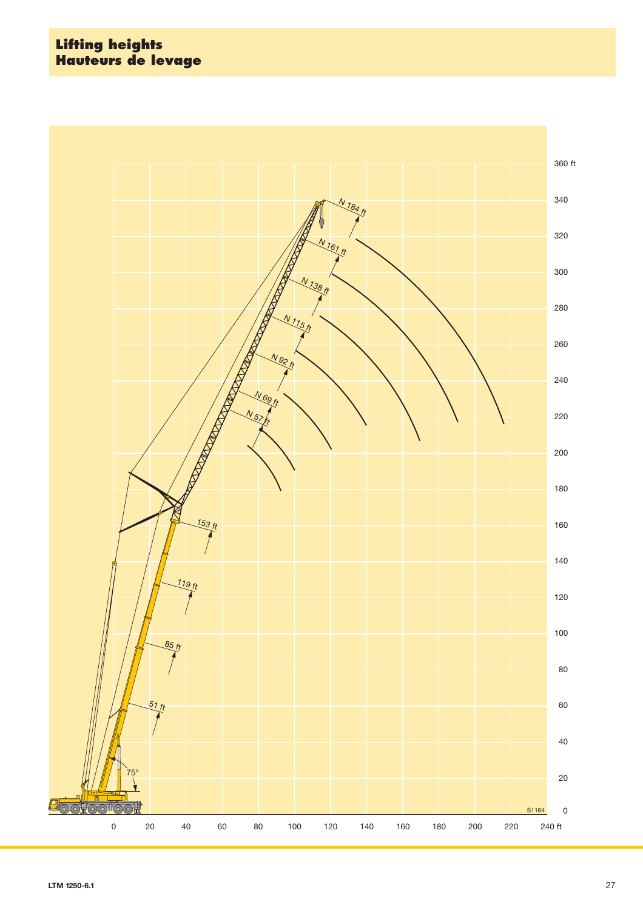# Lifting heights
# Hauteurs de levage

360 ft
340
320
300
280
260
240
220
200
180
160
140
120
100
80
60
40
20
0

0 20 40 60 80 100 120 140 160 180 200 220 240 ft

N 184 ft
N 161 ft
N 138 ft
N 115 ft
N 92 ft
N 69 ft
N 57 ft
153 ft
119 ft
85 ft
51 ft
75°

S1164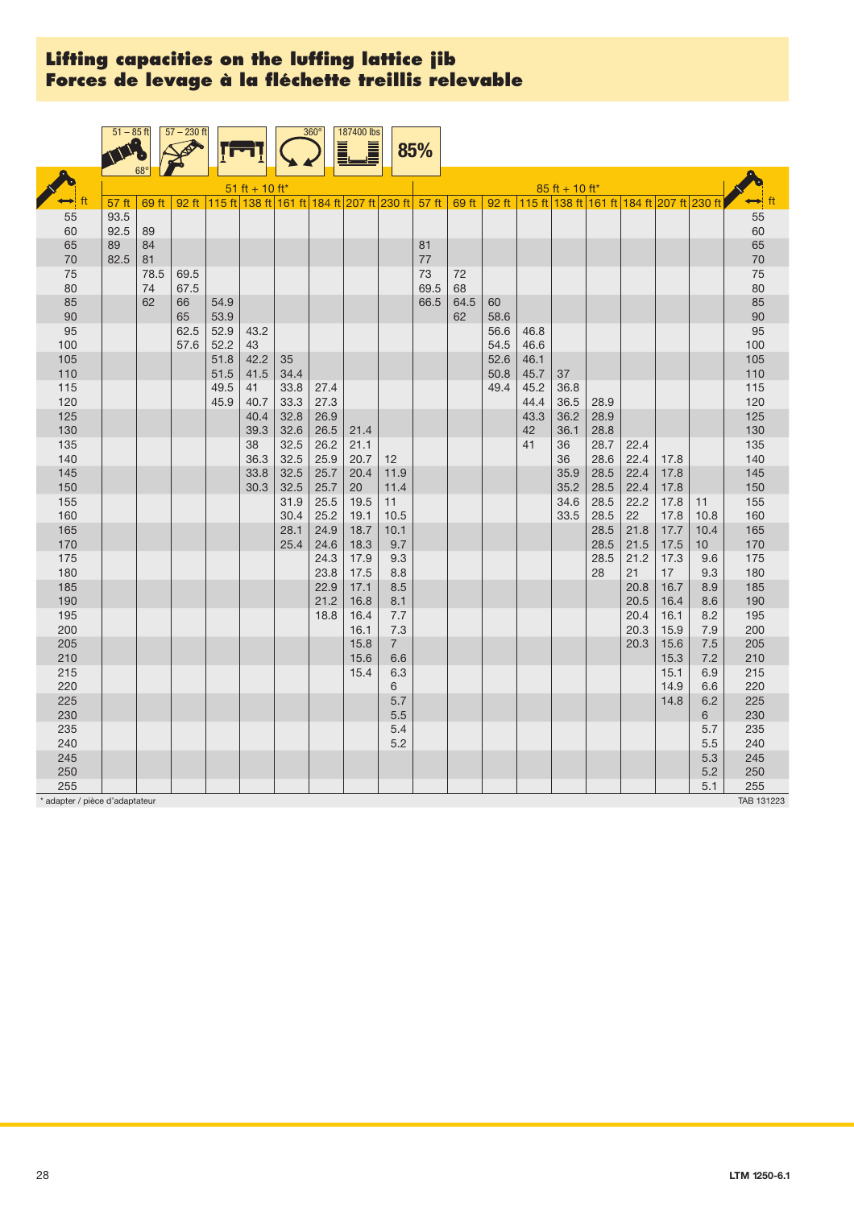## Lifting capacities on the luffing lattice jib
## Forces de levage à la fléchette treillis relevable

51 – 85 ft | 68° | 57 – 230 ft | 360° | 187400 lbs | 85%

| ft | 51 ft + 10 ft* | | | | | | | | | 85 ft + 10 ft* | | | | | | | | | ft |
|---|---|---|---|---|---|---|---|---|---|---|---|---|---|---|---|---|---|---|---|
| | 57 ft | 69 ft | 92 ft | 115 ft | 138 ft | 161 ft | 184 ft | 207 ft | 230 ft | 57 ft | 69 ft | 92 ft | 115 ft | 138 ft | 161 ft | 184 ft | 207 ft | 230 ft | |
| 55 | 93.5 | | | | | | | | | | | | | | | | | | 55 |
| 60 | 92.5 | 89 | | | | | | | | | | | | | | | | | 60 |
| 65 | 89 | 84 | | | | | | | | 81 | | | | | | | | | 65 |
| 70 | 82.5 | 81 | | | | | | | | 77 | | | | | | | | | 70 |
| 75 | | 78.5 | 69.5 | | | | | | | 73 | 72 | | | | | | | | 75 |
| 80 | | 74 | 67.5 | | | | | | | 69.5 | 68 | | | | | | | | 80 |
| 85 | | 62 | 66 | 54.9 | | | | | | 66.5 | 64.5 | 60 | | | | | | | 85 |
| 90 | | | 65 | 53.9 | | | | | | | 62 | 58.6 | | | | | | | 90 |
| 95 | | | 62.5 | 52.9 | 43.2 | | | | | | | 56.6 | 46.8 | | | | | | 95 |
| 100 | | | 57.6 | 52.2 | 43 | | | | | | | 54.5 | 46.6 | | | | | | 100 |
| 105 | | | | 51.8 | 42.2 | 35 | | | | | | 52.6 | 46.1 | | | | | | 105 |
| 110 | | | | 51.5 | 41.5 | 34.4 | | | | | | 50.8 | 45.7 | 37 | | | | | 110 |
| 115 | | | | 49.5 | 41 | 33.8 | 27.4 | | | | | 49.4 | 45.2 | 36.8 | | | | | 115 |
| 120 | | | | 45.9 | 40.7 | 33.3 | 27.3 | | | | | | 44.4 | 36.5 | 28.9 | | | | 120 |
| 125 | | | | | 40.4 | 32.8 | 26.9 | | | | | | 43.3 | 36.2 | 28.9 | | | | 125 |
| 130 | | | | | 39.3 | 32.6 | 26.5 | 21.4 | | | | | 42 | 36.1 | 28.8 | | | | 130 |
| 135 | | | | | 38 | 32.5 | 26.2 | 21.1 | | | | | 41 | 36 | 28.7 | 22.4 | | | 135 |
| 140 | | | | | 36.3 | 32.5 | 25.9 | 20.7 | 12 | | | | | 36 | 28.6 | 22.4 | 17.8 | | 140 |
| 145 | | | | | 33.8 | 32.5 | 25.7 | 20.4 | 11.9 | | | | | 35.9 | 28.5 | 22.4 | 17.8 | | 145 |
| 150 | | | | | 30.3 | 32.5 | 25.7 | 20 | 11.4 | | | | | 35.2 | 28.5 | 22.4 | 17.8 | | 150 |
| 155 | | | | | | 31.9 | 25.5 | 19.5 | 11 | | | | | 34.6 | 28.5 | 22.2 | 17.8 | 11 | 155 |
| 160 | | | | | | 30.4 | 25.2 | 19.1 | 10.5 | | | | | 33.5 | 28.5 | 22 | 17.8 | 10.8 | 160 |
| 165 | | | | | | 28.1 | 24.9 | 18.7 | 10.1 | | | | | | 28.5 | 21.8 | 17.7 | 10.4 | 165 |
| 170 | | | | | | 25.4 | 24.6 | 18.3 | 9.7 | | | | | | 28.5 | 21.5 | 17.5 | 10 | 170 |
| 175 | | | | | | | 24.3 | 17.9 | 9.3 | | | | | | 28.5 | 21.2 | 17.3 | 9.6 | 175 |
| 180 | | | | | | | 23.8 | 17.5 | 8.8 | | | | | | 28 | 21 | 17 | 9.3 | 180 |
| 185 | | | | | | | 22.9 | 17.1 | 8.5 | | | | | | | 20.8 | 16.7 | 8.9 | 185 |
| 190 | | | | | | | 21.2 | 16.8 | 8.1 | | | | | | | 20.5 | 16.4 | 8.6 | 190 |
| 195 | | | | | | | 18.8 | 16.4 | 7.7 | | | | | | | 20.4 | 16.1 | 8.2 | 195 |
| 200 | | | | | | | | 16.1 | 7.3 | | | | | | | 20.3 | 15.9 | 7.9 | 200 |
| 205 | | | | | | | | 15.8 | 7 | | | | | | | 20.3 | 15.6 | 7.5 | 205 |
| 210 | | | | | | | | 15.6 | 6.6 | | | | | | | | 15.3 | 7.2 | 210 |
| 215 | | | | | | | | 15.4 | 6.3 | | | | | | | | 15.1 | 6.9 | 215 |
| 220 | | | | | | | | | 6 | | | | | | | | 14.9 | 6.6 | 220 |
| 225 | | | | | | | | | 5.7 | | | | | | | | 14.8 | 6.2 | 225 |
| 230 | | | | | | | | | 5.5 | | | | | | | | | 6 | 230 |
| 235 | | | | | | | | | 5.4 | | | | | | | | | 5.7 | 235 |
| 240 | | | | | | | | | 5.2 | | | | | | | | | 5.5 | 240 |
| 245 | | | | | | | | | | | | | | | | | | 5.3 | 245 |
| 250 | | | | | | | | | | | | | | | | | | 5.2 | 250 |
| 255 | | | | | | | | | | | | | | | | | | 5.1 | 255 |

\* adapter / pièce d'adaptateur

TAB 131223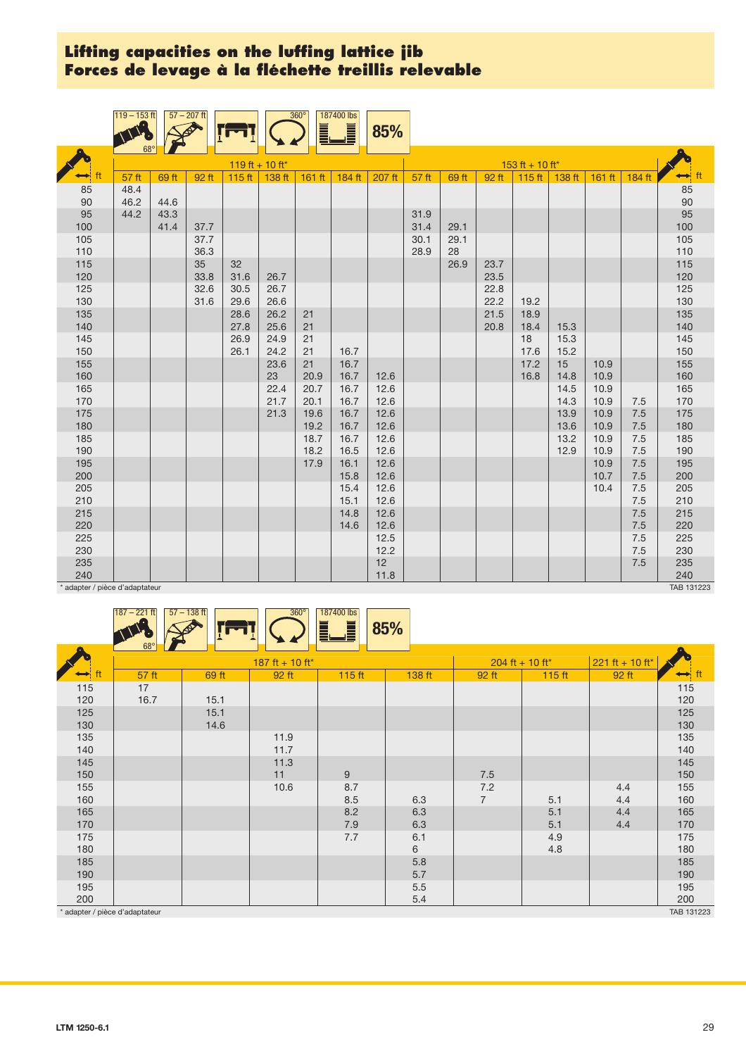# Lifting capacities on the luffing lattice jib
# Forces de levage à la fléchette treillis relevable

119 – 153 ft | 68° | 57 – 207 ft | 360° | 187400 lbs | 85%

| ft | 119 ft + 10 ft* | | | | | | | | 153 ft + 10 ft* | | | | | | | ft |
|---|---|---|---|---|---|---|---|---|---|---|---|---|---|---|---|---|
| | 57 ft | 69 ft | 92 ft | 115 ft | 138 ft | 161 ft | 184 ft | 207 ft | 57 ft | 69 ft | 92 ft | 115 ft | 138 ft | 161 ft | 184 ft | |
| 85 | 48.4 | | | | | | | | | | | | | | | 85 |
| 90 | 46.2 | 44.6 | | | | | | | | | | | | | | 90 |
| 95 | 44.2 | 43.3 | | | | | | | 31.9 | | | | | | | 95 |
| 100 | | 41.4 | 37.7 | | | | | | 31.4 | 29.1 | | | | | | 100 |
| 105 | | | 37.7 | | | | | | 30.1 | 29.1 | | | | | | 105 |
| 110 | | | 36.3 | | | | | | 28.9 | 28 | | | | | | 110 |
| 115 | | | 35 | 32 | | | | | | 26.9 | 23.7 | | | | | 115 |
| 120 | | | 33.8 | 31.6 | 26.7 | | | | | | 23.5 | | | | | 120 |
| 125 | | | 32.6 | 30.5 | 26.7 | | | | | | 22.8 | | | | | 125 |
| 130 | | | 31.6 | 29.6 | 26.6 | | | | | | 22.2 | 19.2 | | | | 130 |
| 135 | | | | 28.6 | 26.2 | 21 | | | | | 21.5 | 18.9 | | | | 135 |
| 140 | | | | 27.8 | 25.6 | 21 | | | | | 20.8 | 18.4 | 15.3 | | | 140 |
| 145 | | | | 26.9 | 24.9 | 21 | | | | | | 18 | 15.3 | | | 145 |
| 150 | | | | 26.1 | 24.2 | 21 | 16.7 | | | | | 17.6 | 15.2 | | | 150 |
| 155 | | | | | 23.6 | 21 | 16.7 | | | | | 17.2 | 15 | 10.9 | | 155 |
| 160 | | | | | 23 | 20.9 | 16.7 | 12.6 | | | | 16.8 | 14.8 | 10.9 | | 160 |
| 165 | | | | | 22.4 | 20.7 | 16.7 | 12.6 | | | | | 14.5 | 10.9 | | 165 |
| 170 | | | | | 21.7 | 20.1 | 16.7 | 12.6 | | | | | 14.3 | 10.9 | 7.5 | 170 |
| 175 | | | | | 21.3 | 19.6 | 16.7 | 12.6 | | | | | 13.9 | 10.9 | 7.5 | 175 |
| 180 | | | | | | 19.2 | 16.7 | 12.6 | | | | | 13.6 | 10.9 | 7.5 | 180 |
| 185 | | | | | | 18.7 | 16.7 | 12.6 | | | | | 13.2 | 10.9 | 7.5 | 185 |
| 190 | | | | | | 18.2 | 16.5 | 12.6 | | | | | 12.9 | 10.9 | 7.5 | 190 |
| 195 | | | | | | 17.9 | 16.1 | 12.6 | | | | | | 10.9 | 7.5 | 195 |
| 200 | | | | | | | 15.8 | 12.6 | | | | | | 10.7 | 7.5 | 200 |
| 205 | | | | | | | 15.4 | 12.6 | | | | | | 10.4 | 7.5 | 205 |
| 210 | | | | | | | 15.1 | 12.6 | | | | | | | 7.5 | 210 |
| 215 | | | | | | | 14.8 | 12.6 | | | | | | | 7.5 | 215 |
| 220 | | | | | | | 14.6 | 12.6 | | | | | | | 7.5 | 220 |
| 225 | | | | | | | | 12.5 | | | | | | | 7.5 | 225 |
| 230 | | | | | | | | 12.2 | | | | | | | 7.5 | 230 |
| 235 | | | | | | | | 12 | | | | | | | 7.5 | 235 |
| 240 | | | | | | | | 11.8 | | | | | | | | 240 |

\* adapter / pièce d'adaptateur

TAB 131223

187 – 221 ft | 68° | 57 – 138 ft | 360° | 187400 lbs | 85%

| ft | 187 ft + 10 ft* | | | | | 204 ft + 10 ft* | | 221 ft + 10 ft* | ft |
|---|---|---|---|---|---|---|---|---|---|
| | 57 ft | 69 ft | 92 ft | 115 ft | 138 ft | 92 ft | 115 ft | 92 ft | |
| 115 | 17 | | | | | | | | 115 |
| 120 | 16.7 | 15.1 | | | | | | | 120 |
| 125 | | 15.1 | | | | | | | 125 |
| 130 | | 14.6 | | | | | | | 130 |
| 135 | | | 11.9 | | | | | | 135 |
| 140 | | | 11.7 | | | | | | 140 |
| 145 | | | 11.3 | | | | | | 145 |
| 150 | | | 11 | 9 | | 7.5 | | | 150 |
| 155 | | | 10.6 | 8.7 | | 7.2 | | 4.4 | 155 |
| 160 | | | | 8.5 | 6.3 | 7 | 5.1 | 4.4 | 160 |
| 165 | | | | 8.2 | 6.3 | | 5.1 | 4.4 | 165 |
| 170 | | | | 7.9 | 6.3 | | 5.1 | 4.4 | 170 |
| 175 | | | | 7.7 | 6.1 | | 4.9 | | 175 |
| 180 | | | | | 6 | | 4.8 | | 180 |
| 185 | | | | | 5.8 | | | | 185 |
| 190 | | | | | 5.7 | | | | 190 |
| 195 | | | | | 5.5 | | | | 195 |
| 200 | | | | | 5.4 | | | | 200 |

\* adapter / pièce d'adaptateur

TAB 131223

LTM 1250-6.1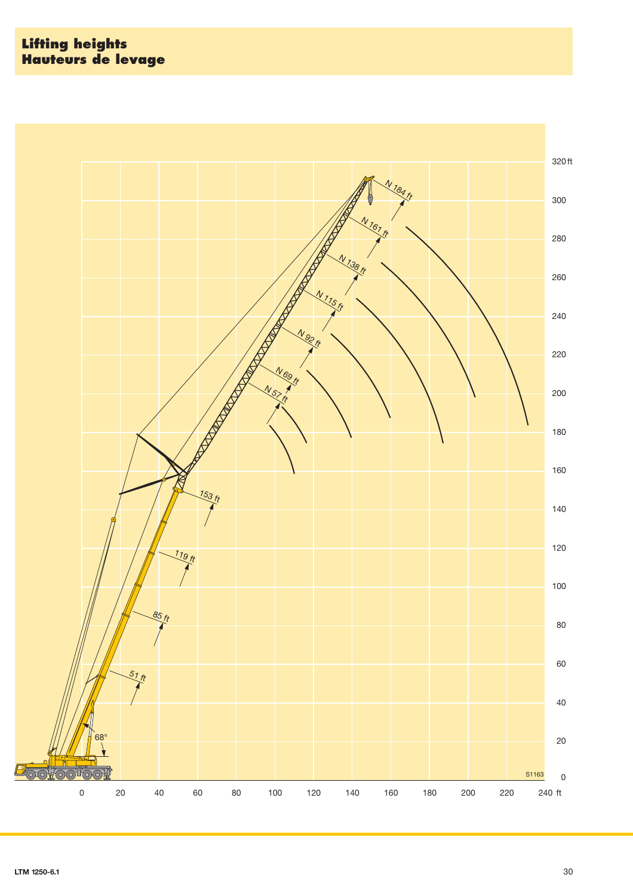# Lifting heights
# Hauteurs de levage

N 184 ft

N 161 ft

N 138 ft

N 115 ft

N 92 ft

N 69 ft

N 57 ft

153 ft

119 ft

85 ft

51 ft

68°

320 ft
300
280
260
240
220
200
180
160
140
120
100
80
60
40
20
0

0 20 40 60 80 100 120 140 160 180 200 220 240 ft

S1163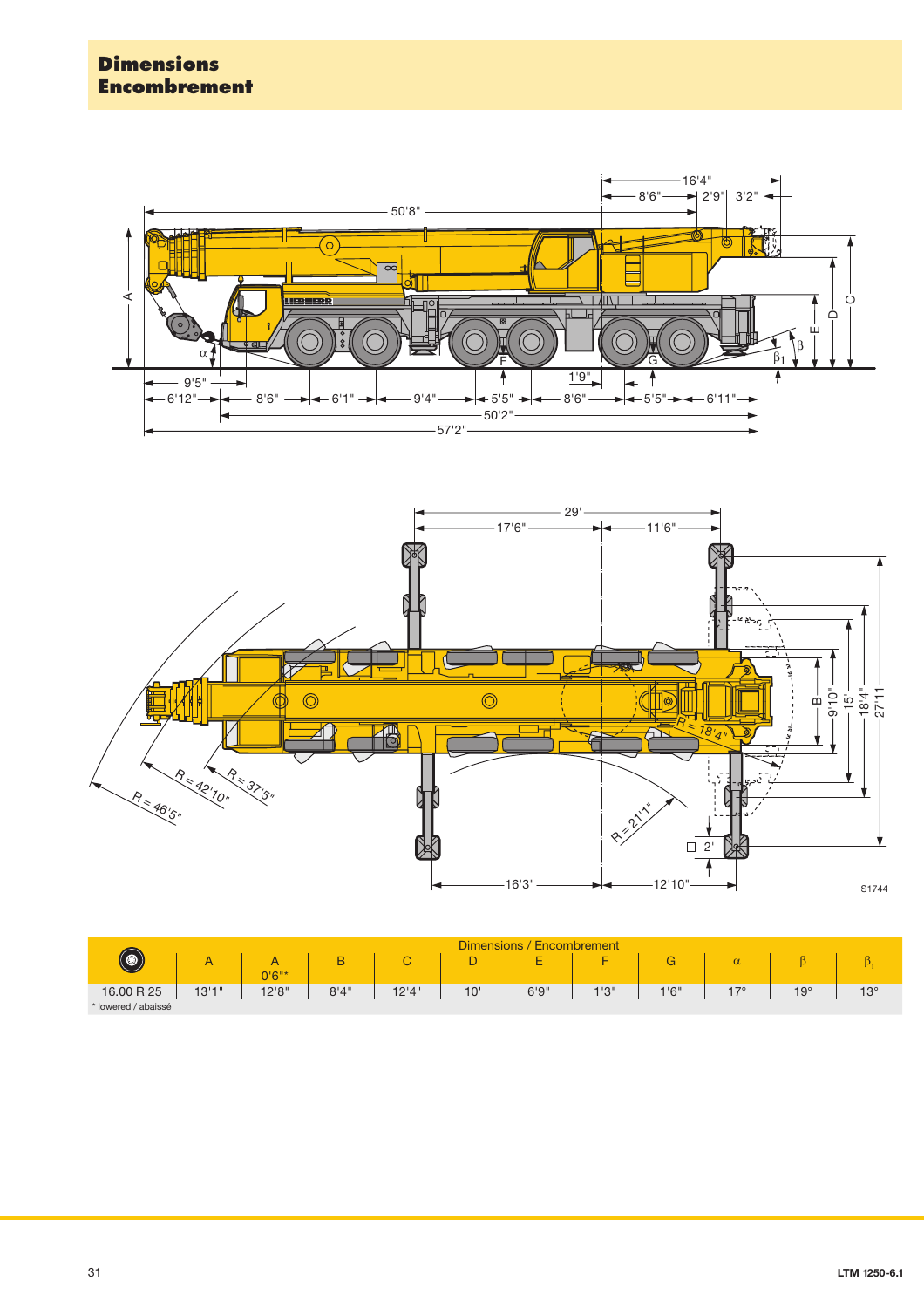# Dimensions
# Encombrement

| Dimensions / Encombrement | A | A 0'6"* | B | C | D | E | F | G | α | β | $\beta_1$ |
|---|---|---|---|---|---|---|---|---|---|---|---|
| 16.00 R 25 | 13'1" | 12'8" | 8'4" | 12'4" | 10' | 6'9" | 1'3" | 1'6" | 17° | 19° | 13° |

\* lowered / abaissé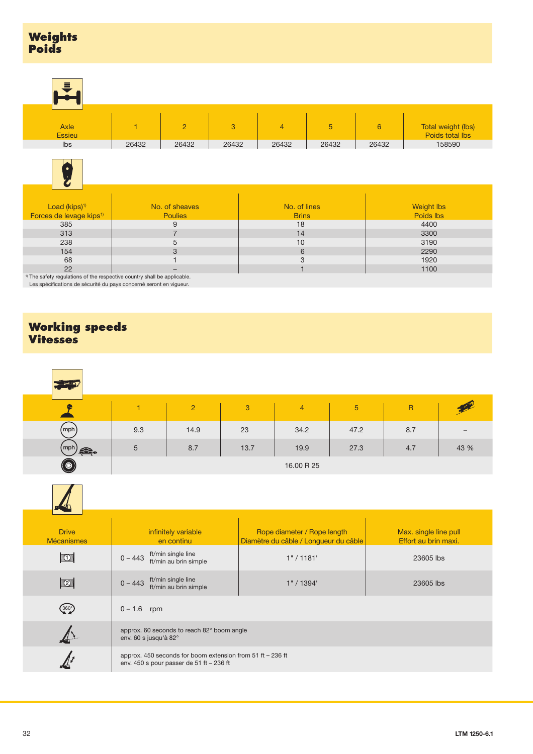## Weights
## Poids

| Axle<br>Essieu | 1 | 2 | 3 | 4 | 5 | 6 | Total weight (lbs)<br>Poids total lbs |
|---|---|---|---|---|---|---|---|
| lbs | 26432 | 26432 | 26432 | 26432 | 26432 | 26432 | 158590 |

| Load (kips)[1]<br>Forces de levage kips[1] | No. of sheaves<br>Poulies | No. of lines<br>Brins | Weight lbs<br>Poids lbs |
|---|---|---|---|
| 385 | 9 | 18 | 4400 |
| 313 | 7 | 14 | 3300 |
| 238 | 5 | 10 | 3190 |
| 154 | 3 | 6 | 2290 |
| 68 | 1 | 3 | 1920 |
| 22 | – | 1 | 1100 |

[1] The safety regulations of the respective country shall be applicable.
Les spécifications de sécurité du pays concerné seront en vigueur.

## Working speeds
## Vitesses

| | 1 | 2 | 3 | 4 | 5 | R | |
|---|---|---|---|---|---|---|---|
| mph | 9.3 | 14.9 | 23 | 34.2 | 47.2 | 8.7 | – |
| mph | 5 | 8.7 | 13.7 | 19.9 | 27.3 | 4.7 | 43 % |
| | 16.00 R 25 | | | | | | |

| Drive<br>Mécanismes | infinitely variable<br>en continu | Rope diameter / Rope length<br>Diamètre du câble / Longueur du câble | Max. single line pull<br>Effort au brin maxi. |
|---|---|---|---|
| 1 | 0 – 443 ft/min single line<br>ft/min au brin simple | 1" / 1181' | 23605 lbs |
| 2 | 0 – 443 ft/min single line<br>ft/min au brin simple | 1" / 1394' | 23605 lbs |
| 360° | 0 – 1.6 rpm | | |
| | approx. 60 seconds to reach 82° boom angle<br>env. 60 s jusqu'à 82° | | |
| | approx. 450 seconds for boom extension from 51 ft – 236 ft<br>env. 450 s pour passer de 51 ft – 236 ft | | |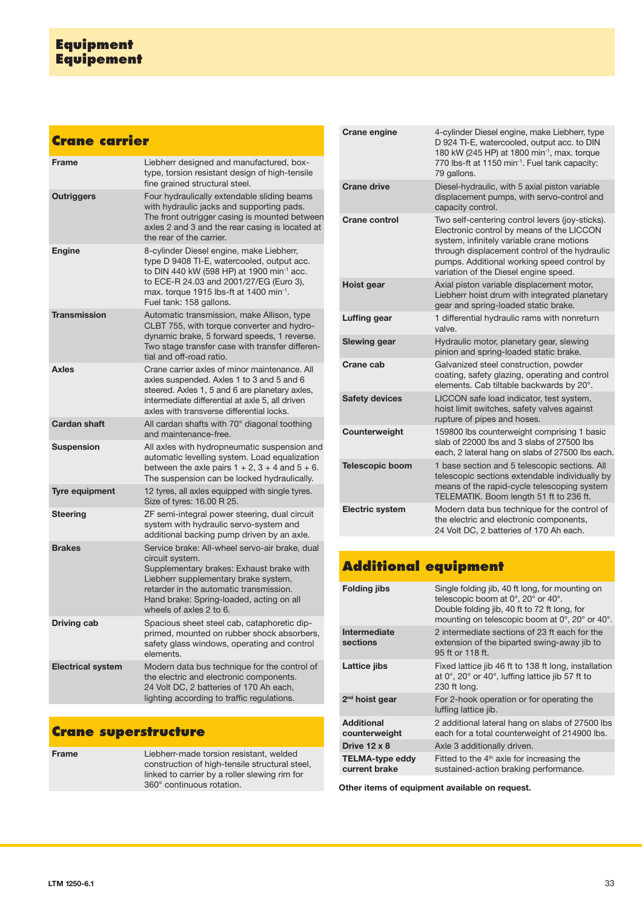# Equipment
# Equipement

## Crane carrier

| | |
|---|---|
| **Frame** | Liebherr designed and manufactured, box-type, torsion resistant design of high-tensile fine grained structural steel. |
| **Outriggers** | Four hydraulically extendable sliding beams with hydraulic jacks and supporting pads. The front outrigger casing is mounted between axles 2 and 3 and the rear casing is located at the rear of the carrier. |
| **Engine** | 8-cylinder Diesel engine, make Liebherr, type D 9408 TI-E, watercooled, output acc. to DIN 440 kW (598 HP) at 1900 min$^{-1}$ acc. to ECE-R 24.03 and 2001/27/EG (Euro 3), max. torque 1915 lbs-ft at 1400 min$^{-1}$. Fuel tank: 158 gallons. |
| **Transmission** | Automatic transmission, make Allison, type CLBT 755, with torque converter and hydrodynamic brake, 5 forward speeds, 1 reverse. Two stage transfer case with transfer differential and off-road ratio. |
| **Axles** | Crane carrier axles of minor maintenance. All axles suspended. Axles 1 to 3 and 5 and 6 steered. Axles 1, 5 and 6 are planetary axles, intermediate differential at axle 5, all driven axles with transverse differential locks. |
| **Cardan shaft** | All cardan shafts with 70° diagonal toothing and maintenance-free. |
| **Suspension** | All axles with hydropneumatic suspension and automatic levelling system. Load equalization between the axle pairs 1 + 2, 3 + 4 and 5 + 6. The suspension can be locked hydraulically. |
| **Tyre equipment** | 12 tyres, all axles equipped with single tyres. Size of tyres: 16.00 R 25. |
| **Steering** | ZF semi-integral power steering, dual circuit system with hydraulic servo-system and additional backing pump driven by an axle. |
| **Brakes** | Service brake: All-wheel servo-air brake, dual circuit system. Supplementary brakes: Exhaust brake with Liebherr supplementary brake system, retarder in the automatic transmission. Hand brake: Spring-loaded, acting on all wheels of axles 2 to 6. |
| **Driving cab** | Spacious sheet steel cab, cataphoretic dip-primed, mounted on rubber shock absorbers, safety glass windows, operating and control elements. |
| **Electrical system** | Modern data bus technique for the control of the electric and electronic components. 24 Volt DC, 2 batteries of 170 Ah each, lighting according to traffic regulations. |

## Crane superstructure

| | |
|---|---|
| **Frame** | Liebherr-made torsion resistant, welded construction of high-tensile structural steel, linked to carrier by a roller slewing rim for 360° continuous rotation. |
| **Crane engine** | 4-cylinder Diesel engine, make Liebherr, type D 924 TI-E, watercooled, output acc. to DIN 180 kW (245 HP) at 1800 min$^{-1}$, max. torque 770 lbs-ft at 1150 min$^{-1}$. Fuel tank capacity: 79 gallons. |
| **Crane drive** | Diesel-hydraulic, with 5 axial piston variable displacement pumps, with servo-control and capacity control. |
| **Crane control** | Two self-centering control levers (joy-sticks). Electronic control by means of the LICCON system, infinitely variable crane motions through displacement control of the hydraulic pumps. Additional working speed control by variation of the Diesel engine speed. |
| **Hoist gear** | Axial piston variable displacement motor, Liebherr hoist drum with integrated planetary gear and spring-loaded static brake. |
| **Luffing gear** | 1 differential hydraulic rams with nonreturn valve. |
| **Slewing gear** | Hydraulic motor, planetary gear, slewing pinion and spring-loaded static brake. |
| **Crane cab** | Galvanized steel construction, powder coating, safety glazing, operating and control elements. Cab tiltable backwards by 20°. |
| **Safety devices** | LICCON safe load indicator, test system, hoist limit switches, safety valves against rupture of pipes and hoses. |
| **Counterweight** | 159800 lbs counterweight comprising 1 basic slab of 22000 lbs and 3 slabs of 27500 lbs each, 2 lateral hang on slabs of 27500 lbs each. |
| **Telescopic boom** | 1 base section and 5 telescopic sections. All telescopic sections extendable individually by means of the rapid-cycle telescoping system TELEMATIK. Boom length 51 ft to 236 ft. |
| **Electric system** | Modern data bus technique for the control of the electric and electronic components, 24 Volt DC, 2 batteries of 170 Ah each. |

## Additional equipment

| | |
|---|---|
| **Folding jibs** | Single folding jib, 40 ft long, for mounting on telescopic boom at 0°, 20° or 40°. Double folding jib, 40 ft to 72 ft long, for mounting on telescopic boom at 0°, 20° or 40°. |
| **Intermediate sections** | 2 intermediate sections of 23 ft each for the extension of the biparted swing-away jib to 95 ft or 118 ft. |
| **Lattice jibs** | Fixed lattice jib 46 ft to 138 ft long, installation at 0°, 20° or 40°, luffing lattice jib 57 ft to 230 ft long. |
| **2nd hoist gear** | For 2-hook operation or for operating the luffing lattice jib. |
| **Additional counterweight** | 2 additional lateral hang on slabs of 27500 lbs each for a total counterweight of 214900 lbs. |
| **Drive 12 x 8** | Axle 3 additionally driven. |
| **TELMA-type eddy current brake** | Fitted to the 4th axle for increasing the sustained-action braking performance. |

**Other items of equipment available on request.**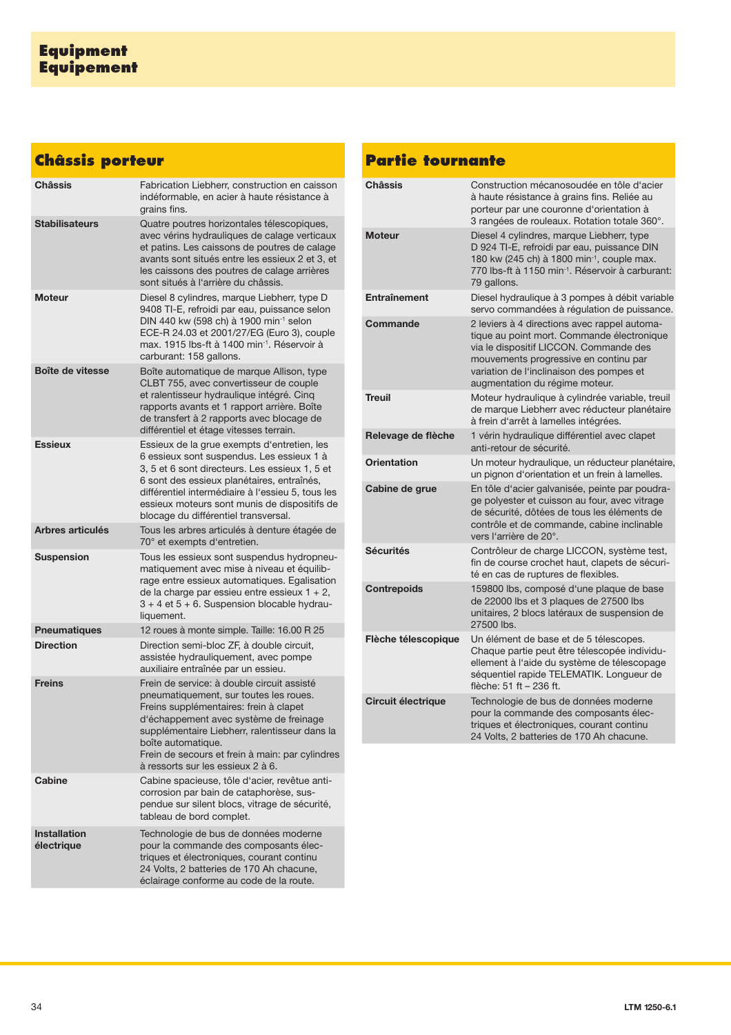# Equipment
# Equipement

## Châssis porteur

| | |
|---|---|
| **Châssis** | Fabrication Liebherr, construction en caisson indéformable, en acier à haute résistance à grains fins. |
| **Stabilisateurs** | Quatre poutres horizontales télescopiques, avec vérins hydrauliques de calage verticaux et patins. Les caissons de poutres de calage avants sont situés entre les essieux 2 et 3, et les caissons des poutres de calage arrières sont situés à l'arrière du châssis. |
| **Moteur** | Diesel 8 cylindres, marque Liebherr, type D 9408 TI-E, refroidi par eau, puissance selon DIN 440 kw (598 ch) à 1900 min$^{-1}$ selon ECE-R 24.03 et 2001/27/EG (Euro 3), couple max. 1915 lbs-ft à 1400 min$^{-1}$. Réservoir à carburant: 158 gallons. |
| **Boîte de vitesse** | Boîte automatique de marque Allison, type CLBT 755, avec convertisseur de couple et ralentisseur hydraulique intégré. Cinq rapports avants et 1 rapport arrière. Boîte de transfert à 2 rapports avec blocage de différentiel et étage vitesses terrain. |
| **Essieux** | Essieux de la grue exempts d'entretien, les 6 essieux sont suspendus. Les essieux 1 à 3, 5 et 6 sont directeurs. Les essieux 1, 5 et 6 sont des essieux planétaires, entraînés, différentiel intermédiaire à l'essieu 5, tous les essieux moteurs sont munis de dispositifs de blocage du différentiel transversal. |
| **Arbres articulés** | Tous les arbres articulés à denture étagée de 70° et exempts d'entretien. |
| **Suspension** | Tous les essieux sont suspendus hydropneumatiquement avec mise à niveau et équilibrage entre essieux automatiques. Egalisation de la charge par essieu entre essieux 1 + 2, 3 + 4 et 5 + 6. Suspension blocable hydrauliquement. |
| **Pneumatiques** | 12 roues à monte simple. Taille: 16.00 R 25 |
| **Direction** | Direction semi-bloc ZF, à double circuit, assistée hydrauliquement, avec pompe auxiliaire entraînée par un essieu. |
| **Freins** | Frein de service: à double circuit assisté pneumatiquement, sur toutes les roues. Freins supplémentaires: frein à clapet d'échappement avec système de freinage supplémentaire Liebherr, ralentisseur dans la boîte automatique. Frein de secours et frein à main: par cylindres à ressorts sur les essieux 2 à 6. |
| **Cabine** | Cabine spacieuse, tôle d'acier, revêtue anticorrosion par bain de cataphorèse, suspendue sur silent blocs, vitrage de sécurité, tableau de bord complet. |
| **Installation électrique** | Technologie de bus de données moderne pour la commande des composants électriques et électroniques, courant continu 24 Volts, 2 batteries de 170 Ah chacune, éclairage conforme au code de la route. |

## Partie tournante

| | |
|---|---|
| **Châssis** | Construction mécanosoudée en tôle d'acier à haute résistance à grains fins. Reliée au porteur par une couronne d'orientation à 3 rangées de rouleaux. Rotation totale 360°. |
| **Moteur** | Diesel 4 cylindres, marque Liebherr, type D 924 TI-E, refroidi par eau, puissance DIN 180 kw (245 ch) à 1800 min$^{-1}$, couple max. 770 lbs-ft à 1150 min$^{-1}$. Réservoir à carburant: 79 gallons. |
| **Entraînement** | Diesel hydraulique à 3 pompes à débit variable servo commandées à régulation de puissance. |
| **Commande** | 2 leviers à 4 directions avec rappel automatique au point mort. Commande électronique via le dispositif LICCON. Commande des mouvements progressive en continu par variation de l'inclinaison des pompes et augmentation du régime moteur. |
| **Treuil** | Moteur hydraulique à cylindrée variable, treuil de marque Liebherr avec réducteur planétaire à frein d'arrêt à lamelles intégrées. |
| **Relevage de flèche** | 1 vérin hydraulique différentiel avec clapet anti-retour de sécurité. |
| **Orientation** | Un moteur hydraulique, un réducteur planétaire, un pignon d'orientation et un frein à lamelles. |
| **Cabine de grue** | En tôle d'acier galvanisée, peinte par poudrage polyester et cuisson au four, avec vitrage de sécurité, dôtées de tous les éléments de contrôle et de commande, cabine inclinable vers l'arrière de 20°. |
| **Sécurités** | Contrôleur de charge LICCON, système test, fin de course crochet haut, clapets de sécurité en cas de ruptures de flexibles. |
| **Contrepoids** | 159800 lbs, composé d'une plaque de base de 22000 lbs et 3 plaques de 27500 lbs unitaires, 2 blocs latéraux de suspension de 27500 lbs. |
| **Flèche télescopique** | Un élément de base et de 5 télescopes. Chaque partie peut être télescopée individuellement à l'aide du système de télescopage séquentiel rapide TELEMATIK. Longueur de flèche: 51 ft – 236 ft. |
| **Circuit électrique** | Technologie de bus de données moderne pour la commande des composants électriques et électroniques, courant continu 24 Volts, 2 batteries de 170 Ah chacune. |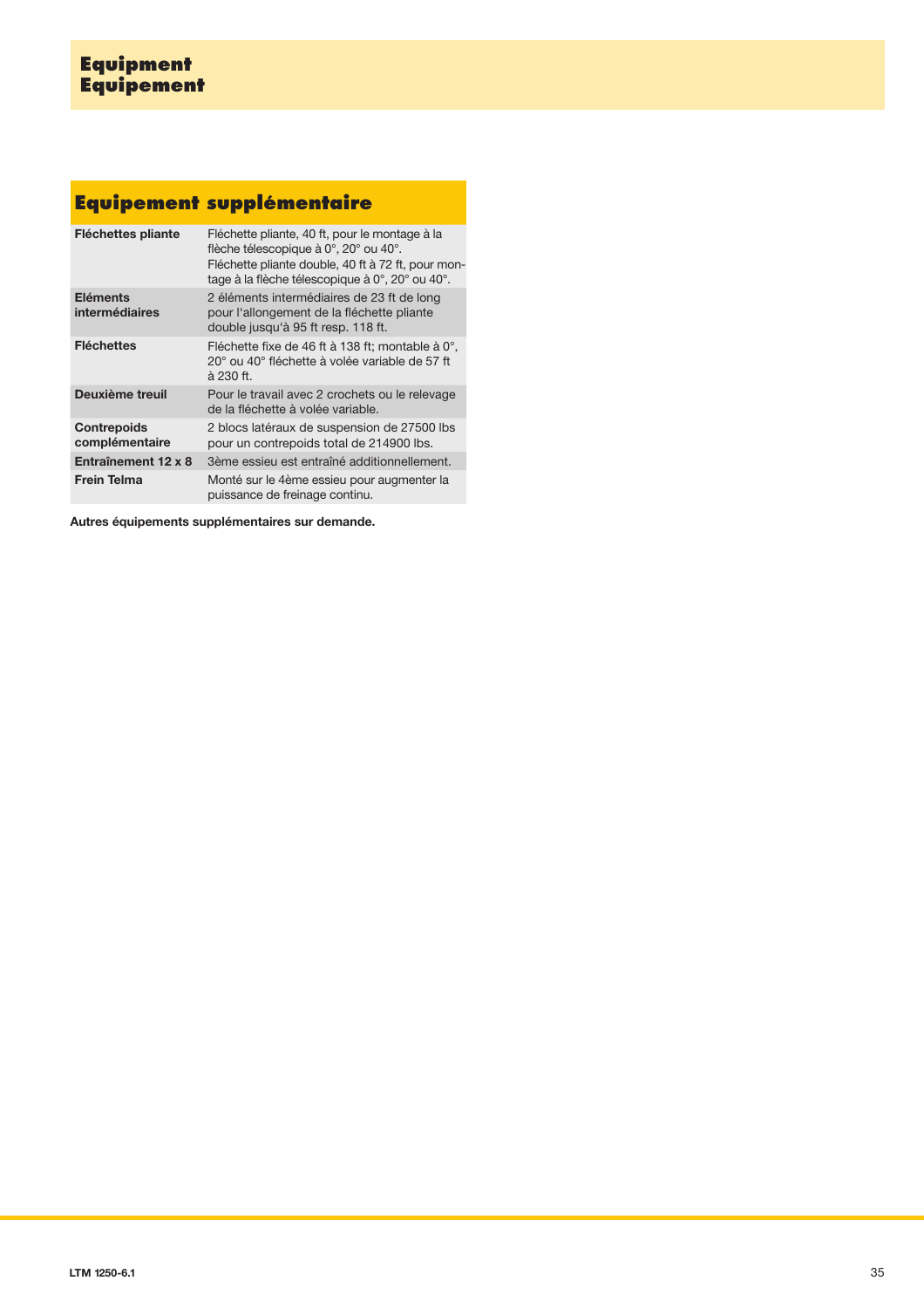# Equipment
# Equipement

## Equipement supplémentaire

| | |
|---|---|
| **Fléchettes pliante** | Fléchette pliante, 40 ft, pour le montage à la flèche télescopique à 0°, 20° ou 40°. Fléchette pliante double, 40 ft à 72 ft, pour montage à la flèche télescopique à 0°, 20° ou 40°. |
| **Eléments intermédiaires** | 2 éléments intermédiaires de 23 ft de long pour l'allongement de la fléchette pliante double jusqu'à 95 ft resp. 118 ft. |
| **Fléchettes** | Fléchette fixe de 46 ft à 138 ft; montable à 0°, 20° ou 40° fléchette à volée variable de 57 ft à 230 ft. |
| **Deuxième treuil** | Pour le travail avec 2 crochets ou le relevage de la fléchette à volée variable. |
| **Contrepoids complémentaire** | 2 blocs latéraux de suspension de 27500 lbs pour un contrepoids total de 214900 lbs. |
| **Entraînement 12 x 8** | 3ème essieu est entraîné additionnellement. |
| **Frein Telma** | Monté sur le 4ème essieu pour augmenter la puissance de freinage continu. |

**Autres équipements supplémentaires sur demande.**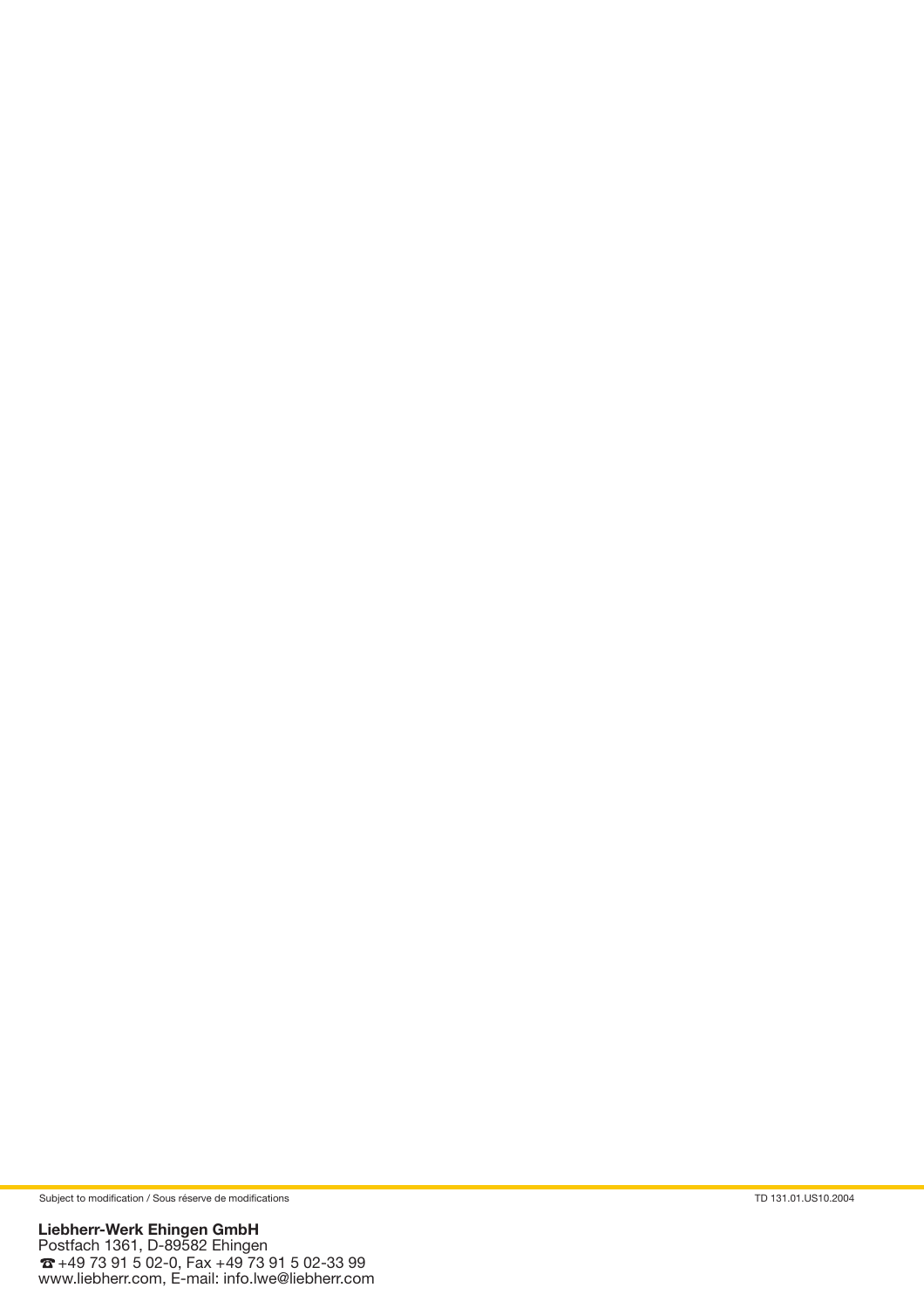Subject to modification / Sous réserve de modifications

TD 131.01.US10.2004

**Liebherr-Werk Ehingen GmbH**
Postfach 1361, D-89582 Ehingen
☎ +49 73 91 5 02-0, Fax +49 73 91 5 02-33 99
www.liebherr.com, E-mail: info.lwe@liebherr.com